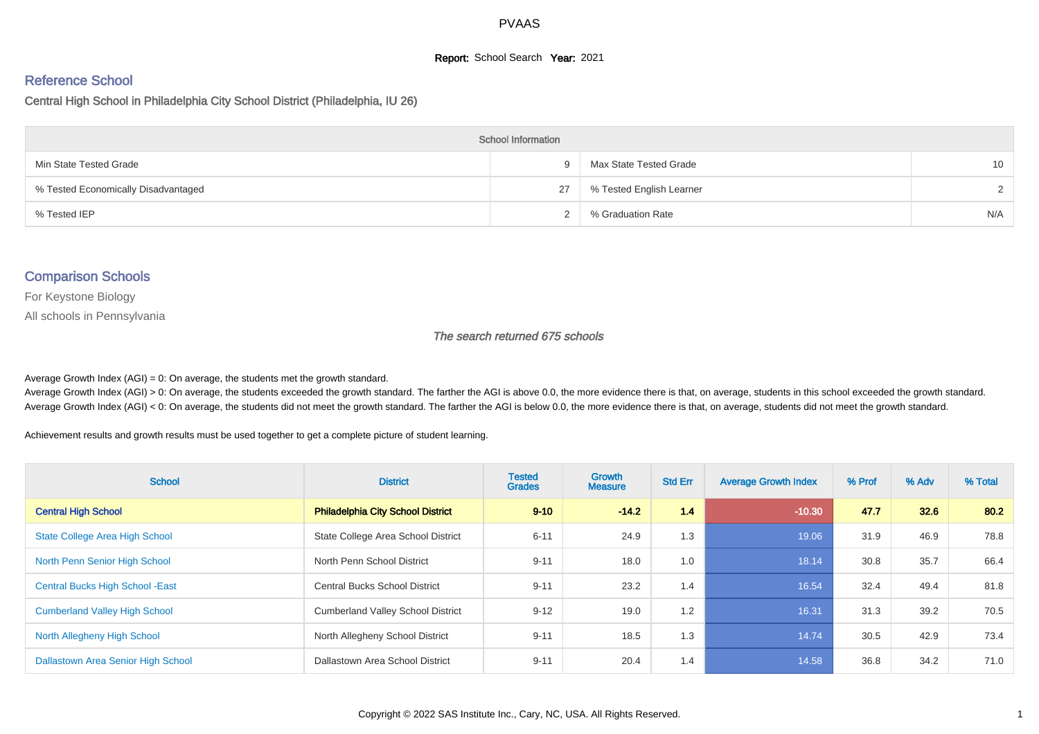# PVAAS

**Report:** School Search **Year:** 2021

## Reference School

Central High School in Philadelphia City School District (Philadelphia, IU 26)

| School Information | | | |
|---|---|---|---|
| Min State Tested Grade | 9 | Max State Tested Grade | 10 |
| % Tested Economically Disadvantaged | 27 | % Tested English Learner | 2 |
| % Tested IEP | 2 | % Graduation Rate | N/A |

## Comparison Schools

For Keystone Biology

All schools in Pennsylvania

*The search returned 675 schools*

Average Growth Index (AGI) = 0: On average, the students met the growth standard.
Average Growth Index (AGI) > 0: On average, the students exceeded the growth standard. The farther the AGI is above 0.0, the more evidence there is that, on average, students in this school exceeded the growth standard.
Average Growth Index (AGI) < 0: On average, the students did not meet the growth standard. The farther the AGI is below 0.0, the more evidence there is that, on average, students did not meet the growth standard.

Achievement results and growth results must be used together to get a complete picture of student learning.

| School | District | Tested Grades | Growth Measure | Std Err | Average Growth Index | % Prof | % Adv | % Total |
|---|---|---|---|---|---|---|---|---|
| **Central High School** | **Philadelphia City School District** | **9-10** | **-14.2** | **1.4** | **-10.30** | **47.7** | **32.6** | **80.2** |
| State College Area High School | State College Area School District | 6-11 | 24.9 | 1.3 | 19.06 | 31.9 | 46.9 | 78.8 |
| North Penn Senior High School | North Penn School District | 9-11 | 18.0 | 1.0 | 18.14 | 30.8 | 35.7 | 66.4 |
| Central Bucks High School -East | Central Bucks School District | 9-11 | 23.2 | 1.4 | 16.54 | 32.4 | 49.4 | 81.8 |
| Cumberland Valley High School | Cumberland Valley School District | 9-12 | 19.0 | 1.2 | 16.31 | 31.3 | 39.2 | 70.5 |
| North Allegheny High School | North Allegheny School District | 9-11 | 18.5 | 1.3 | 14.74 | 30.5 | 42.9 | 73.4 |
| Dallastown Area Senior High School | Dallastown Area School District | 9-11 | 20.4 | 1.4 | 14.58 | 36.8 | 34.2 | 71.0 |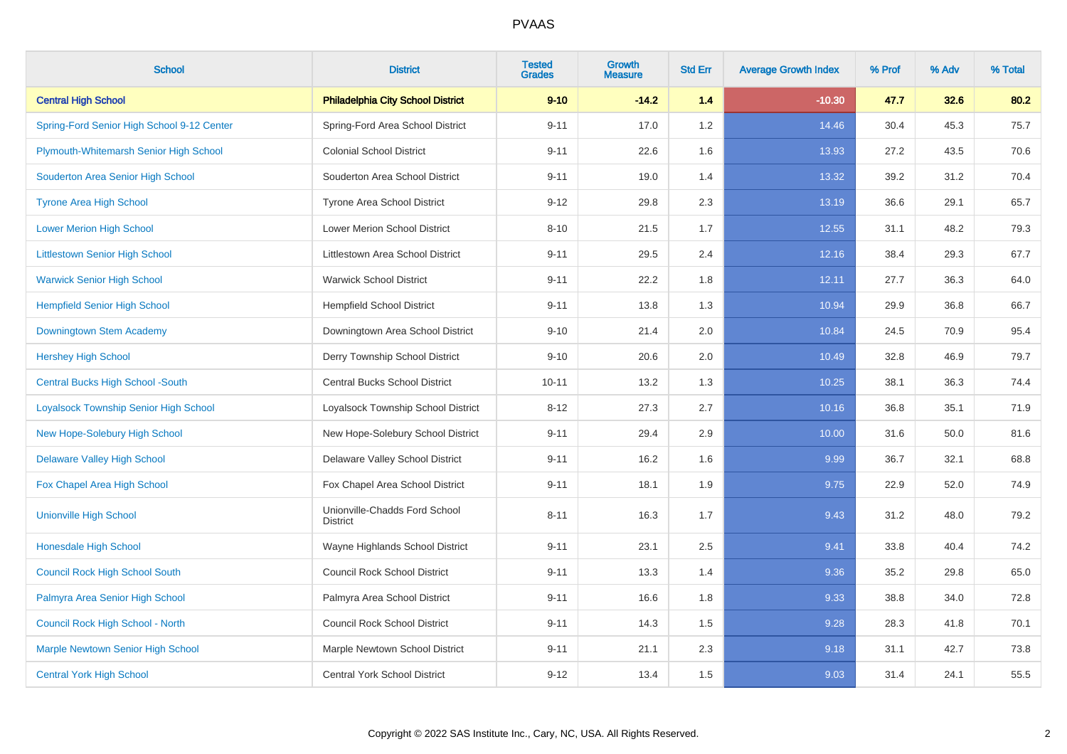# PVAAS

| School | District | Tested Grades | Growth Measure | Std Err | Average Growth Index | % Prof | % Adv | % Total |
|---|---|---|---|---|---|---|---|---|
| **Central High School** | **Philadelphia City School District** | **9-10** | **-14.2** | **1.4** | **-10.30** | **47.7** | **32.6** | **80.2** |
| Spring-Ford Senior High School 9-12 Center | Spring-Ford Area School District | 9-11 | 17.0 | 1.2 | 14.46 | 30.4 | 45.3 | 75.7 |
| Plymouth-Whitemarsh Senior High School | Colonial School District | 9-11 | 22.6 | 1.6 | 13.93 | 27.2 | 43.5 | 70.6 |
| Souderton Area Senior High School | Souderton Area School District | 9-11 | 19.0 | 1.4 | 13.32 | 39.2 | 31.2 | 70.4 |
| Tyrone Area High School | Tyrone Area School District | 9-12 | 29.8 | 2.3 | 13.19 | 36.6 | 29.1 | 65.7 |
| Lower Merion High School | Lower Merion School District | 8-10 | 21.5 | 1.7 | 12.55 | 31.1 | 48.2 | 79.3 |
| Littlestown Senior High School | Littlestown Area School District | 9-11 | 29.5 | 2.4 | 12.16 | 38.4 | 29.3 | 67.7 |
| Warwick Senior High School | Warwick School District | 9-11 | 22.2 | 1.8 | 12.11 | 27.7 | 36.3 | 64.0 |
| Hempfield Senior High School | Hempfield School District | 9-11 | 13.8 | 1.3 | 10.94 | 29.9 | 36.8 | 66.7 |
| Downingtown Stem Academy | Downingtown Area School District | 9-10 | 21.4 | 2.0 | 10.84 | 24.5 | 70.9 | 95.4 |
| Hershey High School | Derry Township School District | 9-10 | 20.6 | 2.0 | 10.49 | 32.8 | 46.9 | 79.7 |
| Central Bucks High School -South | Central Bucks School District | 10-11 | 13.2 | 1.3 | 10.25 | 38.1 | 36.3 | 74.4 |
| Loyalsock Township Senior High School | Loyalsock Township School District | 8-12 | 27.3 | 2.7 | 10.16 | 36.8 | 35.1 | 71.9 |
| New Hope-Solebury High School | New Hope-Solebury School District | 9-11 | 29.4 | 2.9 | 10.00 | 31.6 | 50.0 | 81.6 |
| Delaware Valley High School | Delaware Valley School District | 9-11 | 16.2 | 1.6 | 9.99 | 36.7 | 32.1 | 68.8 |
| Fox Chapel Area High School | Fox Chapel Area School District | 9-11 | 18.1 | 1.9 | 9.75 | 22.9 | 52.0 | 74.9 |
| Unionville High School | Unionville-Chadds Ford School District | 8-11 | 16.3 | 1.7 | 9.43 | 31.2 | 48.0 | 79.2 |
| Honesdale High School | Wayne Highlands School District | 9-11 | 23.1 | 2.5 | 9.41 | 33.8 | 40.4 | 74.2 |
| Council Rock High School South | Council Rock School District | 9-11 | 13.3 | 1.4 | 9.36 | 35.2 | 29.8 | 65.0 |
| Palmyra Area Senior High School | Palmyra Area School District | 9-11 | 16.6 | 1.8 | 9.33 | 38.8 | 34.0 | 72.8 |
| Council Rock High School - North | Council Rock School District | 9-11 | 14.3 | 1.5 | 9.28 | 28.3 | 41.8 | 70.1 |
| Marple Newtown Senior High School | Marple Newtown School District | 9-11 | 21.1 | 2.3 | 9.18 | 31.1 | 42.7 | 73.8 |
| Central York High School | Central York School District | 9-12 | 13.4 | 1.5 | 9.03 | 31.4 | 24.1 | 55.5 |

Copyright © 2022 SAS Institute Inc., Cary, NC, USA. All Rights Reserved.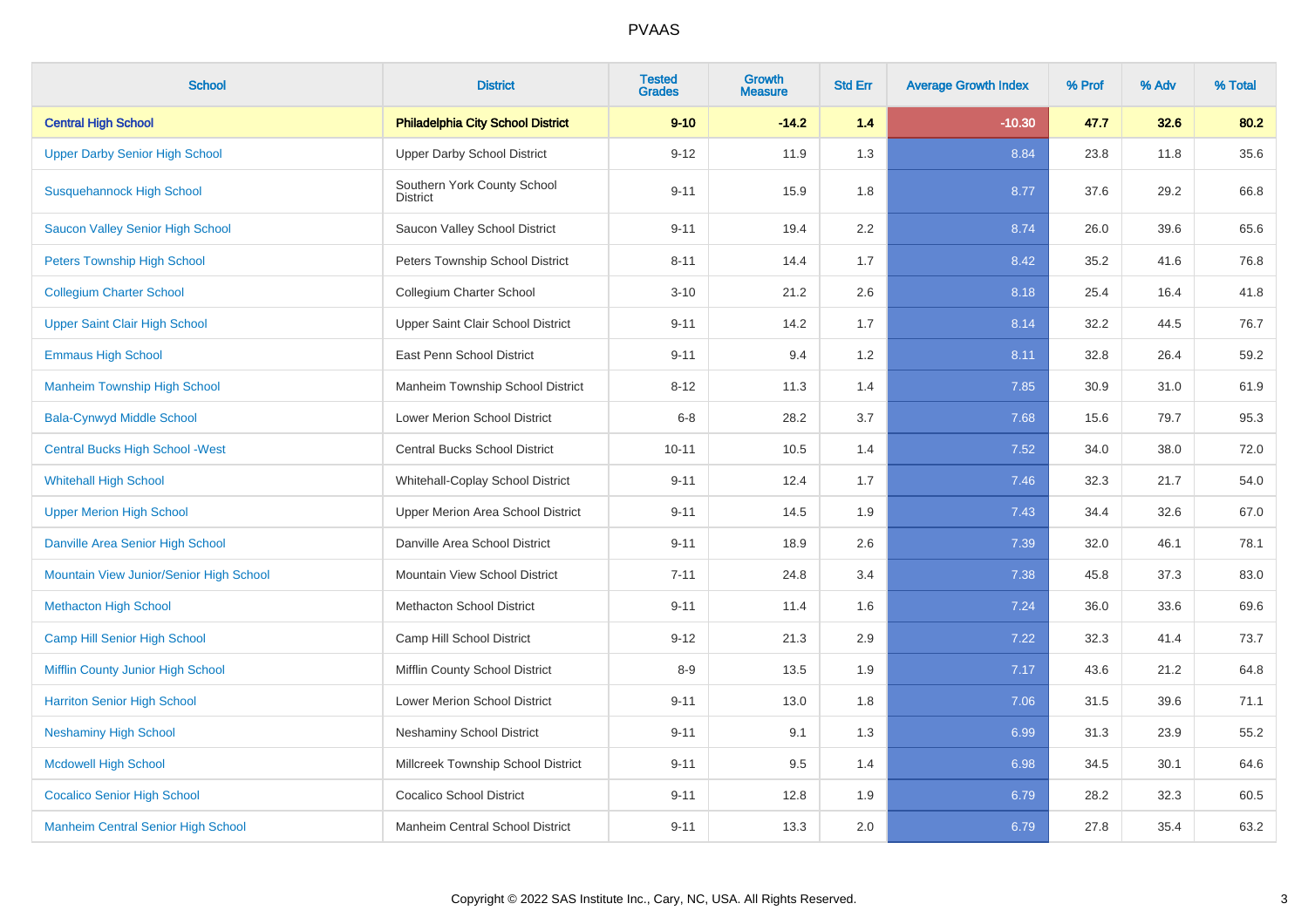# PVAAS

| School | District | Tested Grades | Growth Measure | Std Err | Average Growth Index | % Prof | % Adv | % Total |
|---|---|---|---|---|---|---|---|---|
| **Central High School** | **Philadelphia City School District** | **9-10** | **-14.2** | **1.4** | **-10.30** | **47.7** | **32.6** | **80.2** |
| Upper Darby Senior High School | Upper Darby School District | 9-12 | 11.9 | 1.3 | 8.84 | 23.8 | 11.8 | 35.6 |
| Susquehannock High School | Southern York County School District | 9-11 | 15.9 | 1.8 | 8.77 | 37.6 | 29.2 | 66.8 |
| Saucon Valley Senior High School | Saucon Valley School District | 9-11 | 19.4 | 2.2 | 8.74 | 26.0 | 39.6 | 65.6 |
| Peters Township High School | Peters Township School District | 8-11 | 14.4 | 1.7 | 8.42 | 35.2 | 41.6 | 76.8 |
| Collegium Charter School | Collegium Charter School | 3-10 | 21.2 | 2.6 | 8.18 | 25.4 | 16.4 | 41.8 |
| Upper Saint Clair High School | Upper Saint Clair School District | 9-11 | 14.2 | 1.7 | 8.14 | 32.2 | 44.5 | 76.7 |
| Emmaus High School | East Penn School District | 9-11 | 9.4 | 1.2 | 8.11 | 32.8 | 26.4 | 59.2 |
| Manheim Township High School | Manheim Township School District | 8-12 | 11.3 | 1.4 | 7.85 | 30.9 | 31.0 | 61.9 |
| Bala-Cynwyd Middle School | Lower Merion School District | 6-8 | 28.2 | 3.7 | 7.68 | 15.6 | 79.7 | 95.3 |
| Central Bucks High School -West | Central Bucks School District | 10-11 | 10.5 | 1.4 | 7.52 | 34.0 | 38.0 | 72.0 |
| Whitehall High School | Whitehall-Coplay School District | 9-11 | 12.4 | 1.7 | 7.46 | 32.3 | 21.7 | 54.0 |
| Upper Merion High School | Upper Merion Area School District | 9-11 | 14.5 | 1.9 | 7.43 | 34.4 | 32.6 | 67.0 |
| Danville Area Senior High School | Danville Area School District | 9-11 | 18.9 | 2.6 | 7.39 | 32.0 | 46.1 | 78.1 |
| Mountain View Junior/Senior High School | Mountain View School District | 7-11 | 24.8 | 3.4 | 7.38 | 45.8 | 37.3 | 83.0 |
| Methacton High School | Methacton School District | 9-11 | 11.4 | 1.6 | 7.24 | 36.0 | 33.6 | 69.6 |
| Camp Hill Senior High School | Camp Hill School District | 9-12 | 21.3 | 2.9 | 7.22 | 32.3 | 41.4 | 73.7 |
| Mifflin County Junior High School | Mifflin County School District | 8-9 | 13.5 | 1.9 | 7.17 | 43.6 | 21.2 | 64.8 |
| Harriton Senior High School | Lower Merion School District | 9-11 | 13.0 | 1.8 | 7.06 | 31.5 | 39.6 | 71.1 |
| Neshaminy High School | Neshaminy School District | 9-11 | 9.1 | 1.3 | 6.99 | 31.3 | 23.9 | 55.2 |
| Mcdowell High School | Millcreek Township School District | 9-11 | 9.5 | 1.4 | 6.98 | 34.5 | 30.1 | 64.6 |
| Cocalico Senior High School | Cocalico School District | 9-11 | 12.8 | 1.9 | 6.79 | 28.2 | 32.3 | 60.5 |
| Manheim Central Senior High School | Manheim Central School District | 9-11 | 13.3 | 2.0 | 6.79 | 27.8 | 35.4 | 63.2 |

Copyright © 2022 SAS Institute Inc., Cary, NC, USA. All Rights Reserved.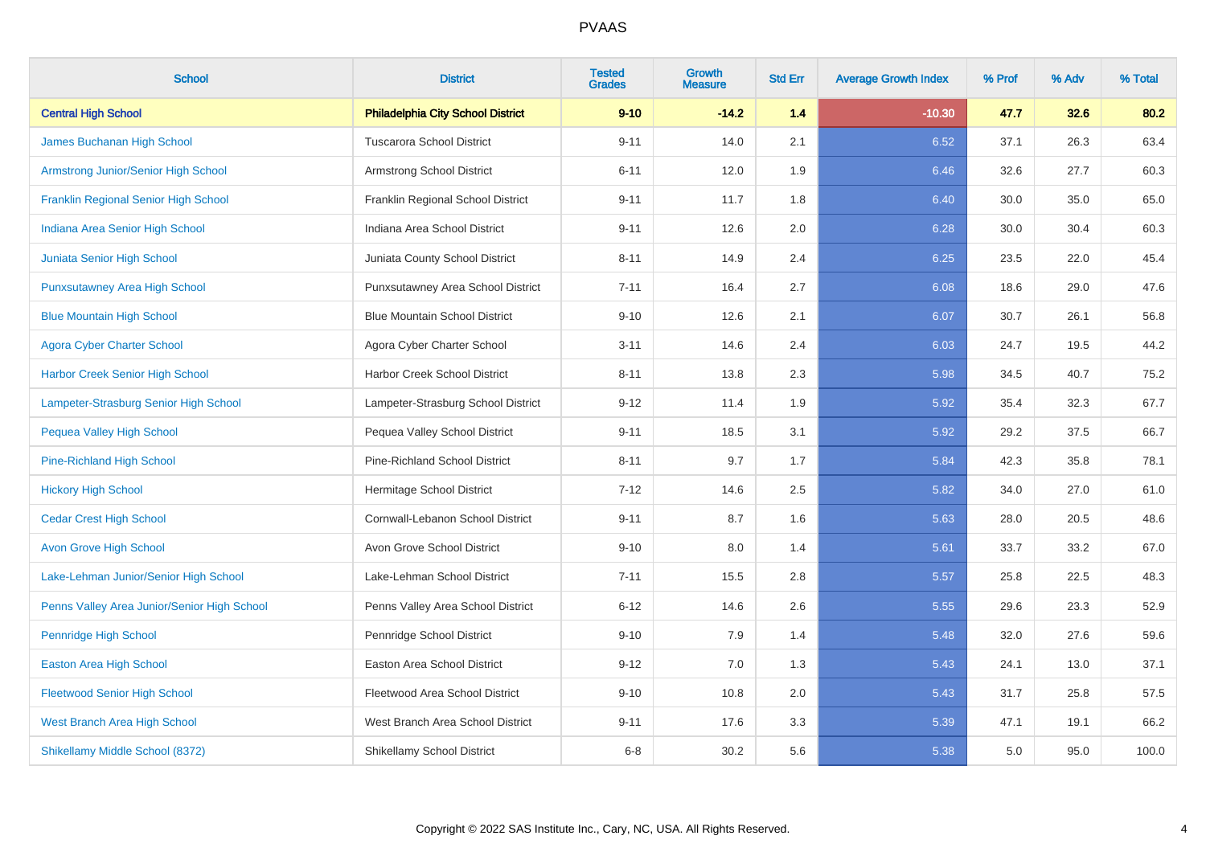# PVAAS

| School | District | Tested Grades | Growth Measure | Std Err | Average Growth Index | % Prof | % Adv | % Total |
|---|---|---|---|---|---|---|---|---|
| **Central High School** | **Philadelphia City School District** | **9-10** | **-14.2** | **1.4** | **-10.30** | **47.7** | **32.6** | **80.2** |
| James Buchanan High School | Tuscarora School District | 9-11 | 14.0 | 2.1 | 6.52 | 37.1 | 26.3 | 63.4 |
| Armstrong Junior/Senior High School | Armstrong School District | 6-11 | 12.0 | 1.9 | 6.46 | 32.6 | 27.7 | 60.3 |
| Franklin Regional Senior High School | Franklin Regional School District | 9-11 | 11.7 | 1.8 | 6.40 | 30.0 | 35.0 | 65.0 |
| Indiana Area Senior High School | Indiana Area School District | 9-11 | 12.6 | 2.0 | 6.28 | 30.0 | 30.4 | 60.3 |
| Juniata Senior High School | Juniata County School District | 8-11 | 14.9 | 2.4 | 6.25 | 23.5 | 22.0 | 45.4 |
| Punxsutawney Area High School | Punxsutawney Area School District | 7-11 | 16.4 | 2.7 | 6.08 | 18.6 | 29.0 | 47.6 |
| Blue Mountain High School | Blue Mountain School District | 9-10 | 12.6 | 2.1 | 6.07 | 30.7 | 26.1 | 56.8 |
| Agora Cyber Charter School | Agora Cyber Charter School | 3-11 | 14.6 | 2.4 | 6.03 | 24.7 | 19.5 | 44.2 |
| Harbor Creek Senior High School | Harbor Creek School District | 8-11 | 13.8 | 2.3 | 5.98 | 34.5 | 40.7 | 75.2 |
| Lampeter-Strasburg Senior High School | Lampeter-Strasburg School District | 9-12 | 11.4 | 1.9 | 5.92 | 35.4 | 32.3 | 67.7 |
| Pequea Valley High School | Pequea Valley School District | 9-11 | 18.5 | 3.1 | 5.92 | 29.2 | 37.5 | 66.7 |
| Pine-Richland High School | Pine-Richland School District | 8-11 | 9.7 | 1.7 | 5.84 | 42.3 | 35.8 | 78.1 |
| Hickory High School | Hermitage School District | 7-12 | 14.6 | 2.5 | 5.82 | 34.0 | 27.0 | 61.0 |
| Cedar Crest High School | Cornwall-Lebanon School District | 9-11 | 8.7 | 1.6 | 5.63 | 28.0 | 20.5 | 48.6 |
| Avon Grove High School | Avon Grove School District | 9-10 | 8.0 | 1.4 | 5.61 | 33.7 | 33.2 | 67.0 |
| Lake-Lehman Junior/Senior High School | Lake-Lehman School District | 7-11 | 15.5 | 2.8 | 5.57 | 25.8 | 22.5 | 48.3 |
| Penns Valley Area Junior/Senior High School | Penns Valley Area School District | 6-12 | 14.6 | 2.6 | 5.55 | 29.6 | 23.3 | 52.9 |
| Pennridge High School | Pennridge School District | 9-10 | 7.9 | 1.4 | 5.48 | 32.0 | 27.6 | 59.6 |
| Easton Area High School | Easton Area School District | 9-12 | 7.0 | 1.3 | 5.43 | 24.1 | 13.0 | 37.1 |
| Fleetwood Senior High School | Fleetwood Area School District | 9-10 | 10.8 | 2.0 | 5.43 | 31.7 | 25.8 | 57.5 |
| West Branch Area High School | West Branch Area School District | 9-11 | 17.6 | 3.3 | 5.39 | 47.1 | 19.1 | 66.2 |
| Shikellamy Middle School (8372) | Shikellamy School District | 6-8 | 30.2 | 5.6 | 5.38 | 5.0 | 95.0 | 100.0 |

Copyright © 2022 SAS Institute Inc., Cary, NC, USA. All Rights Reserved.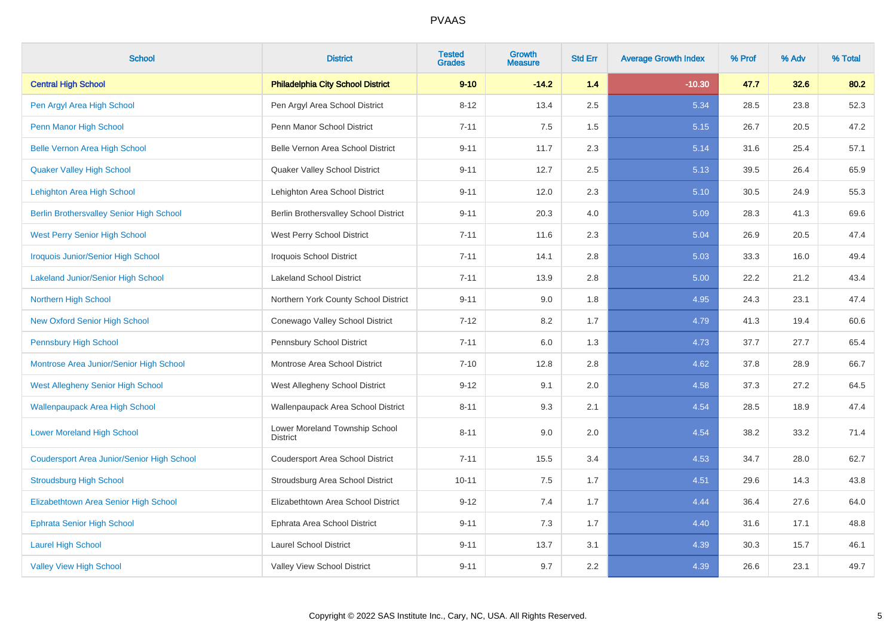PVAAS

| School | District | Tested Grades | Growth Measure | Std Err | Average Growth Index | % Prof | % Adv | % Total |
|---|---|---|---|---|---|---|---|---|
| **Central High School** | **Philadelphia City School District** | **9-10** | **-14.2** | **1.4** | **-10.30** | **47.7** | **32.6** | **80.2** |
| Pen Argyl Area High School | Pen Argyl Area School District | 8-12 | 13.4 | 2.5 | 5.34 | 28.5 | 23.8 | 52.3 |
| Penn Manor High School | Penn Manor School District | 7-11 | 7.5 | 1.5 | 5.15 | 26.7 | 20.5 | 47.2 |
| Belle Vernon Area High School | Belle Vernon Area School District | 9-11 | 11.7 | 2.3 | 5.14 | 31.6 | 25.4 | 57.1 |
| Quaker Valley High School | Quaker Valley School District | 9-11 | 12.7 | 2.5 | 5.13 | 39.5 | 26.4 | 65.9 |
| Lehighton Area High School | Lehighton Area School District | 9-11 | 12.0 | 2.3 | 5.10 | 30.5 | 24.9 | 55.3 |
| Berlin Brothersvalley Senior High School | Berlin Brothersvalley School District | 9-11 | 20.3 | 4.0 | 5.09 | 28.3 | 41.3 | 69.6 |
| West Perry Senior High School | West Perry School District | 7-11 | 11.6 | 2.3 | 5.04 | 26.9 | 20.5 | 47.4 |
| Iroquois Junior/Senior High School | Iroquois School District | 7-11 | 14.1 | 2.8 | 5.03 | 33.3 | 16.0 | 49.4 |
| Lakeland Junior/Senior High School | Lakeland School District | 7-11 | 13.9 | 2.8 | 5.00 | 22.2 | 21.2 | 43.4 |
| Northern High School | Northern York County School District | 9-11 | 9.0 | 1.8 | 4.95 | 24.3 | 23.1 | 47.4 |
| New Oxford Senior High School | Conewago Valley School District | 7-12 | 8.2 | 1.7 | 4.79 | 41.3 | 19.4 | 60.6 |
| Pennsbury High School | Pennsbury School District | 7-11 | 6.0 | 1.3 | 4.73 | 37.7 | 27.7 | 65.4 |
| Montrose Area Junior/Senior High School | Montrose Area School District | 7-10 | 12.8 | 2.8 | 4.62 | 37.8 | 28.9 | 66.7 |
| West Allegheny Senior High School | West Allegheny School District | 9-12 | 9.1 | 2.0 | 4.58 | 37.3 | 27.2 | 64.5 |
| Wallenpaupack Area High School | Wallenpaupack Area School District | 8-11 | 9.3 | 2.1 | 4.54 | 28.5 | 18.9 | 47.4 |
| Lower Moreland High School | Lower Moreland Township School District | 8-11 | 9.0 | 2.0 | 4.54 | 38.2 | 33.2 | 71.4 |
| Coudersport Area Junior/Senior High School | Coudersport Area School District | 7-11 | 15.5 | 3.4 | 4.53 | 34.7 | 28.0 | 62.7 |
| Stroudsburg High School | Stroudsburg Area School District | 10-11 | 7.5 | 1.7 | 4.51 | 29.6 | 14.3 | 43.8 |
| Elizabethtown Area Senior High School | Elizabethtown Area School District | 9-12 | 7.4 | 1.7 | 4.44 | 36.4 | 27.6 | 64.0 |
| Ephrata Senior High School | Ephrata Area School District | 9-11 | 7.3 | 1.7 | 4.40 | 31.6 | 17.1 | 48.8 |
| Laurel High School | Laurel School District | 9-11 | 13.7 | 3.1 | 4.39 | 30.3 | 15.7 | 46.1 |
| Valley View High School | Valley View School District | 9-11 | 9.7 | 2.2 | 4.39 | 26.6 | 23.1 | 49.7 |

Copyright © 2022 SAS Institute Inc., Cary, NC, USA. All Rights Reserved.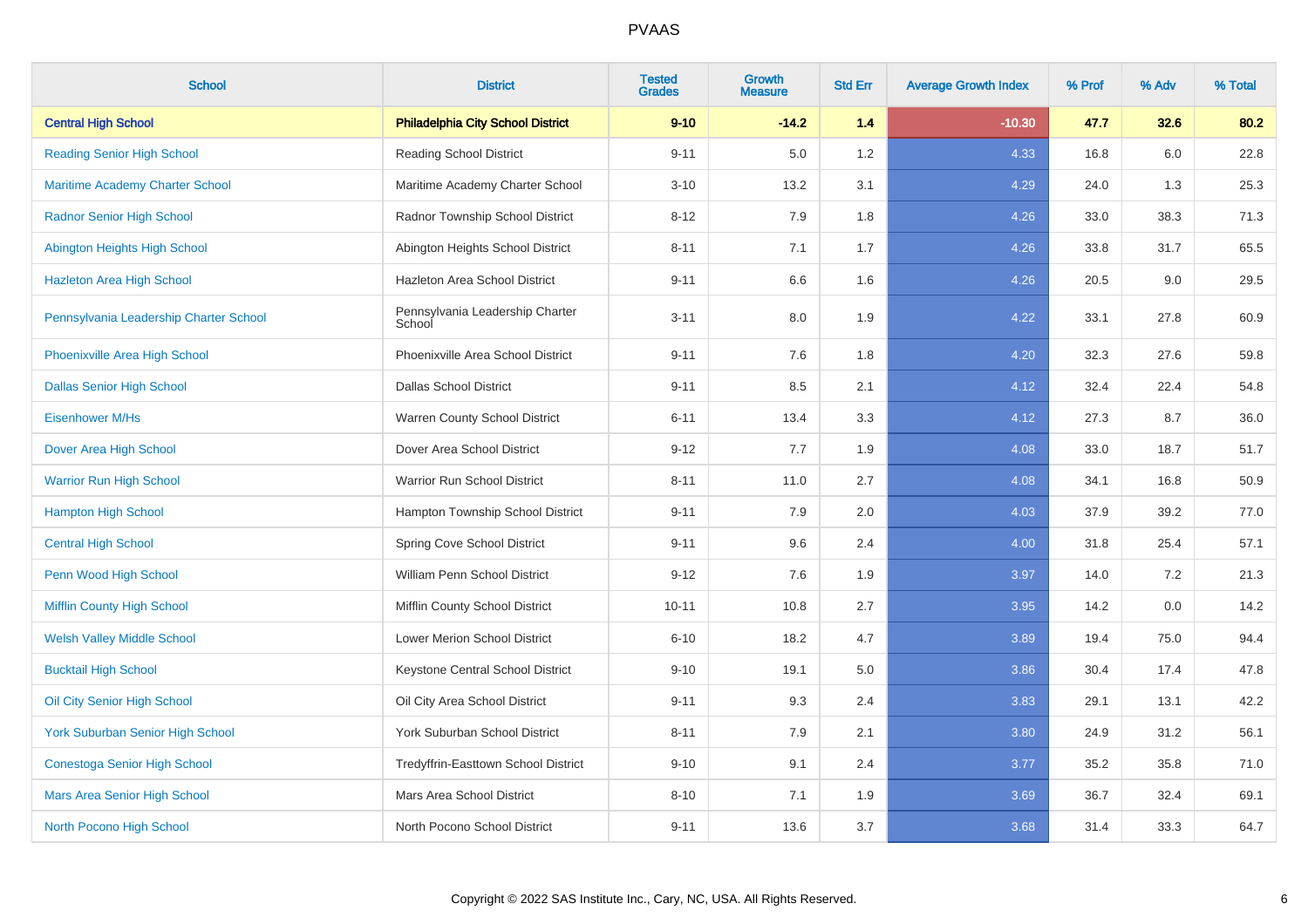# PVAAS

| School | District | Tested Grades | Growth Measure | Std Err | Average Growth Index | % Prof | % Adv | % Total |
|---|---|---|---|---|---|---|---|---|
| **Central High School** | **Philadelphia City School District** | **9-10** | **-14.2** | **1.4** | **-10.30** | **47.7** | **32.6** | **80.2** |
| Reading Senior High School | Reading School District | 9-11 | 5.0 | 1.2 | 4.33 | 16.8 | 6.0 | 22.8 |
| Maritime Academy Charter School | Maritime Academy Charter School | 3-10 | 13.2 | 3.1 | 4.29 | 24.0 | 1.3 | 25.3 |
| Radnor Senior High School | Radnor Township School District | 8-12 | 7.9 | 1.8 | 4.26 | 33.0 | 38.3 | 71.3 |
| Abington Heights High School | Abington Heights School District | 8-11 | 7.1 | 1.7 | 4.26 | 33.8 | 31.7 | 65.5 |
| Hazleton Area High School | Hazleton Area School District | 9-11 | 6.6 | 1.6 | 4.26 | 20.5 | 9.0 | 29.5 |
| Pennsylvania Leadership Charter School | Pennsylvania Leadership Charter School | 3-11 | 8.0 | 1.9 | 4.22 | 33.1 | 27.8 | 60.9 |
| Phoenixville Area High School | Phoenixville Area School District | 9-11 | 7.6 | 1.8 | 4.20 | 32.3 | 27.6 | 59.8 |
| Dallas Senior High School | Dallas School District | 9-11 | 8.5 | 2.1 | 4.12 | 32.4 | 22.4 | 54.8 |
| Eisenhower M/Hs | Warren County School District | 6-11 | 13.4 | 3.3 | 4.12 | 27.3 | 8.7 | 36.0 |
| Dover Area High School | Dover Area School District | 9-12 | 7.7 | 1.9 | 4.08 | 33.0 | 18.7 | 51.7 |
| Warrior Run High School | Warrior Run School District | 8-11 | 11.0 | 2.7 | 4.08 | 34.1 | 16.8 | 50.9 |
| Hampton High School | Hampton Township School District | 9-11 | 7.9 | 2.0 | 4.03 | 37.9 | 39.2 | 77.0 |
| Central High School | Spring Cove School District | 9-11 | 9.6 | 2.4 | 4.00 | 31.8 | 25.4 | 57.1 |
| Penn Wood High School | William Penn School District | 9-12 | 7.6 | 1.9 | 3.97 | 14.0 | 7.2 | 21.3 |
| Mifflin County High School | Mifflin County School District | 10-11 | 10.8 | 2.7 | 3.95 | 14.2 | 0.0 | 14.2 |
| Welsh Valley Middle School | Lower Merion School District | 6-10 | 18.2 | 4.7 | 3.89 | 19.4 | 75.0 | 94.4 |
| Bucktail High School | Keystone Central School District | 9-10 | 19.1 | 5.0 | 3.86 | 30.4 | 17.4 | 47.8 |
| Oil City Senior High School | Oil City Area School District | 9-11 | 9.3 | 2.4 | 3.83 | 29.1 | 13.1 | 42.2 |
| York Suburban Senior High School | York Suburban School District | 8-11 | 7.9 | 2.1 | 3.80 | 24.9 | 31.2 | 56.1 |
| Conestoga Senior High School | Tredyffrin-Easttown School District | 9-10 | 9.1 | 2.4 | 3.77 | 35.2 | 35.8 | 71.0 |
| Mars Area Senior High School | Mars Area School District | 8-10 | 7.1 | 1.9 | 3.69 | 36.7 | 32.4 | 69.1 |
| North Pocono High School | North Pocono School District | 9-11 | 13.6 | 3.7 | 3.68 | 31.4 | 33.3 | 64.7 |

Copyright © 2022 SAS Institute Inc., Cary, NC, USA. All Rights Reserved.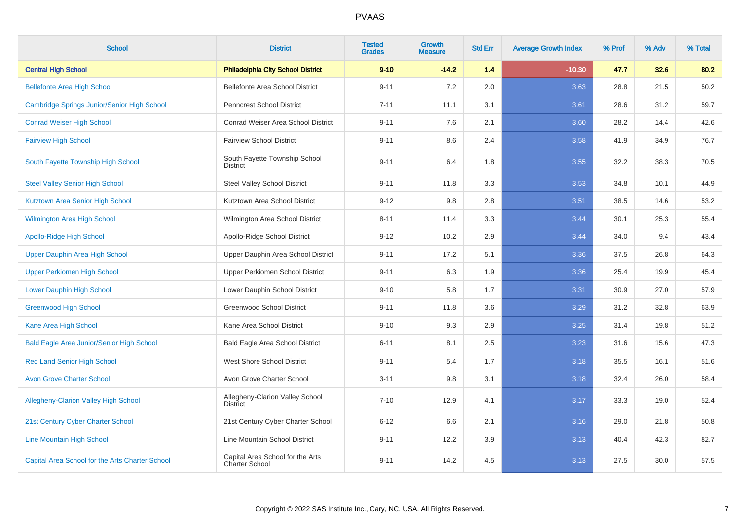# PVAAS

| School | District | Tested Grades | Growth Measure | Std Err | Average Growth Index | % Prof | % Adv | % Total |
|---|---|---|---|---|---|---|---|---|
| **Central High School** | **Philadelphia City School District** | **9-10** | **-14.2** | **1.4** | **-10.30** | **47.7** | **32.6** | **80.2** |
| Bellefonte Area High School | Bellefonte Area School District | 9-11 | 7.2 | 2.0 | 3.63 | 28.8 | 21.5 | 50.2 |
| Cambridge Springs Junior/Senior High School | Penncrest School District | 7-11 | 11.1 | 3.1 | 3.61 | 28.6 | 31.2 | 59.7 |
| Conrad Weiser High School | Conrad Weiser Area School District | 9-11 | 7.6 | 2.1 | 3.60 | 28.2 | 14.4 | 42.6 |
| Fairview High School | Fairview School District | 9-11 | 8.6 | 2.4 | 3.58 | 41.9 | 34.9 | 76.7 |
| South Fayette Township High School | South Fayette Township School District | 9-11 | 6.4 | 1.8 | 3.55 | 32.2 | 38.3 | 70.5 |
| Steel Valley Senior High School | Steel Valley School District | 9-11 | 11.8 | 3.3 | 3.53 | 34.8 | 10.1 | 44.9 |
| Kutztown Area Senior High School | Kutztown Area School District | 9-12 | 9.8 | 2.8 | 3.51 | 38.5 | 14.6 | 53.2 |
| Wilmington Area High School | Wilmington Area School District | 8-11 | 11.4 | 3.3 | 3.44 | 30.1 | 25.3 | 55.4 |
| Apollo-Ridge High School | Apollo-Ridge School District | 9-12 | 10.2 | 2.9 | 3.44 | 34.0 | 9.4 | 43.4 |
| Upper Dauphin Area High School | Upper Dauphin Area School District | 9-11 | 17.2 | 5.1 | 3.36 | 37.5 | 26.8 | 64.3 |
| Upper Perkiomen High School | Upper Perkiomen School District | 9-11 | 6.3 | 1.9 | 3.36 | 25.4 | 19.9 | 45.4 |
| Lower Dauphin High School | Lower Dauphin School District | 9-10 | 5.8 | 1.7 | 3.31 | 30.9 | 27.0 | 57.9 |
| Greenwood High School | Greenwood School District | 9-11 | 11.8 | 3.6 | 3.29 | 31.2 | 32.8 | 63.9 |
| Kane Area High School | Kane Area School District | 9-10 | 9.3 | 2.9 | 3.25 | 31.4 | 19.8 | 51.2 |
| Bald Eagle Area Junior/Senior High School | Bald Eagle Area School District | 6-11 | 8.1 | 2.5 | 3.23 | 31.6 | 15.6 | 47.3 |
| Red Land Senior High School | West Shore School District | 9-11 | 5.4 | 1.7 | 3.18 | 35.5 | 16.1 | 51.6 |
| Avon Grove Charter School | Avon Grove Charter School | 3-11 | 9.8 | 3.1 | 3.18 | 32.4 | 26.0 | 58.4 |
| Allegheny-Clarion Valley High School | Allegheny-Clarion Valley School District | 7-10 | 12.9 | 4.1 | 3.17 | 33.3 | 19.0 | 52.4 |
| 21st Century Cyber Charter School | 21st Century Cyber Charter School | 6-12 | 6.6 | 2.1 | 3.16 | 29.0 | 21.8 | 50.8 |
| Line Mountain High School | Line Mountain School District | 9-11 | 12.2 | 3.9 | 3.13 | 40.4 | 42.3 | 82.7 |
| Capital Area School for the Arts Charter School | Capital Area School for the Arts Charter School | 9-11 | 14.2 | 4.5 | 3.13 | 27.5 | 30.0 | 57.5 |

Copyright © 2022 SAS Institute Inc., Cary, NC, USA. All Rights Reserved.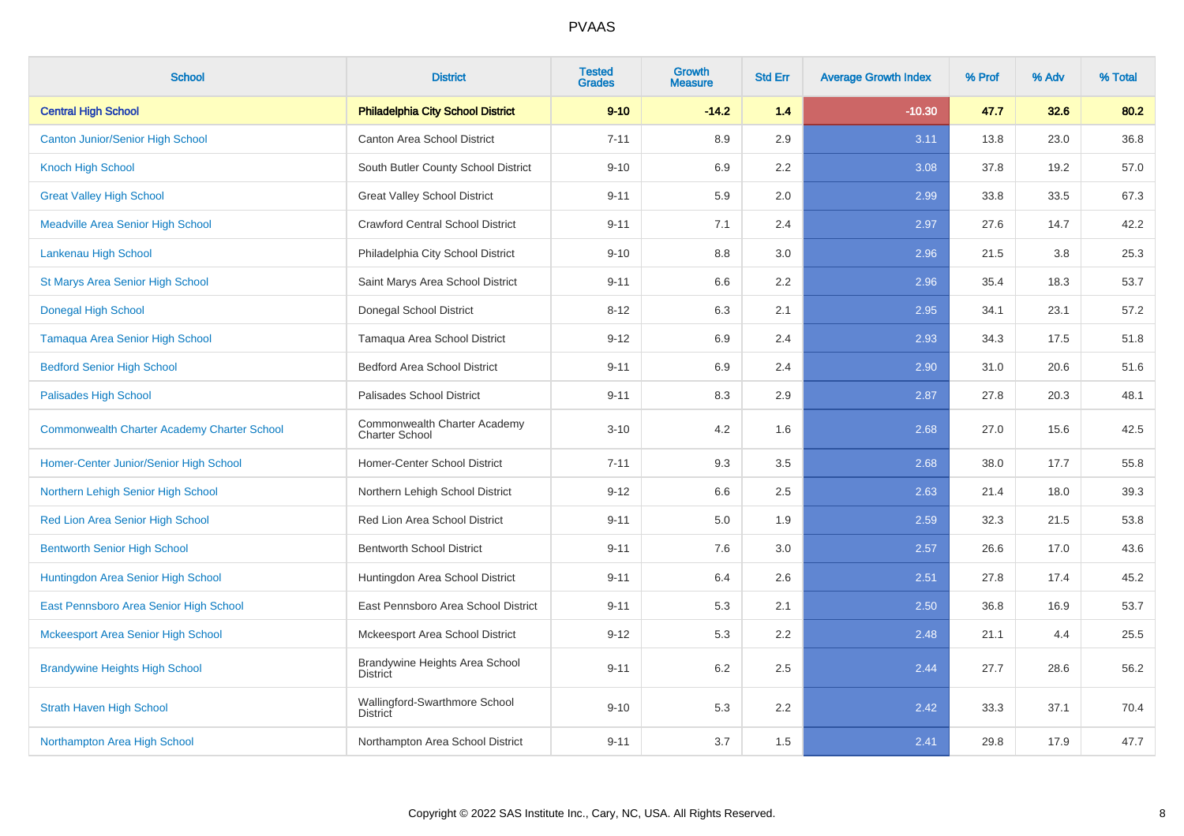# PVAAS

| School | District | Tested Grades | Growth Measure | Std Err | Average Growth Index | % Prof | % Adv | % Total |
|---|---|---|---|---|---|---|---|---|
| **Central High School** | **Philadelphia City School District** | **9-10** | **-14.2** | **1.4** | **-10.30** | **47.7** | **32.6** | **80.2** |
| Canton Junior/Senior High School | Canton Area School District | 7-11 | 8.9 | 2.9 | 3.11 | 13.8 | 23.0 | 36.8 |
| Knoch High School | South Butler County School District | 9-10 | 6.9 | 2.2 | 3.08 | 37.8 | 19.2 | 57.0 |
| Great Valley High School | Great Valley School District | 9-11 | 5.9 | 2.0 | 2.99 | 33.8 | 33.5 | 67.3 |
| Meadville Area Senior High School | Crawford Central School District | 9-11 | 7.1 | 2.4 | 2.97 | 27.6 | 14.7 | 42.2 |
| Lankenau High School | Philadelphia City School District | 9-10 | 8.8 | 3.0 | 2.96 | 21.5 | 3.8 | 25.3 |
| St Marys Area Senior High School | Saint Marys Area School District | 9-11 | 6.6 | 2.2 | 2.96 | 35.4 | 18.3 | 53.7 |
| Donegal High School | Donegal School District | 8-12 | 6.3 | 2.1 | 2.95 | 34.1 | 23.1 | 57.2 |
| Tamaqua Area Senior High School | Tamaqua Area School District | 9-12 | 6.9 | 2.4 | 2.93 | 34.3 | 17.5 | 51.8 |
| Bedford Senior High School | Bedford Area School District | 9-11 | 6.9 | 2.4 | 2.90 | 31.0 | 20.6 | 51.6 |
| Palisades High School | Palisades School District | 9-11 | 8.3 | 2.9 | 2.87 | 27.8 | 20.3 | 48.1 |
| Commonwealth Charter Academy Charter School | Commonwealth Charter Academy Charter School | 3-10 | 4.2 | 1.6 | 2.68 | 27.0 | 15.6 | 42.5 |
| Homer-Center Junior/Senior High School | Homer-Center School District | 7-11 | 9.3 | 3.5 | 2.68 | 38.0 | 17.7 | 55.8 |
| Northern Lehigh Senior High School | Northern Lehigh School District | 9-12 | 6.6 | 2.5 | 2.63 | 21.4 | 18.0 | 39.3 |
| Red Lion Area Senior High School | Red Lion Area School District | 9-11 | 5.0 | 1.9 | 2.59 | 32.3 | 21.5 | 53.8 |
| Bentworth Senior High School | Bentworth School District | 9-11 | 7.6 | 3.0 | 2.57 | 26.6 | 17.0 | 43.6 |
| Huntingdon Area Senior High School | Huntingdon Area School District | 9-11 | 6.4 | 2.6 | 2.51 | 27.8 | 17.4 | 45.2 |
| East Pennsboro Area Senior High School | East Pennsboro Area School District | 9-11 | 5.3 | 2.1 | 2.50 | 36.8 | 16.9 | 53.7 |
| Mckeesport Area Senior High School | Mckeesport Area School District | 9-12 | 5.3 | 2.2 | 2.48 | 21.1 | 4.4 | 25.5 |
| Brandywine Heights High School | Brandywine Heights Area School District | 9-11 | 6.2 | 2.5 | 2.44 | 27.7 | 28.6 | 56.2 |
| Strath Haven High School | Wallingford-Swarthmore School District | 9-10 | 5.3 | 2.2 | 2.42 | 33.3 | 37.1 | 70.4 |
| Northampton Area High School | Northampton Area School District | 9-11 | 3.7 | 1.5 | 2.41 | 29.8 | 17.9 | 47.7 |

Copyright © 2022 SAS Institute Inc., Cary, NC, USA. All Rights Reserved.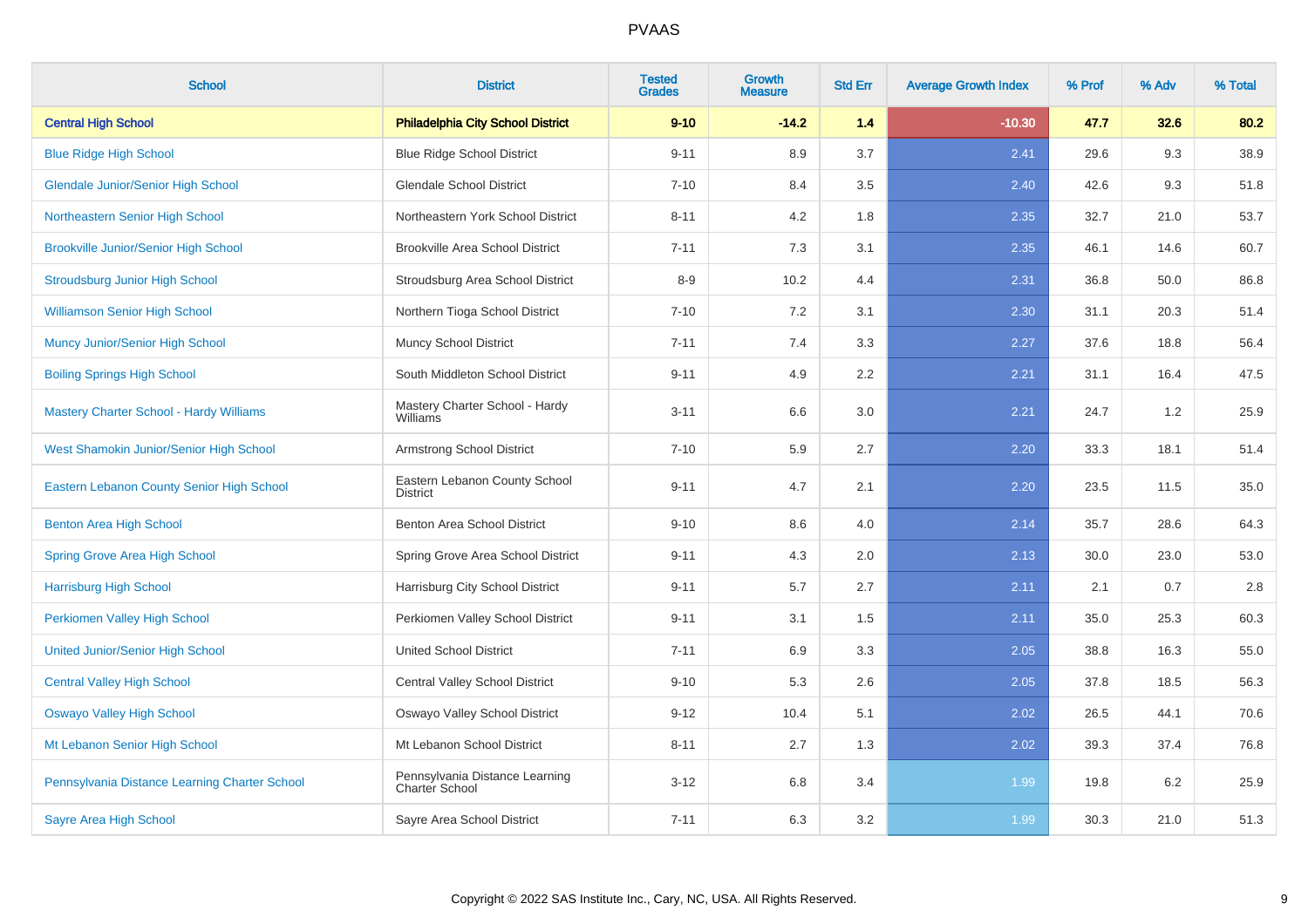PVAAS

| School | District | Tested Grades | Growth Measure | Std Err | Average Growth Index | % Prof | % Adv | % Total |
|---|---|---|---|---|---|---|---|---|
| **Central High School** | **Philadelphia City School District** | **9-10** | **-14.2** | **1.4** | **-10.30** | **47.7** | **32.6** | **80.2** |
| Blue Ridge High School | Blue Ridge School District | 9-11 | 8.9 | 3.7 | 2.41 | 29.6 | 9.3 | 38.9 |
| Glendale Junior/Senior High School | Glendale School District | 7-10 | 8.4 | 3.5 | 2.40 | 42.6 | 9.3 | 51.8 |
| Northeastern Senior High School | Northeastern York School District | 8-11 | 4.2 | 1.8 | 2.35 | 32.7 | 21.0 | 53.7 |
| Brookville Junior/Senior High School | Brookville Area School District | 7-11 | 7.3 | 3.1 | 2.35 | 46.1 | 14.6 | 60.7 |
| Stroudsburg Junior High School | Stroudsburg Area School District | 8-9 | 10.2 | 4.4 | 2.31 | 36.8 | 50.0 | 86.8 |
| Williamson Senior High School | Northern Tioga School District | 7-10 | 7.2 | 3.1 | 2.30 | 31.1 | 20.3 | 51.4 |
| Muncy Junior/Senior High School | Muncy School District | 7-11 | 7.4 | 3.3 | 2.27 | 37.6 | 18.8 | 56.4 |
| Boiling Springs High School | South Middleton School District | 9-11 | 4.9 | 2.2 | 2.21 | 31.1 | 16.4 | 47.5 |
| Mastery Charter School - Hardy Williams | Mastery Charter School - Hardy Williams | 3-11 | 6.6 | 3.0 | 2.21 | 24.7 | 1.2 | 25.9 |
| West Shamokin Junior/Senior High School | Armstrong School District | 7-10 | 5.9 | 2.7 | 2.20 | 33.3 | 18.1 | 51.4 |
| Eastern Lebanon County Senior High School | Eastern Lebanon County School District | 9-11 | 4.7 | 2.1 | 2.20 | 23.5 | 11.5 | 35.0 |
| Benton Area High School | Benton Area School District | 9-10 | 8.6 | 4.0 | 2.14 | 35.7 | 28.6 | 64.3 |
| Spring Grove Area High School | Spring Grove Area School District | 9-11 | 4.3 | 2.0 | 2.13 | 30.0 | 23.0 | 53.0 |
| Harrisburg High School | Harrisburg City School District | 9-11 | 5.7 | 2.7 | 2.11 | 2.1 | 0.7 | 2.8 |
| Perkiomen Valley High School | Perkiomen Valley School District | 9-11 | 3.1 | 1.5 | 2.11 | 35.0 | 25.3 | 60.3 |
| United Junior/Senior High School | United School District | 7-11 | 6.9 | 3.3 | 2.05 | 38.8 | 16.3 | 55.0 |
| Central Valley High School | Central Valley School District | 9-10 | 5.3 | 2.6 | 2.05 | 37.8 | 18.5 | 56.3 |
| Oswayo Valley High School | Oswayo Valley School District | 9-12 | 10.4 | 5.1 | 2.02 | 26.5 | 44.1 | 70.6 |
| Mt Lebanon Senior High School | Mt Lebanon School District | 8-11 | 2.7 | 1.3 | 2.02 | 39.3 | 37.4 | 76.8 |
| Pennsylvania Distance Learning Charter School | Pennsylvania Distance Learning Charter School | 3-12 | 6.8 | 3.4 | 1.99 | 19.8 | 6.2 | 25.9 |
| Sayre Area High School | Sayre Area School District | 7-11 | 6.3 | 3.2 | 1.99 | 30.3 | 21.0 | 51.3 |

Copyright © 2022 SAS Institute Inc., Cary, NC, USA. All Rights Reserved.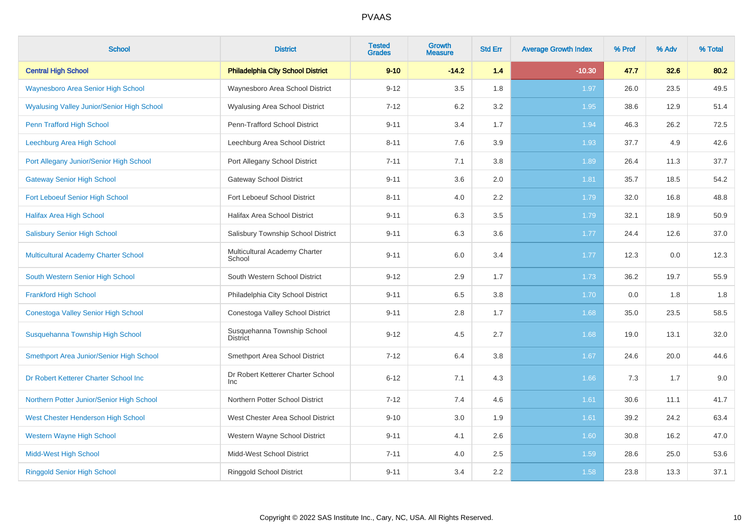PVAAS

| School | District | Tested Grades | Growth Measure | Std Err | Average Growth Index | % Prof | % Adv | % Total |
|---|---|---|---|---|---|---|---|---|
| **Central High School** | **Philadelphia City School District** | **9-10** | **-14.2** | **1.4** | **-10.30** | **47.7** | **32.6** | **80.2** |
| Waynesboro Area Senior High School | Waynesboro Area School District | 9-12 | 3.5 | 1.8 | 1.97 | 26.0 | 23.5 | 49.5 |
| Wyalusing Valley Junior/Senior High School | Wyalusing Area School District | 7-12 | 6.2 | 3.2 | 1.95 | 38.6 | 12.9 | 51.4 |
| Penn Trafford High School | Penn-Trafford School District | 9-11 | 3.4 | 1.7 | 1.94 | 46.3 | 26.2 | 72.5 |
| Leechburg Area High School | Leechburg Area School District | 8-11 | 7.6 | 3.9 | 1.93 | 37.7 | 4.9 | 42.6 |
| Port Allegany Junior/Senior High School | Port Allegany School District | 7-11 | 7.1 | 3.8 | 1.89 | 26.4 | 11.3 | 37.7 |
| Gateway Senior High School | Gateway School District | 9-11 | 3.6 | 2.0 | 1.81 | 35.7 | 18.5 | 54.2 |
| Fort Leboeuf Senior High School | Fort Leboeuf School District | 8-11 | 4.0 | 2.2 | 1.79 | 32.0 | 16.8 | 48.8 |
| Halifax Area High School | Halifax Area School District | 9-11 | 6.3 | 3.5 | 1.79 | 32.1 | 18.9 | 50.9 |
| Salisbury Senior High School | Salisbury Township School District | 9-11 | 6.3 | 3.6 | 1.77 | 24.4 | 12.6 | 37.0 |
| Multicultural Academy Charter School | Multicultural Academy Charter School | 9-11 | 6.0 | 3.4 | 1.77 | 12.3 | 0.0 | 12.3 |
| South Western Senior High School | South Western School District | 9-12 | 2.9 | 1.7 | 1.73 | 36.2 | 19.7 | 55.9 |
| Frankford High School | Philadelphia City School District | 9-11 | 6.5 | 3.8 | 1.70 | 0.0 | 1.8 | 1.8 |
| Conestoga Valley Senior High School | Conestoga Valley School District | 9-11 | 2.8 | 1.7 | 1.68 | 35.0 | 23.5 | 58.5 |
| Susquehanna Township High School | Susquehanna Township School District | 9-12 | 4.5 | 2.7 | 1.68 | 19.0 | 13.1 | 32.0 |
| Smethport Area Junior/Senior High School | Smethport Area School District | 7-12 | 6.4 | 3.8 | 1.67 | 24.6 | 20.0 | 44.6 |
| Dr Robert Ketterer Charter School Inc | Dr Robert Ketterer Charter School Inc | 6-12 | 7.1 | 4.3 | 1.66 | 7.3 | 1.7 | 9.0 |
| Northern Potter Junior/Senior High School | Northern Potter School District | 7-12 | 7.4 | 4.6 | 1.61 | 30.6 | 11.1 | 41.7 |
| West Chester Henderson High School | West Chester Area School District | 9-10 | 3.0 | 1.9 | 1.61 | 39.2 | 24.2 | 63.4 |
| Western Wayne High School | Western Wayne School District | 9-11 | 4.1 | 2.6 | 1.60 | 30.8 | 16.2 | 47.0 |
| Midd-West High School | Midd-West School District | 7-11 | 4.0 | 2.5 | 1.59 | 28.6 | 25.0 | 53.6 |
| Ringgold Senior High School | Ringgold School District | 9-11 | 3.4 | 2.2 | 1.58 | 23.8 | 13.3 | 37.1 |

Copyright © 2022 SAS Institute Inc., Cary, NC, USA. All Rights Reserved.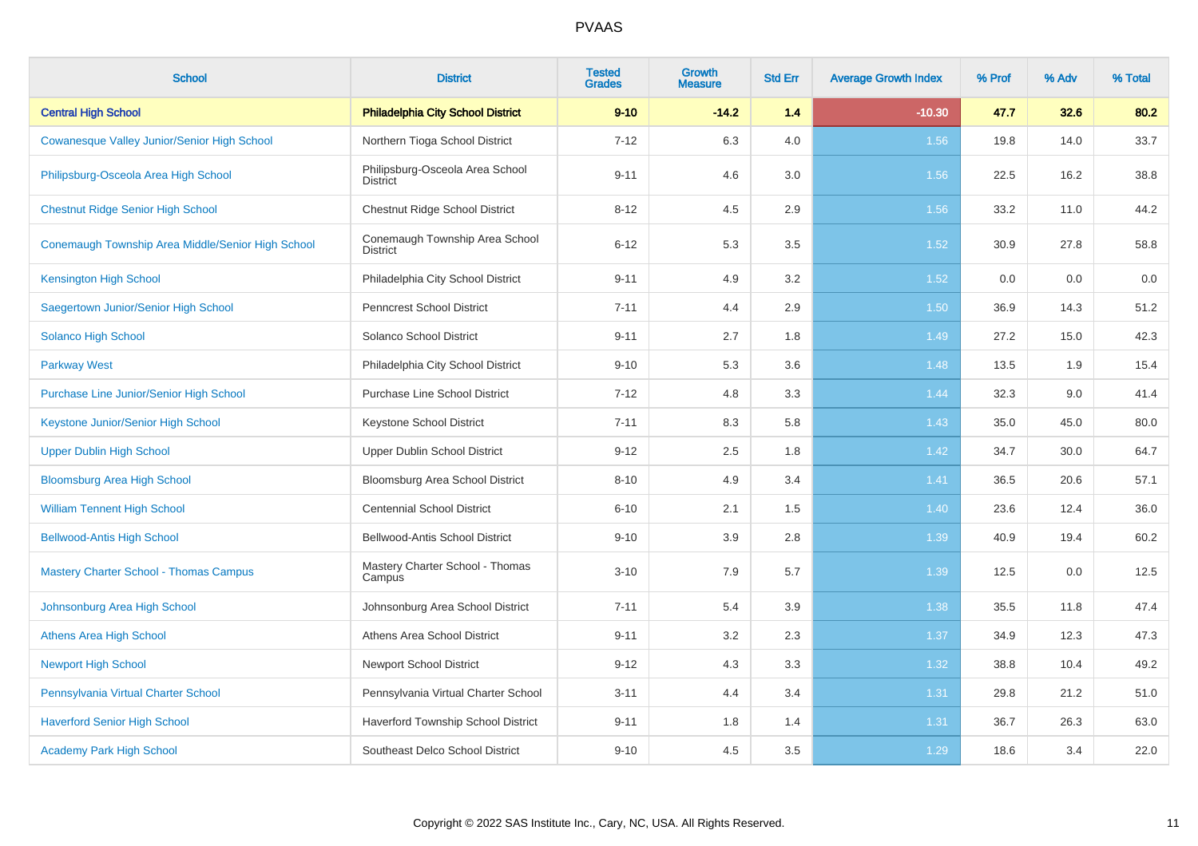# PVAAS

| School | District | Tested Grades | Growth Measure | Std Err | Average Growth Index | % Prof | % Adv | % Total |
|---|---|---|---|---|---|---|---|---|
| **Central High School** | **Philadelphia City School District** | **9-10** | **-14.2** | **1.4** | **-10.30** | **47.7** | **32.6** | **80.2** |
| Cowanesque Valley Junior/Senior High School | Northern Tioga School District | 7-12 | 6.3 | 4.0 | 1.56 | 19.8 | 14.0 | 33.7 |
| Philipsburg-Osceola Area High School | Philipsburg-Osceola Area School District | 9-11 | 4.6 | 3.0 | 1.56 | 22.5 | 16.2 | 38.8 |
| Chestnut Ridge Senior High School | Chestnut Ridge School District | 8-12 | 4.5 | 2.9 | 1.56 | 33.2 | 11.0 | 44.2 |
| Conemaugh Township Area Middle/Senior High School | Conemaugh Township Area School District | 6-12 | 5.3 | 3.5 | 1.52 | 30.9 | 27.8 | 58.8 |
| Kensington High School | Philadelphia City School District | 9-11 | 4.9 | 3.2 | 1.52 | 0.0 | 0.0 | 0.0 |
| Saegertown Junior/Senior High School | Penncrest School District | 7-11 | 4.4 | 2.9 | 1.50 | 36.9 | 14.3 | 51.2 |
| Solanco High School | Solanco School District | 9-11 | 2.7 | 1.8 | 1.49 | 27.2 | 15.0 | 42.3 |
| Parkway West | Philadelphia City School District | 9-10 | 5.3 | 3.6 | 1.48 | 13.5 | 1.9 | 15.4 |
| Purchase Line Junior/Senior High School | Purchase Line School District | 7-12 | 4.8 | 3.3 | 1.44 | 32.3 | 9.0 | 41.4 |
| Keystone Junior/Senior High School | Keystone School District | 7-11 | 8.3 | 5.8 | 1.43 | 35.0 | 45.0 | 80.0 |
| Upper Dublin High School | Upper Dublin School District | 9-12 | 2.5 | 1.8 | 1.42 | 34.7 | 30.0 | 64.7 |
| Bloomsburg Area High School | Bloomsburg Area School District | 8-10 | 4.9 | 3.4 | 1.41 | 36.5 | 20.6 | 57.1 |
| William Tennent High School | Centennial School District | 6-10 | 2.1 | 1.5 | 1.40 | 23.6 | 12.4 | 36.0 |
| Bellwood-Antis High School | Bellwood-Antis School District | 9-10 | 3.9 | 2.8 | 1.39 | 40.9 | 19.4 | 60.2 |
| Mastery Charter School - Thomas Campus | Mastery Charter School - Thomas Campus | 3-10 | 7.9 | 5.7 | 1.39 | 12.5 | 0.0 | 12.5 |
| Johnsonburg Area High School | Johnsonburg Area School District | 7-11 | 5.4 | 3.9 | 1.38 | 35.5 | 11.8 | 47.4 |
| Athens Area High School | Athens Area School District | 9-11 | 3.2 | 2.3 | 1.37 | 34.9 | 12.3 | 47.3 |
| Newport High School | Newport School District | 9-12 | 4.3 | 3.3 | 1.32 | 38.8 | 10.4 | 49.2 |
| Pennsylvania Virtual Charter School | Pennsylvania Virtual Charter School | 3-11 | 4.4 | 3.4 | 1.31 | 29.8 | 21.2 | 51.0 |
| Haverford Senior High School | Haverford Township School District | 9-11 | 1.8 | 1.4 | 1.31 | 36.7 | 26.3 | 63.0 |
| Academy Park High School | Southeast Delco School District | 9-10 | 4.5 | 3.5 | 1.29 | 18.6 | 3.4 | 22.0 |

Copyright © 2022 SAS Institute Inc., Cary, NC, USA. All Rights Reserved.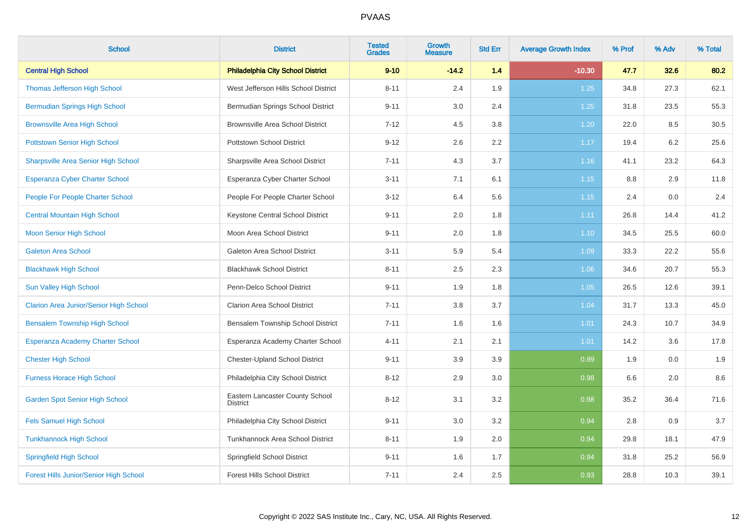PVAAS

| School | District | Tested Grades | Growth Measure | Std Err | Average Growth Index | % Prof | % Adv | % Total |
|---|---|---|---|---|---|---|---|---|
| **Central High School** | **Philadelphia City School District** | **9-10** | **-14.2** | **1.4** | **-10.30** | **47.7** | **32.6** | **80.2** |
| Thomas Jefferson High School | West Jefferson Hills School District | 8-11 | 2.4 | 1.9 | 1.25 | 34.8 | 27.3 | 62.1 |
| Bermudian Springs High School | Bermudian Springs School District | 9-11 | 3.0 | 2.4 | 1.25 | 31.8 | 23.5 | 55.3 |
| Brownsville Area High School | Brownsville Area School District | 7-12 | 4.5 | 3.8 | 1.20 | 22.0 | 8.5 | 30.5 |
| Pottstown Senior High School | Pottstown School District | 9-12 | 2.6 | 2.2 | 1.17 | 19.4 | 6.2 | 25.6 |
| Sharpsville Area Senior High School | Sharpsville Area School District | 7-11 | 4.3 | 3.7 | 1.16 | 41.1 | 23.2 | 64.3 |
| Esperanza Cyber Charter School | Esperanza Cyber Charter School | 3-11 | 7.1 | 6.1 | 1.15 | 8.8 | 2.9 | 11.8 |
| People For People Charter School | People For People Charter School | 3-12 | 6.4 | 5.6 | 1.15 | 2.4 | 0.0 | 2.4 |
| Central Mountain High School | Keystone Central School District | 9-11 | 2.0 | 1.8 | 1.11 | 26.8 | 14.4 | 41.2 |
| Moon Senior High School | Moon Area School District | 9-11 | 2.0 | 1.8 | 1.10 | 34.5 | 25.5 | 60.0 |
| Galeton Area School | Galeton Area School District | 3-11 | 5.9 | 5.4 | 1.09 | 33.3 | 22.2 | 55.6 |
| Blackhawk High School | Blackhawk School District | 8-11 | 2.5 | 2.3 | 1.06 | 34.6 | 20.7 | 55.3 |
| Sun Valley High School | Penn-Delco School District | 9-11 | 1.9 | 1.8 | 1.05 | 26.5 | 12.6 | 39.1 |
| Clarion Area Junior/Senior High School | Clarion Area School District | 7-11 | 3.8 | 3.7 | 1.04 | 31.7 | 13.3 | 45.0 |
| Bensalem Township High School | Bensalem Township School District | 7-11 | 1.6 | 1.6 | 1.01 | 24.3 | 10.7 | 34.9 |
| Esperanza Academy Charter School | Esperanza Academy Charter School | 4-11 | 2.1 | 2.1 | 1.01 | 14.2 | 3.6 | 17.8 |
| Chester High School | Chester-Upland School District | 9-11 | 3.9 | 3.9 | 0.99 | 1.9 | 0.0 | 1.9 |
| Furness Horace High School | Philadelphia City School District | 8-12 | 2.9 | 3.0 | 0.98 | 6.6 | 2.0 | 8.6 |
| Garden Spot Senior High School | Eastern Lancaster County School District | 8-12 | 3.1 | 3.2 | 0.98 | 35.2 | 36.4 | 71.6 |
| Fels Samuel High School | Philadelphia City School District | 9-11 | 3.0 | 3.2 | 0.94 | 2.8 | 0.9 | 3.7 |
| Tunkhannock High School | Tunkhannock Area School District | 8-11 | 1.9 | 2.0 | 0.94 | 29.8 | 18.1 | 47.9 |
| Springfield High School | Springfield School District | 9-11 | 1.6 | 1.7 | 0.94 | 31.8 | 25.2 | 56.9 |
| Forest Hills Junior/Senior High School | Forest Hills School District | 7-11 | 2.4 | 2.5 | 0.93 | 28.8 | 10.3 | 39.1 |

Copyright © 2022 SAS Institute Inc., Cary, NC, USA. All Rights Reserved.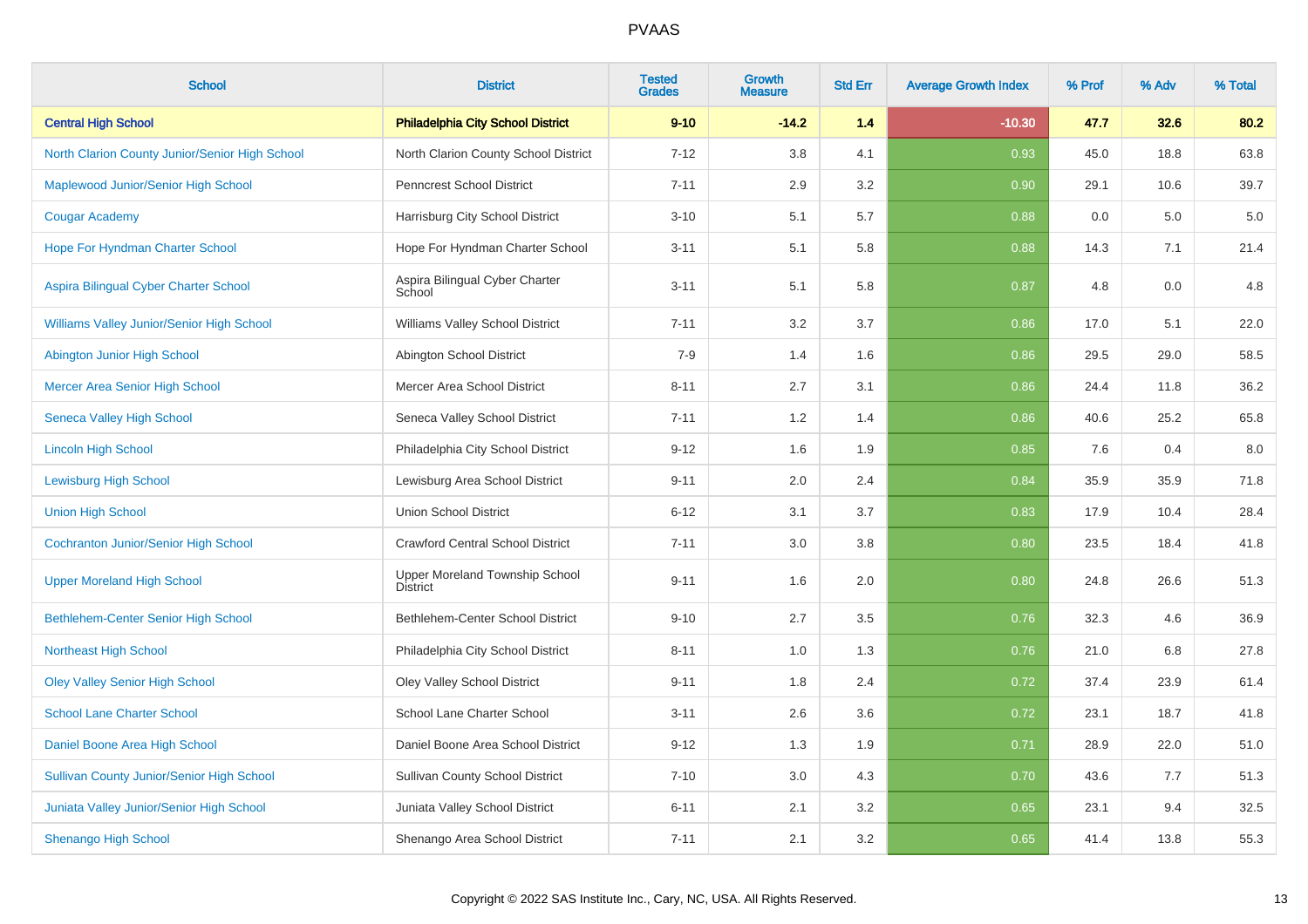# PVAAS

| School | District | Tested Grades | Growth Measure | Std Err | Average Growth Index | % Prof | % Adv | % Total |
|---|---|---|---|---|---|---|---|---|
| **Central High School** | **Philadelphia City School District** | **9-10** | **-14.2** | **1.4** | **-10.30** | **47.7** | **32.6** | **80.2** |
| North Clarion County Junior/Senior High School | North Clarion County School District | 7-12 | 3.8 | 4.1 | 0.93 | 45.0 | 18.8 | 63.8 |
| Maplewood Junior/Senior High School | Penncrest School District | 7-11 | 2.9 | 3.2 | 0.90 | 29.1 | 10.6 | 39.7 |
| Cougar Academy | Harrisburg City School District | 3-10 | 5.1 | 5.7 | 0.88 | 0.0 | 5.0 | 5.0 |
| Hope For Hyndman Charter School | Hope For Hyndman Charter School | 3-11 | 5.1 | 5.8 | 0.88 | 14.3 | 7.1 | 21.4 |
| Aspira Bilingual Cyber Charter School | Aspira Bilingual Cyber Charter School | 3-11 | 5.1 | 5.8 | 0.87 | 4.8 | 0.0 | 4.8 |
| Williams Valley Junior/Senior High School | Williams Valley School District | 7-11 | 3.2 | 3.7 | 0.86 | 17.0 | 5.1 | 22.0 |
| Abington Junior High School | Abington School District | 7-9 | 1.4 | 1.6 | 0.86 | 29.5 | 29.0 | 58.5 |
| Mercer Area Senior High School | Mercer Area School District | 8-11 | 2.7 | 3.1 | 0.86 | 24.4 | 11.8 | 36.2 |
| Seneca Valley High School | Seneca Valley School District | 7-11 | 1.2 | 1.4 | 0.86 | 40.6 | 25.2 | 65.8 |
| Lincoln High School | Philadelphia City School District | 9-12 | 1.6 | 1.9 | 0.85 | 7.6 | 0.4 | 8.0 |
| Lewisburg High School | Lewisburg Area School District | 9-11 | 2.0 | 2.4 | 0.84 | 35.9 | 35.9 | 71.8 |
| Union High School | Union School District | 6-12 | 3.1 | 3.7 | 0.83 | 17.9 | 10.4 | 28.4 |
| Cochranton Junior/Senior High School | Crawford Central School District | 7-11 | 3.0 | 3.8 | 0.80 | 23.5 | 18.4 | 41.8 |
| Upper Moreland High School | Upper Moreland Township School District | 9-11 | 1.6 | 2.0 | 0.80 | 24.8 | 26.6 | 51.3 |
| Bethlehem-Center Senior High School | Bethlehem-Center School District | 9-10 | 2.7 | 3.5 | 0.76 | 32.3 | 4.6 | 36.9 |
| Northeast High School | Philadelphia City School District | 8-11 | 1.0 | 1.3 | 0.76 | 21.0 | 6.8 | 27.8 |
| Oley Valley Senior High School | Oley Valley School District | 9-11 | 1.8 | 2.4 | 0.72 | 37.4 | 23.9 | 61.4 |
| School Lane Charter School | School Lane Charter School | 3-11 | 2.6 | 3.6 | 0.72 | 23.1 | 18.7 | 41.8 |
| Daniel Boone Area High School | Daniel Boone Area School District | 9-12 | 1.3 | 1.9 | 0.71 | 28.9 | 22.0 | 51.0 |
| Sullivan County Junior/Senior High School | Sullivan County School District | 7-10 | 3.0 | 4.3 | 0.70 | 43.6 | 7.7 | 51.3 |
| Juniata Valley Junior/Senior High School | Juniata Valley School District | 6-11 | 2.1 | 3.2 | 0.65 | 23.1 | 9.4 | 32.5 |
| Shenango High School | Shenango Area School District | 7-11 | 2.1 | 3.2 | 0.65 | 41.4 | 13.8 | 55.3 |

Copyright © 2022 SAS Institute Inc., Cary, NC, USA. All Rights Reserved.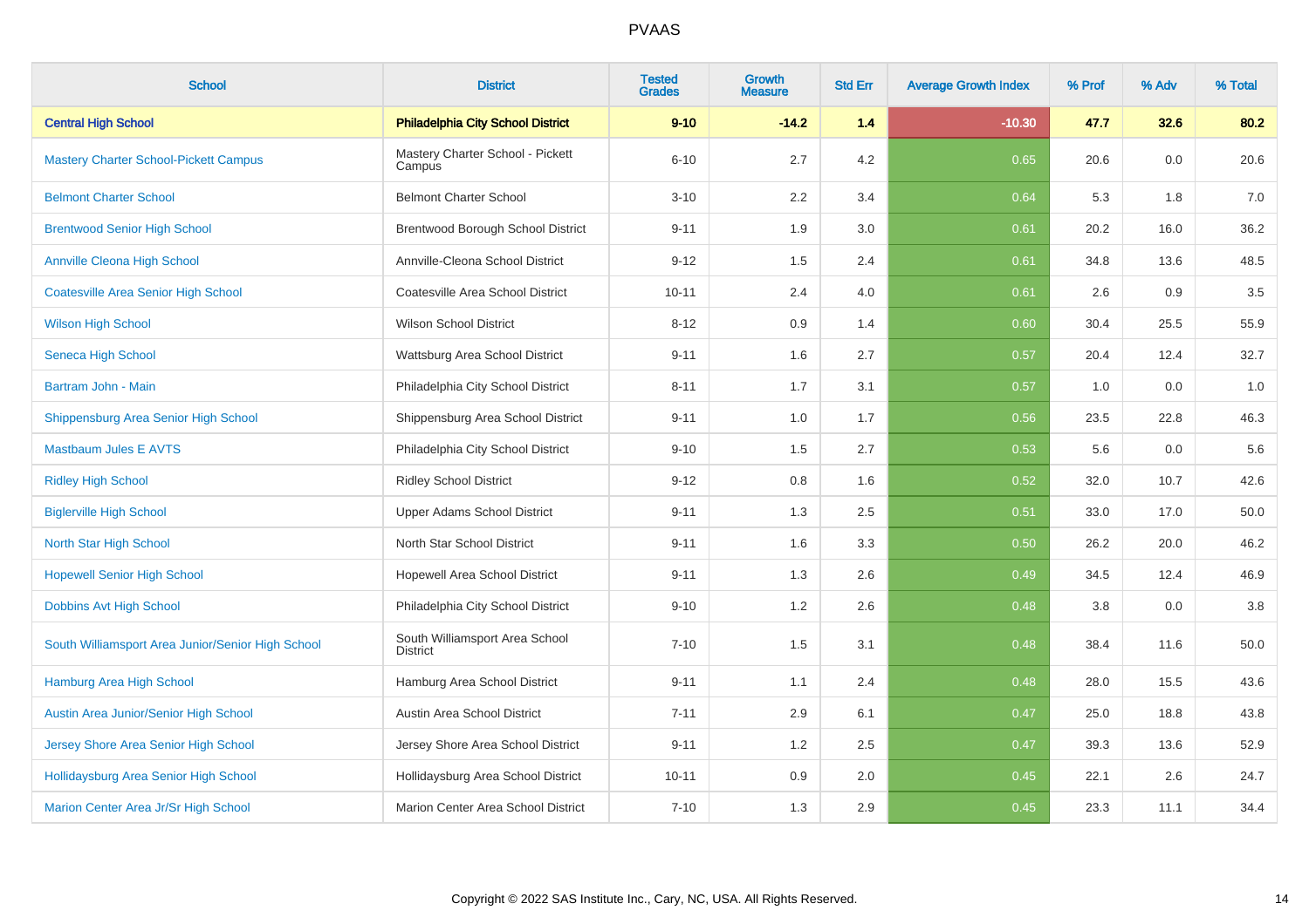# PVAAS

| School | District | Tested Grades | Growth Measure | Std Err | Average Growth Index | % Prof | % Adv | % Total |
|---|---|---|---|---|---|---|---|---|
| **Central High School** | **Philadelphia City School District** | **9-10** | **-14.2** | **1.4** | **-10.30** | **47.7** | **32.6** | **80.2** |
| Mastery Charter School-Pickett Campus | Mastery Charter School - Pickett Campus | 6-10 | 2.7 | 4.2 | 0.65 | 20.6 | 0.0 | 20.6 |
| Belmont Charter School | Belmont Charter School | 3-10 | 2.2 | 3.4 | 0.64 | 5.3 | 1.8 | 7.0 |
| Brentwood Senior High School | Brentwood Borough School District | 9-11 | 1.9 | 3.0 | 0.61 | 20.2 | 16.0 | 36.2 |
| Annville Cleona High School | Annville-Cleona School District | 9-12 | 1.5 | 2.4 | 0.61 | 34.8 | 13.6 | 48.5 |
| Coatesville Area Senior High School | Coatesville Area School District | 10-11 | 2.4 | 4.0 | 0.61 | 2.6 | 0.9 | 3.5 |
| Wilson High School | Wilson School District | 8-12 | 0.9 | 1.4 | 0.60 | 30.4 | 25.5 | 55.9 |
| Seneca High School | Wattsburg Area School District | 9-11 | 1.6 | 2.7 | 0.57 | 20.4 | 12.4 | 32.7 |
| Bartram John - Main | Philadelphia City School District | 8-11 | 1.7 | 3.1 | 0.57 | 1.0 | 0.0 | 1.0 |
| Shippensburg Area Senior High School | Shippensburg Area School District | 9-11 | 1.0 | 1.7 | 0.56 | 23.5 | 22.8 | 46.3 |
| Mastbaum Jules E AVTS | Philadelphia City School District | 9-10 | 1.5 | 2.7 | 0.53 | 5.6 | 0.0 | 5.6 |
| Ridley High School | Ridley School District | 9-12 | 0.8 | 1.6 | 0.52 | 32.0 | 10.7 | 42.6 |
| Biglerville High School | Upper Adams School District | 9-11 | 1.3 | 2.5 | 0.51 | 33.0 | 17.0 | 50.0 |
| North Star High School | North Star School District | 9-11 | 1.6 | 3.3 | 0.50 | 26.2 | 20.0 | 46.2 |
| Hopewell Senior High School | Hopewell Area School District | 9-11 | 1.3 | 2.6 | 0.49 | 34.5 | 12.4 | 46.9 |
| Dobbins Avt High School | Philadelphia City School District | 9-10 | 1.2 | 2.6 | 0.48 | 3.8 | 0.0 | 3.8 |
| South Williamsport Area Junior/Senior High School | South Williamsport Area School District | 7-10 | 1.5 | 3.1 | 0.48 | 38.4 | 11.6 | 50.0 |
| Hamburg Area High School | Hamburg Area School District | 9-11 | 1.1 | 2.4 | 0.48 | 28.0 | 15.5 | 43.6 |
| Austin Area Junior/Senior High School | Austin Area School District | 7-11 | 2.9 | 6.1 | 0.47 | 25.0 | 18.8 | 43.8 |
| Jersey Shore Area Senior High School | Jersey Shore Area School District | 9-11 | 1.2 | 2.5 | 0.47 | 39.3 | 13.6 | 52.9 |
| Hollidaysburg Area Senior High School | Hollidaysburg Area School District | 10-11 | 0.9 | 2.0 | 0.45 | 22.1 | 2.6 | 24.7 |
| Marion Center Area Jr/Sr High School | Marion Center Area School District | 7-10 | 1.3 | 2.9 | 0.45 | 23.3 | 11.1 | 34.4 |

Copyright © 2022 SAS Institute Inc., Cary, NC, USA. All Rights Reserved.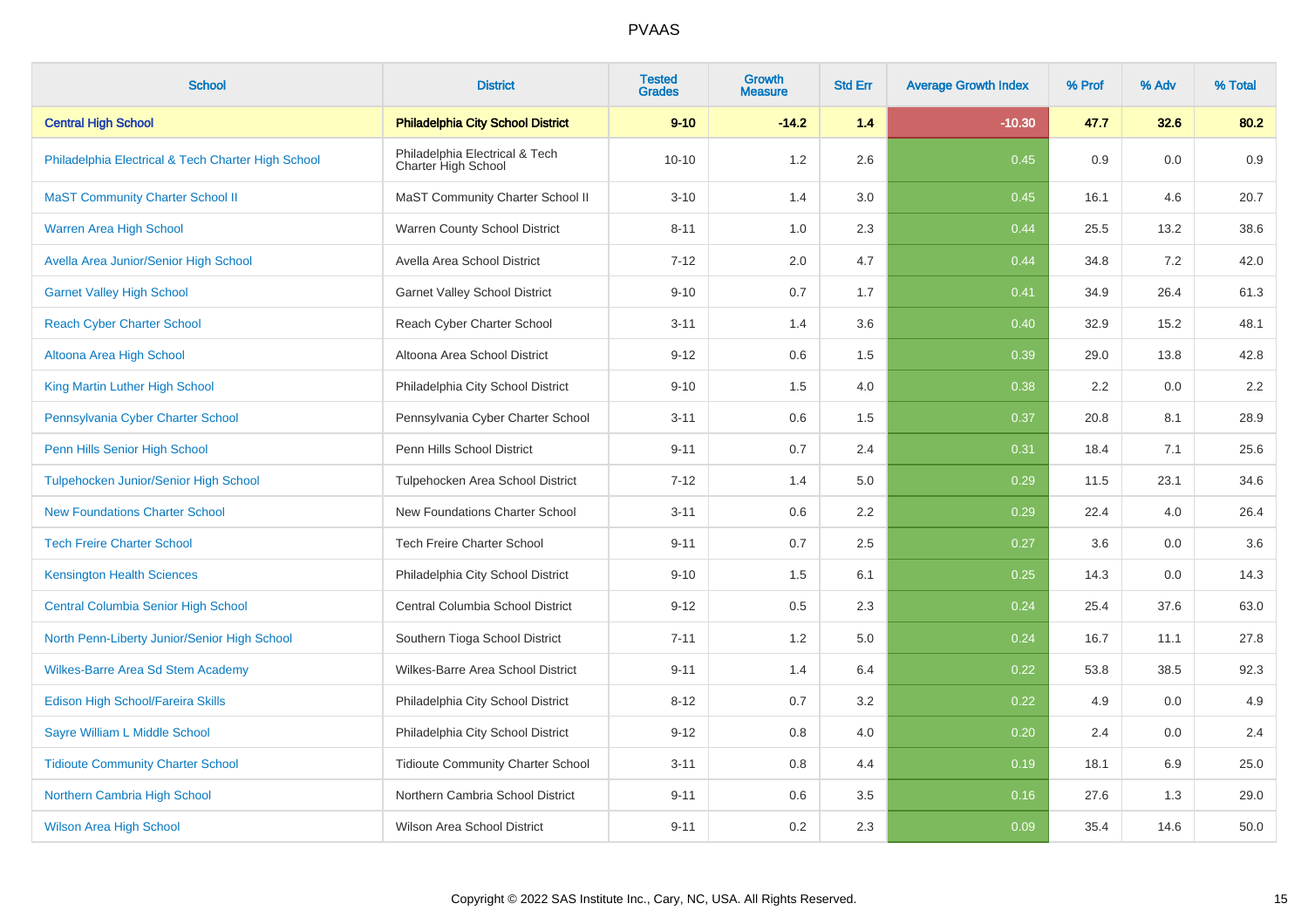# PVAAS

| School | District | Tested Grades | Growth Measure | Std Err | Average Growth Index | % Prof | % Adv | % Total |
|---|---|---|---|---|---|---|---|---|
| **Central High School** | **Philadelphia City School District** | **9-10** | **-14.2** | **1.4** | **-10.30** | **47.7** | **32.6** | **80.2** |
| Philadelphia Electrical & Tech Charter High School | Philadelphia Electrical & Tech Charter High School | 10-10 | 1.2 | 2.6 | 0.45 | 0.9 | 0.0 | 0.9 |
| MaST Community Charter School II | MaST Community Charter School II | 3-10 | 1.4 | 3.0 | 0.45 | 16.1 | 4.6 | 20.7 |
| Warren Area High School | Warren County School District | 8-11 | 1.0 | 2.3 | 0.44 | 25.5 | 13.2 | 38.6 |
| Avella Area Junior/Senior High School | Avella Area School District | 7-12 | 2.0 | 4.7 | 0.44 | 34.8 | 7.2 | 42.0 |
| Garnet Valley High School | Garnet Valley School District | 9-10 | 0.7 | 1.7 | 0.41 | 34.9 | 26.4 | 61.3 |
| Reach Cyber Charter School | Reach Cyber Charter School | 3-11 | 1.4 | 3.6 | 0.40 | 32.9 | 15.2 | 48.1 |
| Altoona Area High School | Altoona Area School District | 9-12 | 0.6 | 1.5 | 0.39 | 29.0 | 13.8 | 42.8 |
| King Martin Luther High School | Philadelphia City School District | 9-10 | 1.5 | 4.0 | 0.38 | 2.2 | 0.0 | 2.2 |
| Pennsylvania Cyber Charter School | Pennsylvania Cyber Charter School | 3-11 | 0.6 | 1.5 | 0.37 | 20.8 | 8.1 | 28.9 |
| Penn Hills Senior High School | Penn Hills School District | 9-11 | 0.7 | 2.4 | 0.31 | 18.4 | 7.1 | 25.6 |
| Tulpehocken Junior/Senior High School | Tulpehocken Area School District | 7-12 | 1.4 | 5.0 | 0.29 | 11.5 | 23.1 | 34.6 |
| New Foundations Charter School | New Foundations Charter School | 3-11 | 0.6 | 2.2 | 0.29 | 22.4 | 4.0 | 26.4 |
| Tech Freire Charter School | Tech Freire Charter School | 9-11 | 0.7 | 2.5 | 0.27 | 3.6 | 0.0 | 3.6 |
| Kensington Health Sciences | Philadelphia City School District | 9-10 | 1.5 | 6.1 | 0.25 | 14.3 | 0.0 | 14.3 |
| Central Columbia Senior High School | Central Columbia School District | 9-12 | 0.5 | 2.3 | 0.24 | 25.4 | 37.6 | 63.0 |
| North Penn-Liberty Junior/Senior High School | Southern Tioga School District | 7-11 | 1.2 | 5.0 | 0.24 | 16.7 | 11.1 | 27.8 |
| Wilkes-Barre Area Sd Stem Academy | Wilkes-Barre Area School District | 9-11 | 1.4 | 6.4 | 0.22 | 53.8 | 38.5 | 92.3 |
| Edison High School/Fareira Skills | Philadelphia City School District | 8-12 | 0.7 | 3.2 | 0.22 | 4.9 | 0.0 | 4.9 |
| Sayre William L Middle School | Philadelphia City School District | 9-12 | 0.8 | 4.0 | 0.20 | 2.4 | 0.0 | 2.4 |
| Tidioute Community Charter School | Tidioute Community Charter School | 3-11 | 0.8 | 4.4 | 0.19 | 18.1 | 6.9 | 25.0 |
| Northern Cambria High School | Northern Cambria School District | 9-11 | 0.6 | 3.5 | 0.16 | 27.6 | 1.3 | 29.0 |
| Wilson Area High School | Wilson Area School District | 9-11 | 0.2 | 2.3 | 0.09 | 35.4 | 14.6 | 50.0 |

Copyright © 2022 SAS Institute Inc., Cary, NC, USA. All Rights Reserved.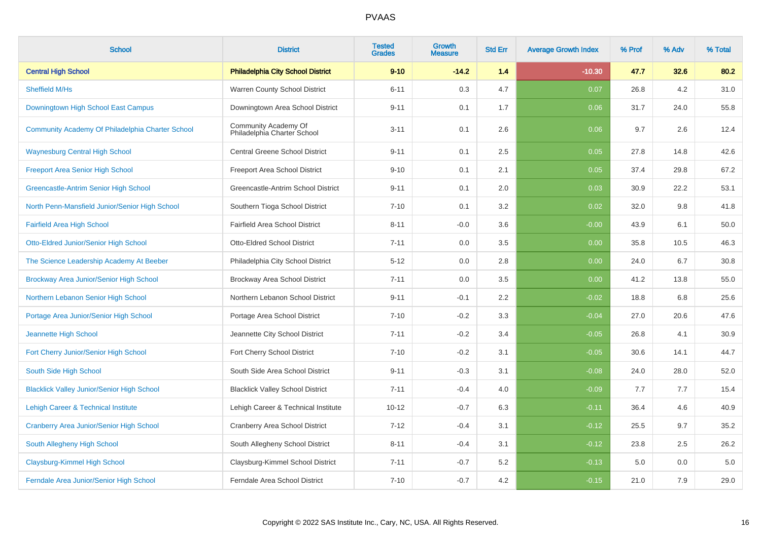# PVAAS

| School | District | Tested Grades | Growth Measure | Std Err | Average Growth Index | % Prof | % Adv | % Total |
|---|---|---|---|---|---|---|---|---|
| **Central High School** | **Philadelphia City School District** | **9-10** | **-14.2** | **1.4** | **-10.30** | **47.7** | **32.6** | **80.2** |
| Sheffield M/Hs | Warren County School District | 6-11 | 0.3 | 4.7 | 0.07 | 26.8 | 4.2 | 31.0 |
| Downingtown High School East Campus | Downingtown Area School District | 9-11 | 0.1 | 1.7 | 0.06 | 31.7 | 24.0 | 55.8 |
| Community Academy Of Philadelphia Charter School | Community Academy Of Philadelphia Charter School | 3-11 | 0.1 | 2.6 | 0.06 | 9.7 | 2.6 | 12.4 |
| Waynesburg Central High School | Central Greene School District | 9-11 | 0.1 | 2.5 | 0.05 | 27.8 | 14.8 | 42.6 |
| Freeport Area Senior High School | Freeport Area School District | 9-10 | 0.1 | 2.1 | 0.05 | 37.4 | 29.8 | 67.2 |
| Greencastle-Antrim Senior High School | Greencastle-Antrim School District | 9-11 | 0.1 | 2.0 | 0.03 | 30.9 | 22.2 | 53.1 |
| North Penn-Mansfield Junior/Senior High School | Southern Tioga School District | 7-10 | 0.1 | 3.2 | 0.02 | 32.0 | 9.8 | 41.8 |
| Fairfield Area High School | Fairfield Area School District | 8-11 | -0.0 | 3.6 | -0.00 | 43.9 | 6.1 | 50.0 |
| Otto-Eldred Junior/Senior High School | Otto-Eldred School District | 7-11 | 0.0 | 3.5 | 0.00 | 35.8 | 10.5 | 46.3 |
| The Science Leadership Academy At Beeber | Philadelphia City School District | 5-12 | 0.0 | 2.8 | 0.00 | 24.0 | 6.7 | 30.8 |
| Brockway Area Junior/Senior High School | Brockway Area School District | 7-11 | 0.0 | 3.5 | 0.00 | 41.2 | 13.8 | 55.0 |
| Northern Lebanon Senior High School | Northern Lebanon School District | 9-11 | -0.1 | 2.2 | -0.02 | 18.8 | 6.8 | 25.6 |
| Portage Area Junior/Senior High School | Portage Area School District | 7-10 | -0.2 | 3.3 | -0.04 | 27.0 | 20.6 | 47.6 |
| Jeannette High School | Jeannette City School District | 7-11 | -0.2 | 3.4 | -0.05 | 26.8 | 4.1 | 30.9 |
| Fort Cherry Junior/Senior High School | Fort Cherry School District | 7-10 | -0.2 | 3.1 | -0.05 | 30.6 | 14.1 | 44.7 |
| South Side High School | South Side Area School District | 9-11 | -0.3 | 3.1 | -0.08 | 24.0 | 28.0 | 52.0 |
| Blacklick Valley Junior/Senior High School | Blacklick Valley School District | 7-11 | -0.4 | 4.0 | -0.09 | 7.7 | 7.7 | 15.4 |
| Lehigh Career & Technical Institute | Lehigh Career & Technical Institute | 10-12 | -0.7 | 6.3 | -0.11 | 36.4 | 4.6 | 40.9 |
| Cranberry Area Junior/Senior High School | Cranberry Area School District | 7-12 | -0.4 | 3.1 | -0.12 | 25.5 | 9.7 | 35.2 |
| South Allegheny High School | South Allegheny School District | 8-11 | -0.4 | 3.1 | -0.12 | 23.8 | 2.5 | 26.2 |
| Claysburg-Kimmel High School | Claysburg-Kimmel School District | 7-11 | -0.7 | 5.2 | -0.13 | 5.0 | 0.0 | 5.0 |
| Ferndale Area Junior/Senior High School | Ferndale Area School District | 7-10 | -0.7 | 4.2 | -0.15 | 21.0 | 7.9 | 29.0 |

Copyright © 2022 SAS Institute Inc., Cary, NC, USA. All Rights Reserved.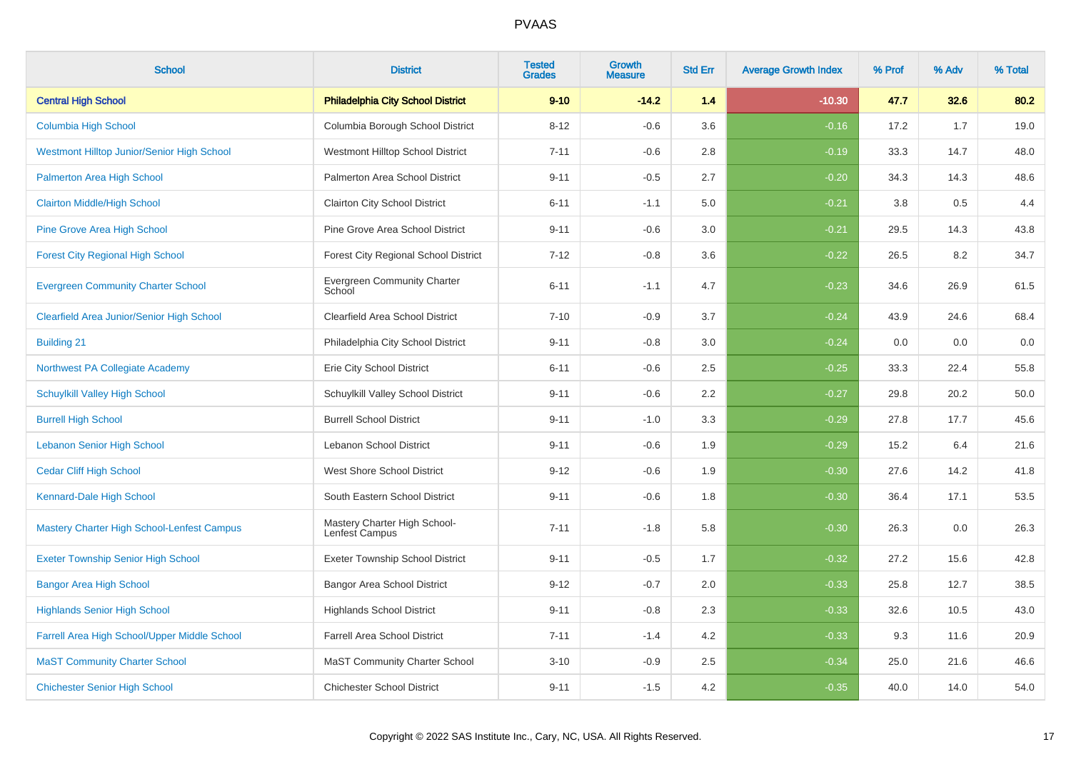# PVAAS

| School | District | Tested Grades | Growth Measure | Std Err | Average Growth Index | % Prof | % Adv | % Total |
|---|---|---|---|---|---|---|---|---|
| **Central High School** | **Philadelphia City School District** | **9-10** | **-14.2** | **1.4** | **-10.30** | **47.7** | **32.6** | **80.2** |
| Columbia High School | Columbia Borough School District | 8-12 | -0.6 | 3.6 | -0.16 | 17.2 | 1.7 | 19.0 |
| Westmont Hilltop Junior/Senior High School | Westmont Hilltop School District | 7-11 | -0.6 | 2.8 | -0.19 | 33.3 | 14.7 | 48.0 |
| Palmerton Area High School | Palmerton Area School District | 9-11 | -0.5 | 2.7 | -0.20 | 34.3 | 14.3 | 48.6 |
| Clairton Middle/High School | Clairton City School District | 6-11 | -1.1 | 5.0 | -0.21 | 3.8 | 0.5 | 4.4 |
| Pine Grove Area High School | Pine Grove Area School District | 9-11 | -0.6 | 3.0 | -0.21 | 29.5 | 14.3 | 43.8 |
| Forest City Regional High School | Forest City Regional School District | 7-12 | -0.8 | 3.6 | -0.22 | 26.5 | 8.2 | 34.7 |
| Evergreen Community Charter School | Evergreen Community Charter School | 6-11 | -1.1 | 4.7 | -0.23 | 34.6 | 26.9 | 61.5 |
| Clearfield Area Junior/Senior High School | Clearfield Area School District | 7-10 | -0.9 | 3.7 | -0.24 | 43.9 | 24.6 | 68.4 |
| Building 21 | Philadelphia City School District | 9-11 | -0.8 | 3.0 | -0.24 | 0.0 | 0.0 | 0.0 |
| Northwest PA Collegiate Academy | Erie City School District | 6-11 | -0.6 | 2.5 | -0.25 | 33.3 | 22.4 | 55.8 |
| Schuylkill Valley High School | Schuylkill Valley School District | 9-11 | -0.6 | 2.2 | -0.27 | 29.8 | 20.2 | 50.0 |
| Burrell High School | Burrell School District | 9-11 | -1.0 | 3.3 | -0.29 | 27.8 | 17.7 | 45.6 |
| Lebanon Senior High School | Lebanon School District | 9-11 | -0.6 | 1.9 | -0.29 | 15.2 | 6.4 | 21.6 |
| Cedar Cliff High School | West Shore School District | 9-12 | -0.6 | 1.9 | -0.30 | 27.6 | 14.2 | 41.8 |
| Kennard-Dale High School | South Eastern School District | 9-11 | -0.6 | 1.8 | -0.30 | 36.4 | 17.1 | 53.5 |
| Mastery Charter High School-Lenfest Campus | Mastery Charter High School-Lenfest Campus | 7-11 | -1.8 | 5.8 | -0.30 | 26.3 | 0.0 | 26.3 |
| Exeter Township Senior High School | Exeter Township School District | 9-11 | -0.5 | 1.7 | -0.32 | 27.2 | 15.6 | 42.8 |
| Bangor Area High School | Bangor Area School District | 9-12 | -0.7 | 2.0 | -0.33 | 25.8 | 12.7 | 38.5 |
| Highlands Senior High School | Highlands School District | 9-11 | -0.8 | 2.3 | -0.33 | 32.6 | 10.5 | 43.0 |
| Farrell Area High School/Upper Middle School | Farrell Area School District | 7-11 | -1.4 | 4.2 | -0.33 | 9.3 | 11.6 | 20.9 |
| MaST Community Charter School | MaST Community Charter School | 3-10 | -0.9 | 2.5 | -0.34 | 25.0 | 21.6 | 46.6 |
| Chichester Senior High School | Chichester School District | 9-11 | -1.5 | 4.2 | -0.35 | 40.0 | 14.0 | 54.0 |

Copyright © 2022 SAS Institute Inc., Cary, NC, USA. All Rights Reserved.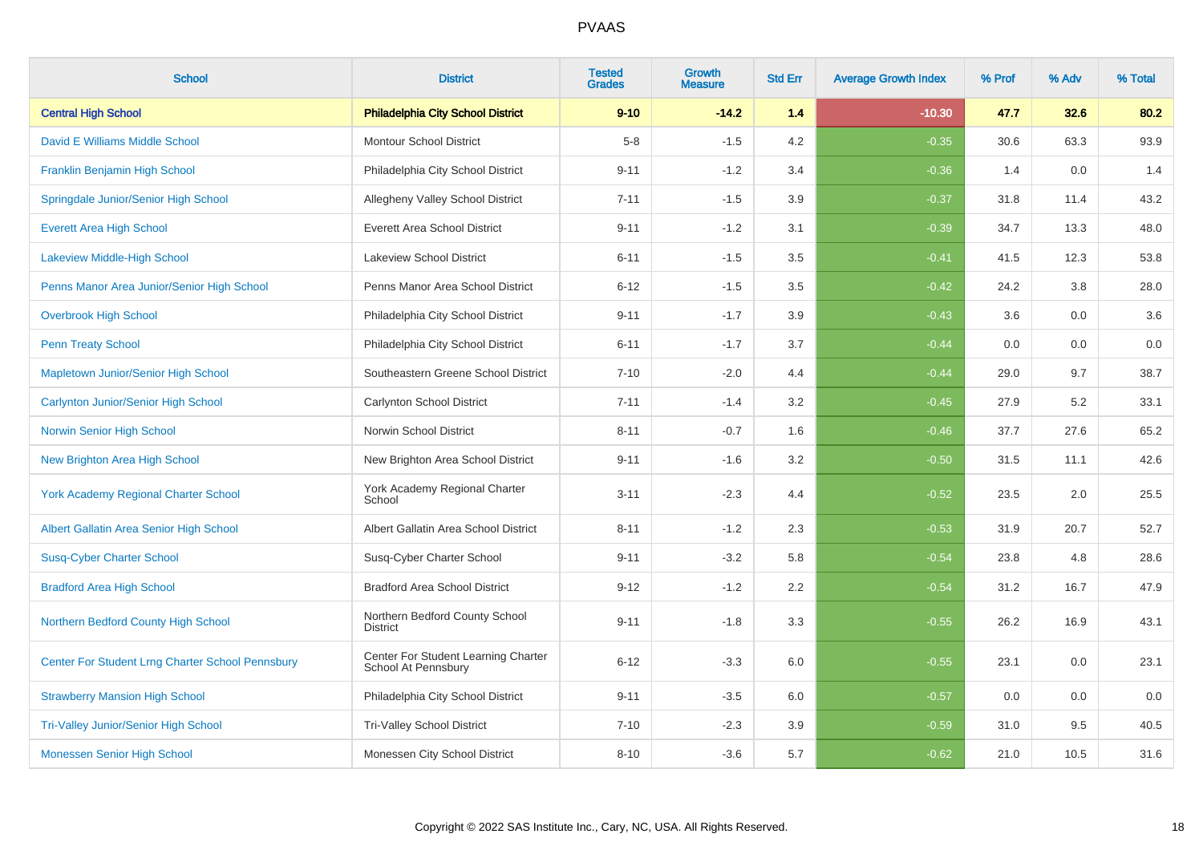# PVAAS

| School | District | Tested Grades | Growth Measure | Std Err | Average Growth Index | % Prof | % Adv | % Total |
|---|---|---|---|---|---|---|---|---|
| **Central High School** | **Philadelphia City School District** | **9-10** | **-14.2** | **1.4** | **-10.30** | **47.7** | **32.6** | **80.2** |
| David E Williams Middle School | Montour School District | 5-8 | -1.5 | 4.2 | -0.35 | 30.6 | 63.3 | 93.9 |
| Franklin Benjamin High School | Philadelphia City School District | 9-11 | -1.2 | 3.4 | -0.36 | 1.4 | 0.0 | 1.4 |
| Springdale Junior/Senior High School | Allegheny Valley School District | 7-11 | -1.5 | 3.9 | -0.37 | 31.8 | 11.4 | 43.2 |
| Everett Area High School | Everett Area School District | 9-11 | -1.2 | 3.1 | -0.39 | 34.7 | 13.3 | 48.0 |
| Lakeview Middle-High School | Lakeview School District | 6-11 | -1.5 | 3.5 | -0.41 | 41.5 | 12.3 | 53.8 |
| Penns Manor Area Junior/Senior High School | Penns Manor Area School District | 6-12 | -1.5 | 3.5 | -0.42 | 24.2 | 3.8 | 28.0 |
| Overbrook High School | Philadelphia City School District | 9-11 | -1.7 | 3.9 | -0.43 | 3.6 | 0.0 | 3.6 |
| Penn Treaty School | Philadelphia City School District | 6-11 | -1.7 | 3.7 | -0.44 | 0.0 | 0.0 | 0.0 |
| Mapletown Junior/Senior High School | Southeastern Greene School District | 7-10 | -2.0 | 4.4 | -0.44 | 29.0 | 9.7 | 38.7 |
| Carlynton Junior/Senior High School | Carlynton School District | 7-11 | -1.4 | 3.2 | -0.45 | 27.9 | 5.2 | 33.1 |
| Norwin Senior High School | Norwin School District | 8-11 | -0.7 | 1.6 | -0.46 | 37.7 | 27.6 | 65.2 |
| New Brighton Area High School | New Brighton Area School District | 9-11 | -1.6 | 3.2 | -0.50 | 31.5 | 11.1 | 42.6 |
| York Academy Regional Charter School | York Academy Regional Charter School | 3-11 | -2.3 | 4.4 | -0.52 | 23.5 | 2.0 | 25.5 |
| Albert Gallatin Area Senior High School | Albert Gallatin Area School District | 8-11 | -1.2 | 2.3 | -0.53 | 31.9 | 20.7 | 52.7 |
| Susq-Cyber Charter School | Susq-Cyber Charter School | 9-11 | -3.2 | 5.8 | -0.54 | 23.8 | 4.8 | 28.6 |
| Bradford Area High School | Bradford Area School District | 9-12 | -1.2 | 2.2 | -0.54 | 31.2 | 16.7 | 47.9 |
| Northern Bedford County High School | Northern Bedford County School District | 9-11 | -1.8 | 3.3 | -0.55 | 26.2 | 16.9 | 43.1 |
| Center For Student Lrng Charter School Pennsbury | Center For Student Learning Charter School At Pennsbury | 6-12 | -3.3 | 6.0 | -0.55 | 23.1 | 0.0 | 23.1 |
| Strawberry Mansion High School | Philadelphia City School District | 9-11 | -3.5 | 6.0 | -0.57 | 0.0 | 0.0 | 0.0 |
| Tri-Valley Junior/Senior High School | Tri-Valley School District | 7-10 | -2.3 | 3.9 | -0.59 | 31.0 | 9.5 | 40.5 |
| Monessen Senior High School | Monessen City School District | 8-10 | -3.6 | 5.7 | -0.62 | 21.0 | 10.5 | 31.6 |

Copyright © 2022 SAS Institute Inc., Cary, NC, USA. All Rights Reserved.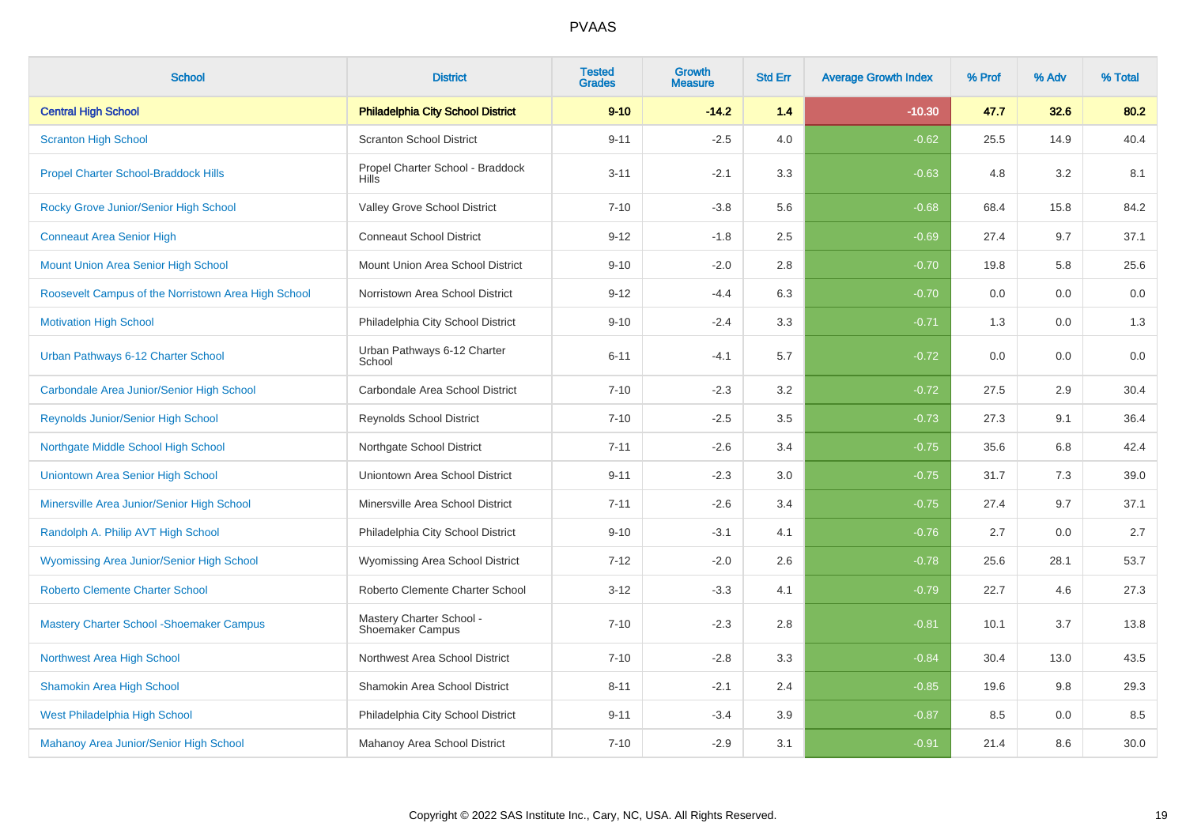# PVAAS

| School | District | Tested Grades | Growth Measure | Std Err | Average Growth Index | % Prof | % Adv | % Total |
|---|---|---|---|---|---|---|---|---|
| **Central High School** | **Philadelphia City School District** | **9-10** | **-14.2** | **1.4** | **-10.30** | **47.7** | **32.6** | **80.2** |
| Scranton High School | Scranton School District | 9-11 | -2.5 | 4.0 | -0.62 | 25.5 | 14.9 | 40.4 |
| Propel Charter School-Braddock Hills | Propel Charter School - Braddock Hills | 3-11 | -2.1 | 3.3 | -0.63 | 4.8 | 3.2 | 8.1 |
| Rocky Grove Junior/Senior High School | Valley Grove School District | 7-10 | -3.8 | 5.6 | -0.68 | 68.4 | 15.8 | 84.2 |
| Conneaut Area Senior High | Conneaut School District | 9-12 | -1.8 | 2.5 | -0.69 | 27.4 | 9.7 | 37.1 |
| Mount Union Area Senior High School | Mount Union Area School District | 9-10 | -2.0 | 2.8 | -0.70 | 19.8 | 5.8 | 25.6 |
| Roosevelt Campus of the Norristown Area High School | Norristown Area School District | 9-12 | -4.4 | 6.3 | -0.70 | 0.0 | 0.0 | 0.0 |
| Motivation High School | Philadelphia City School District | 9-10 | -2.4 | 3.3 | -0.71 | 1.3 | 0.0 | 1.3 |
| Urban Pathways 6-12 Charter School | Urban Pathways 6-12 Charter School | 6-11 | -4.1 | 5.7 | -0.72 | 0.0 | 0.0 | 0.0 |
| Carbondale Area Junior/Senior High School | Carbondale Area School District | 7-10 | -2.3 | 3.2 | -0.72 | 27.5 | 2.9 | 30.4 |
| Reynolds Junior/Senior High School | Reynolds School District | 7-10 | -2.5 | 3.5 | -0.73 | 27.3 | 9.1 | 36.4 |
| Northgate Middle School High School | Northgate School District | 7-11 | -2.6 | 3.4 | -0.75 | 35.6 | 6.8 | 42.4 |
| Uniontown Area Senior High School | Uniontown Area School District | 9-11 | -2.3 | 3.0 | -0.75 | 31.7 | 7.3 | 39.0 |
| Minersville Area Junior/Senior High School | Minersville Area School District | 7-11 | -2.6 | 3.4 | -0.75 | 27.4 | 9.7 | 37.1 |
| Randolph A. Philip AVT High School | Philadelphia City School District | 9-10 | -3.1 | 4.1 | -0.76 | 2.7 | 0.0 | 2.7 |
| Wyomissing Area Junior/Senior High School | Wyomissing Area School District | 7-12 | -2.0 | 2.6 | -0.78 | 25.6 | 28.1 | 53.7 |
| Roberto Clemente Charter School | Roberto Clemente Charter School | 3-12 | -3.3 | 4.1 | -0.79 | 22.7 | 4.6 | 27.3 |
| Mastery Charter School -Shoemaker Campus | Mastery Charter School - Shoemaker Campus | 7-10 | -2.3 | 2.8 | -0.81 | 10.1 | 3.7 | 13.8 |
| Northwest Area High School | Northwest Area School District | 7-10 | -2.8 | 3.3 | -0.84 | 30.4 | 13.0 | 43.5 |
| Shamokin Area High School | Shamokin Area School District | 8-11 | -2.1 | 2.4 | -0.85 | 19.6 | 9.8 | 29.3 |
| West Philadelphia High School | Philadelphia City School District | 9-11 | -3.4 | 3.9 | -0.87 | 8.5 | 0.0 | 8.5 |
| Mahanoy Area Junior/Senior High School | Mahanoy Area School District | 7-10 | -2.9 | 3.1 | -0.91 | 21.4 | 8.6 | 30.0 |

Copyright © 2022 SAS Institute Inc., Cary, NC, USA. All Rights Reserved.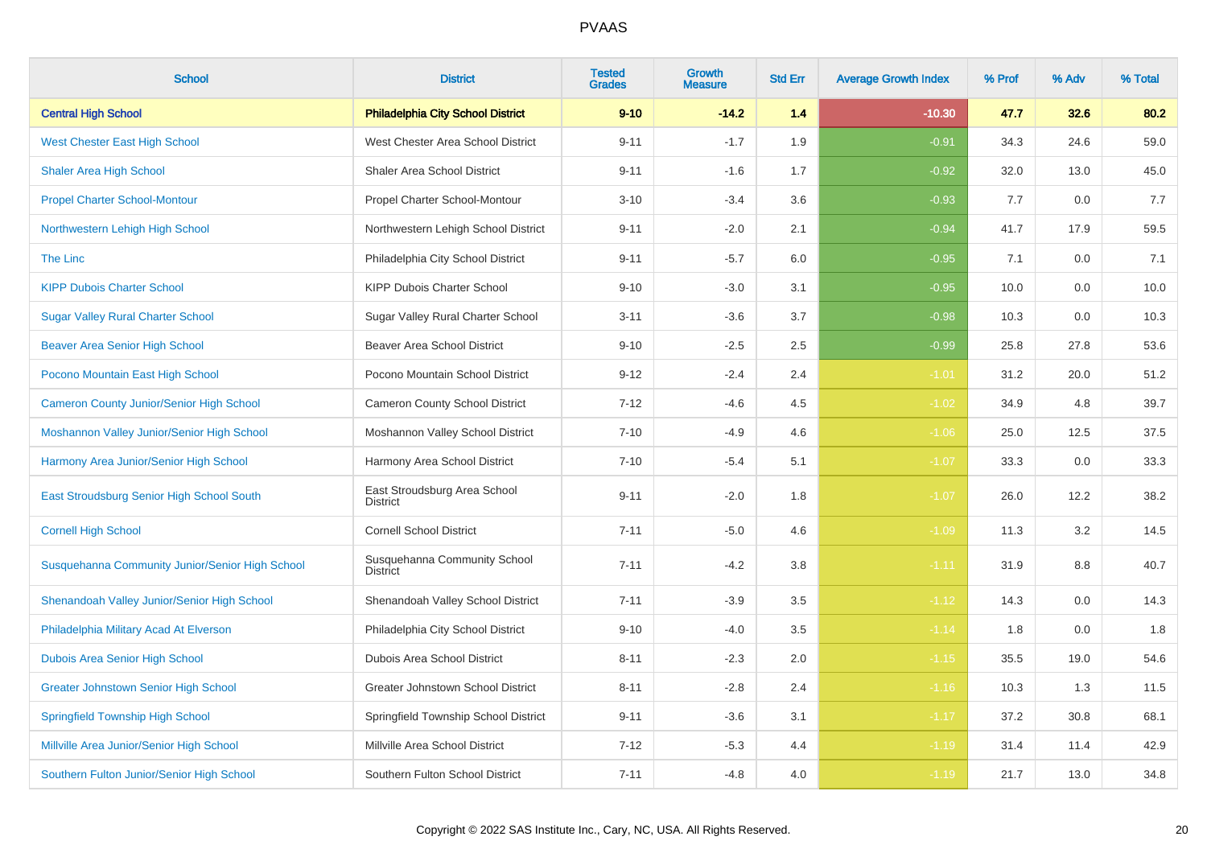| School | District | Tested Grades | Growth Measure | Std Err | Average Growth Index | % Prof | % Adv | % Total |
|---|---|---|---|---|---|---|---|---|
| **Central High School** | **Philadelphia City School District** | **9-10** | **-14.2** | **1.4** | **-10.30** | **47.7** | **32.6** | **80.2** |
| West Chester East High School | West Chester Area School District | 9-11 | -1.7 | 1.9 | -0.91 | 34.3 | 24.6 | 59.0 |
| Shaler Area High School | Shaler Area School District | 9-11 | -1.6 | 1.7 | -0.92 | 32.0 | 13.0 | 45.0 |
| Propel Charter School-Montour | Propel Charter School-Montour | 3-10 | -3.4 | 3.6 | -0.93 | 7.7 | 0.0 | 7.7 |
| Northwestern Lehigh High School | Northwestern Lehigh School District | 9-11 | -2.0 | 2.1 | -0.94 | 41.7 | 17.9 | 59.5 |
| The Linc | Philadelphia City School District | 9-11 | -5.7 | 6.0 | -0.95 | 7.1 | 0.0 | 7.1 |
| KIPP Dubois Charter School | KIPP Dubois Charter School | 9-10 | -3.0 | 3.1 | -0.95 | 10.0 | 0.0 | 10.0 |
| Sugar Valley Rural Charter School | Sugar Valley Rural Charter School | 3-11 | -3.6 | 3.7 | -0.98 | 10.3 | 0.0 | 10.3 |
| Beaver Area Senior High School | Beaver Area School District | 9-10 | -2.5 | 2.5 | -0.99 | 25.8 | 27.8 | 53.6 |
| Pocono Mountain East High School | Pocono Mountain School District | 9-12 | -2.4 | 2.4 | -1.01 | 31.2 | 20.0 | 51.2 |
| Cameron County Junior/Senior High School | Cameron County School District | 7-12 | -4.6 | 4.5 | -1.02 | 34.9 | 4.8 | 39.7 |
| Moshannon Valley Junior/Senior High School | Moshannon Valley School District | 7-10 | -4.9 | 4.6 | -1.06 | 25.0 | 12.5 | 37.5 |
| Harmony Area Junior/Senior High School | Harmony Area School District | 7-10 | -5.4 | 5.1 | -1.07 | 33.3 | 0.0 | 33.3 |
| East Stroudsburg Senior High School South | East Stroudsburg Area School District | 9-11 | -2.0 | 1.8 | -1.07 | 26.0 | 12.2 | 38.2 |
| Cornell High School | Cornell School District | 7-11 | -5.0 | 4.6 | -1.09 | 11.3 | 3.2 | 14.5 |
| Susquehanna Community Junior/Senior High School | Susquehanna Community School District | 7-11 | -4.2 | 3.8 | -1.11 | 31.9 | 8.8 | 40.7 |
| Shenandoah Valley Junior/Senior High School | Shenandoah Valley School District | 7-11 | -3.9 | 3.5 | -1.12 | 14.3 | 0.0 | 14.3 |
| Philadelphia Military Acad At Elverson | Philadelphia City School District | 9-10 | -4.0 | 3.5 | -1.14 | 1.8 | 0.0 | 1.8 |
| Dubois Area Senior High School | Dubois Area School District | 8-11 | -2.3 | 2.0 | -1.15 | 35.5 | 19.0 | 54.6 |
| Greater Johnstown Senior High School | Greater Johnstown School District | 8-11 | -2.8 | 2.4 | -1.16 | 10.3 | 1.3 | 11.5 |
| Springfield Township High School | Springfield Township School District | 9-11 | -3.6 | 3.1 | -1.17 | 37.2 | 30.8 | 68.1 |
| Millville Area Junior/Senior High School | Millville Area School District | 7-12 | -5.3 | 4.4 | -1.19 | 31.4 | 11.4 | 42.9 |
| Southern Fulton Junior/Senior High School | Southern Fulton School District | 7-11 | -4.8 | 4.0 | -1.19 | 21.7 | 13.0 | 34.8 |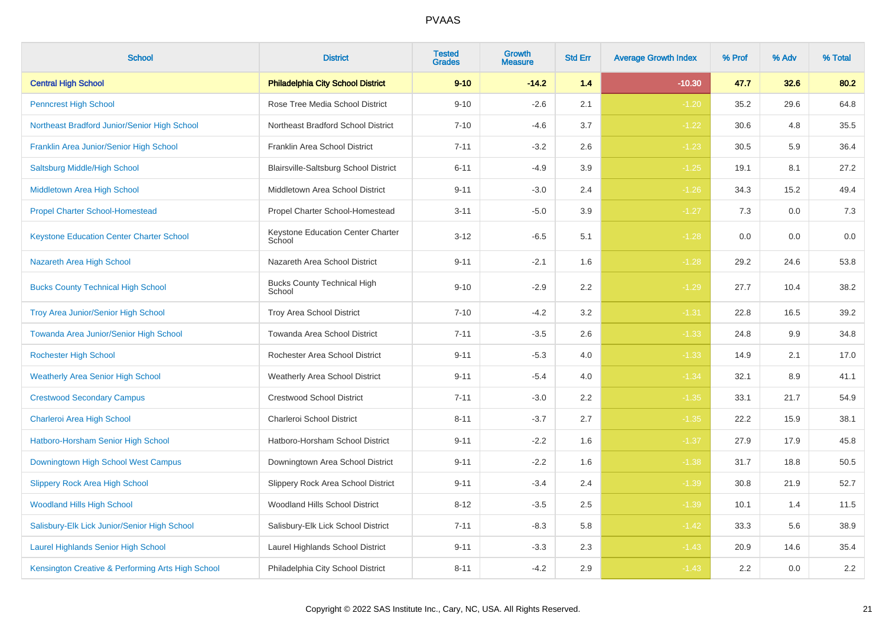# PVAAS

| School | District | Tested Grades | Growth Measure | Std Err | Average Growth Index | % Prof | % Adv | % Total |
|---|---|---|---|---|---|---|---|---|
| **Central High School** | **Philadelphia City School District** | **9-10** | **-14.2** | **1.4** | **-10.30** | **47.7** | **32.6** | **80.2** |
| Penncrest High School | Rose Tree Media School District | 9-10 | -2.6 | 2.1 | -1.20 | 35.2 | 29.6 | 64.8 |
| Northeast Bradford Junior/Senior High School | Northeast Bradford School District | 7-10 | -4.6 | 3.7 | -1.22 | 30.6 | 4.8 | 35.5 |
| Franklin Area Junior/Senior High School | Franklin Area School District | 7-11 | -3.2 | 2.6 | -1.23 | 30.5 | 5.9 | 36.4 |
| Saltsburg Middle/High School | Blairsville-Saltsburg School District | 6-11 | -4.9 | 3.9 | -1.25 | 19.1 | 8.1 | 27.2 |
| Middletown Area High School | Middletown Area School District | 9-11 | -3.0 | 2.4 | -1.26 | 34.3 | 15.2 | 49.4 |
| Propel Charter School-Homestead | Propel Charter School-Homestead | 3-11 | -5.0 | 3.9 | -1.27 | 7.3 | 0.0 | 7.3 |
| Keystone Education Center Charter School | Keystone Education Center Charter School | 3-12 | -6.5 | 5.1 | -1.28 | 0.0 | 0.0 | 0.0 |
| Nazareth Area High School | Nazareth Area School District | 9-11 | -2.1 | 1.6 | -1.28 | 29.2 | 24.6 | 53.8 |
| Bucks County Technical High School | Bucks County Technical High School | 9-10 | -2.9 | 2.2 | -1.29 | 27.7 | 10.4 | 38.2 |
| Troy Area Junior/Senior High School | Troy Area School District | 7-10 | -4.2 | 3.2 | -1.31 | 22.8 | 16.5 | 39.2 |
| Towanda Area Junior/Senior High School | Towanda Area School District | 7-11 | -3.5 | 2.6 | -1.33 | 24.8 | 9.9 | 34.8 |
| Rochester High School | Rochester Area School District | 9-11 | -5.3 | 4.0 | -1.33 | 14.9 | 2.1 | 17.0 |
| Weatherly Area Senior High School | Weatherly Area School District | 9-11 | -5.4 | 4.0 | -1.34 | 32.1 | 8.9 | 41.1 |
| Crestwood Secondary Campus | Crestwood School District | 7-11 | -3.0 | 2.2 | -1.35 | 33.1 | 21.7 | 54.9 |
| Charleroi Area High School | Charleroi School District | 8-11 | -3.7 | 2.7 | -1.35 | 22.2 | 15.9 | 38.1 |
| Hatboro-Horsham Senior High School | Hatboro-Horsham School District | 9-11 | -2.2 | 1.6 | -1.37 | 27.9 | 17.9 | 45.8 |
| Downingtown High School West Campus | Downingtown Area School District | 9-11 | -2.2 | 1.6 | -1.38 | 31.7 | 18.8 | 50.5 |
| Slippery Rock Area High School | Slippery Rock Area School District | 9-11 | -3.4 | 2.4 | -1.39 | 30.8 | 21.9 | 52.7 |
| Woodland Hills High School | Woodland Hills School District | 8-12 | -3.5 | 2.5 | -1.39 | 10.1 | 1.4 | 11.5 |
| Salisbury-Elk Lick Junior/Senior High School | Salisbury-Elk Lick School District | 7-11 | -8.3 | 5.8 | -1.42 | 33.3 | 5.6 | 38.9 |
| Laurel Highlands Senior High School | Laurel Highlands School District | 9-11 | -3.3 | 2.3 | -1.43 | 20.9 | 14.6 | 35.4 |
| Kensington Creative & Performing Arts High School | Philadelphia City School District | 8-11 | -4.2 | 2.9 | -1.43 | 2.2 | 0.0 | 2.2 |

Copyright © 2022 SAS Institute Inc., Cary, NC, USA. All Rights Reserved.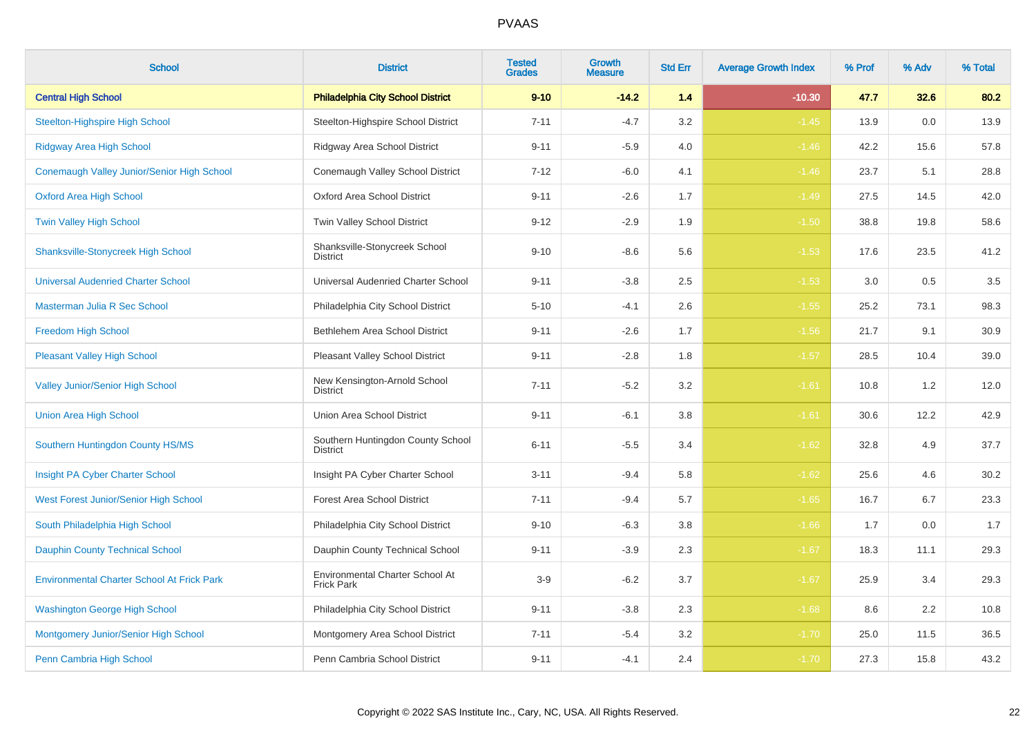# PVAAS

| School | District | Tested Grades | Growth Measure | Std Err | Average Growth Index | % Prof | % Adv | % Total |
|---|---|---|---|---|---|---|---|---|
| **Central High School** | **Philadelphia City School District** | **9-10** | **-14.2** | **1.4** | **-10.30** | **47.7** | **32.6** | **80.2** |
| Steelton-Highspire High School | Steelton-Highspire School District | 7-11 | -4.7 | 3.2 | -1.45 | 13.9 | 0.0 | 13.9 |
| Ridgway Area High School | Ridgway Area School District | 9-11 | -5.9 | 4.0 | -1.46 | 42.2 | 15.6 | 57.8 |
| Conemaugh Valley Junior/Senior High School | Conemaugh Valley School District | 7-12 | -6.0 | 4.1 | -1.46 | 23.7 | 5.1 | 28.8 |
| Oxford Area High School | Oxford Area School District | 9-11 | -2.6 | 1.7 | -1.49 | 27.5 | 14.5 | 42.0 |
| Twin Valley High School | Twin Valley School District | 9-12 | -2.9 | 1.9 | -1.50 | 38.8 | 19.8 | 58.6 |
| Shanksville-Stonycreek High School | Shanksville-Stonycreek School District | 9-10 | -8.6 | 5.6 | -1.53 | 17.6 | 23.5 | 41.2 |
| Universal Audenried Charter School | Universal Audenried Charter School | 9-11 | -3.8 | 2.5 | -1.53 | 3.0 | 0.5 | 3.5 |
| Masterman Julia R Sec School | Philadelphia City School District | 5-10 | -4.1 | 2.6 | -1.55 | 25.2 | 73.1 | 98.3 |
| Freedom High School | Bethlehem Area School District | 9-11 | -2.6 | 1.7 | -1.56 | 21.7 | 9.1 | 30.9 |
| Pleasant Valley High School | Pleasant Valley School District | 9-11 | -2.8 | 1.8 | -1.57 | 28.5 | 10.4 | 39.0 |
| Valley Junior/Senior High School | New Kensington-Arnold School District | 7-11 | -5.2 | 3.2 | -1.61 | 10.8 | 1.2 | 12.0 |
| Union Area High School | Union Area School District | 9-11 | -6.1 | 3.8 | -1.61 | 30.6 | 12.2 | 42.9 |
| Southern Huntingdon County HS/MS | Southern Huntingdon County School District | 6-11 | -5.5 | 3.4 | -1.62 | 32.8 | 4.9 | 37.7 |
| Insight PA Cyber Charter School | Insight PA Cyber Charter School | 3-11 | -9.4 | 5.8 | -1.62 | 25.6 | 4.6 | 30.2 |
| West Forest Junior/Senior High School | Forest Area School District | 7-11 | -9.4 | 5.7 | -1.65 | 16.7 | 6.7 | 23.3 |
| South Philadelphia High School | Philadelphia City School District | 9-10 | -6.3 | 3.8 | -1.66 | 1.7 | 0.0 | 1.7 |
| Dauphin County Technical School | Dauphin County Technical School | 9-11 | -3.9 | 2.3 | -1.67 | 18.3 | 11.1 | 29.3 |
| Environmental Charter School At Frick Park | Environmental Charter School At Frick Park | 3-9 | -6.2 | 3.7 | -1.67 | 25.9 | 3.4 | 29.3 |
| Washington George High School | Philadelphia City School District | 9-11 | -3.8 | 2.3 | -1.68 | 8.6 | 2.2 | 10.8 |
| Montgomery Junior/Senior High School | Montgomery Area School District | 7-11 | -5.4 | 3.2 | -1.70 | 25.0 | 11.5 | 36.5 |
| Penn Cambria High School | Penn Cambria School District | 9-11 | -4.1 | 2.4 | -1.70 | 27.3 | 15.8 | 43.2 |

Copyright © 2022 SAS Institute Inc., Cary, NC, USA. All Rights Reserved.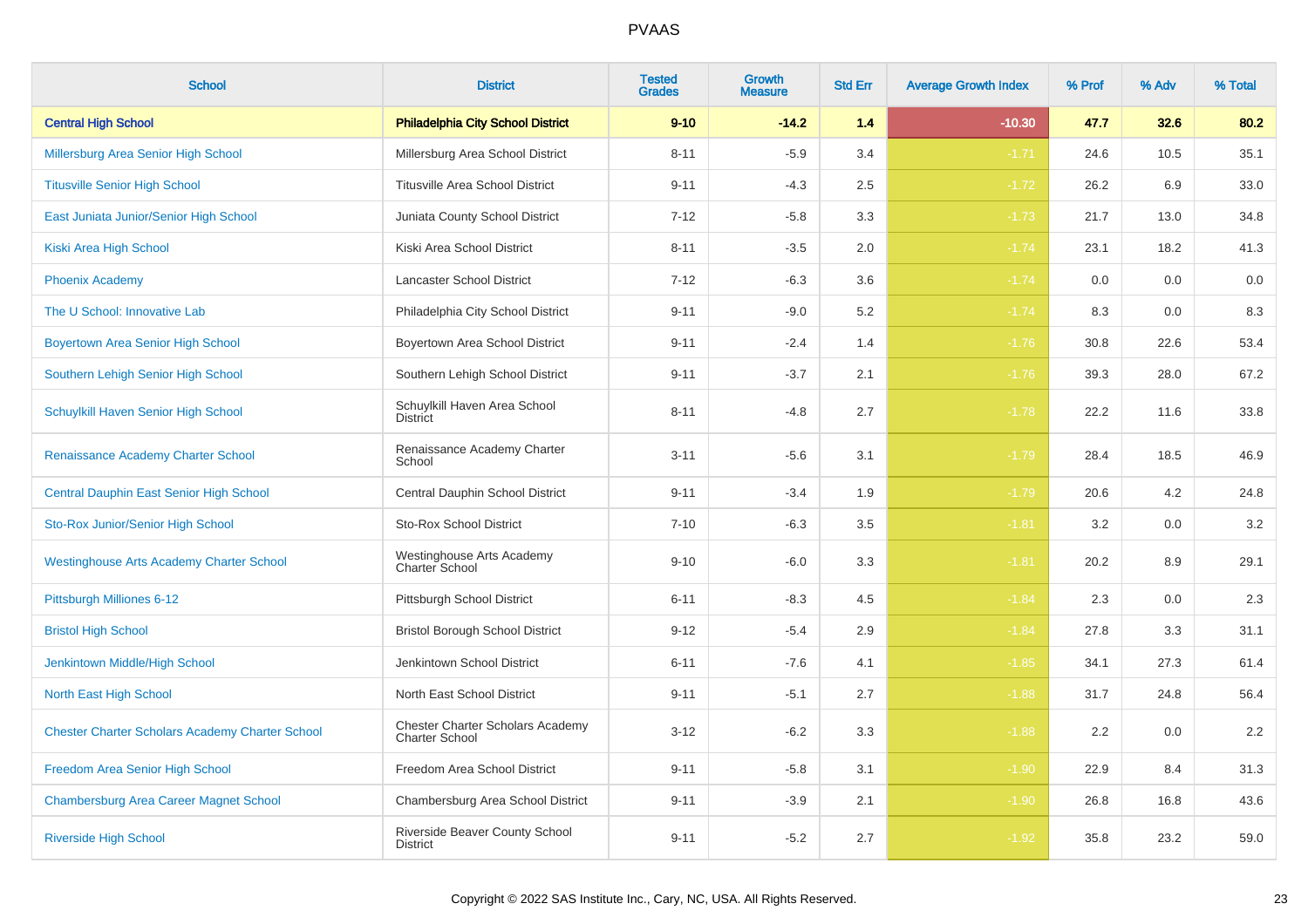# PVAAS

| School | District | Tested Grades | Growth Measure | Std Err | Average Growth Index | % Prof | % Adv | % Total |
|---|---|---|---|---|---|---|---|---|
| **Central High School** | **Philadelphia City School District** | **9-10** | **-14.2** | **1.4** | **-10.30** | **47.7** | **32.6** | **80.2** |
| Millersburg Area Senior High School | Millersburg Area School District | 8-11 | -5.9 | 3.4 | -1.71 | 24.6 | 10.5 | 35.1 |
| Titusville Senior High School | Titusville Area School District | 9-11 | -4.3 | 2.5 | -1.72 | 26.2 | 6.9 | 33.0 |
| East Juniata Junior/Senior High School | Juniata County School District | 7-12 | -5.8 | 3.3 | -1.73 | 21.7 | 13.0 | 34.8 |
| Kiski Area High School | Kiski Area School District | 8-11 | -3.5 | 2.0 | -1.74 | 23.1 | 18.2 | 41.3 |
| Phoenix Academy | Lancaster School District | 7-12 | -6.3 | 3.6 | -1.74 | 0.0 | 0.0 | 0.0 |
| The U School: Innovative Lab | Philadelphia City School District | 9-11 | -9.0 | 5.2 | -1.74 | 8.3 | 0.0 | 8.3 |
| Boyertown Area Senior High School | Boyertown Area School District | 9-11 | -2.4 | 1.4 | -1.76 | 30.8 | 22.6 | 53.4 |
| Southern Lehigh Senior High School | Southern Lehigh School District | 9-11 | -3.7 | 2.1 | -1.76 | 39.3 | 28.0 | 67.2 |
| Schuylkill Haven Senior High School | Schuylkill Haven Area School District | 8-11 | -4.8 | 2.7 | -1.78 | 22.2 | 11.6 | 33.8 |
| Renaissance Academy Charter School | Renaissance Academy Charter School | 3-11 | -5.6 | 3.1 | -1.79 | 28.4 | 18.5 | 46.9 |
| Central Dauphin East Senior High School | Central Dauphin School District | 9-11 | -3.4 | 1.9 | -1.79 | 20.6 | 4.2 | 24.8 |
| Sto-Rox Junior/Senior High School | Sto-Rox School District | 7-10 | -6.3 | 3.5 | -1.81 | 3.2 | 0.0 | 3.2 |
| Westinghouse Arts Academy Charter School | Westinghouse Arts Academy Charter School | 9-10 | -6.0 | 3.3 | -1.81 | 20.2 | 8.9 | 29.1 |
| Pittsburgh Milliones 6-12 | Pittsburgh School District | 6-11 | -8.3 | 4.5 | -1.84 | 2.3 | 0.0 | 2.3 |
| Bristol High School | Bristol Borough School District | 9-12 | -5.4 | 2.9 | -1.84 | 27.8 | 3.3 | 31.1 |
| Jenkintown Middle/High School | Jenkintown School District | 6-11 | -7.6 | 4.1 | -1.85 | 34.1 | 27.3 | 61.4 |
| North East High School | North East School District | 9-11 | -5.1 | 2.7 | -1.88 | 31.7 | 24.8 | 56.4 |
| Chester Charter Scholars Academy Charter School | Chester Charter Scholars Academy Charter School | 3-12 | -6.2 | 3.3 | -1.88 | 2.2 | 0.0 | 2.2 |
| Freedom Area Senior High School | Freedom Area School District | 9-11 | -5.8 | 3.1 | -1.90 | 22.9 | 8.4 | 31.3 |
| Chambersburg Area Career Magnet School | Chambersburg Area School District | 9-11 | -3.9 | 2.1 | -1.90 | 26.8 | 16.8 | 43.6 |
| Riverside High School | Riverside Beaver County School District | 9-11 | -5.2 | 2.7 | -1.92 | 35.8 | 23.2 | 59.0 |

Copyright © 2022 SAS Institute Inc., Cary, NC, USA. All Rights Reserved.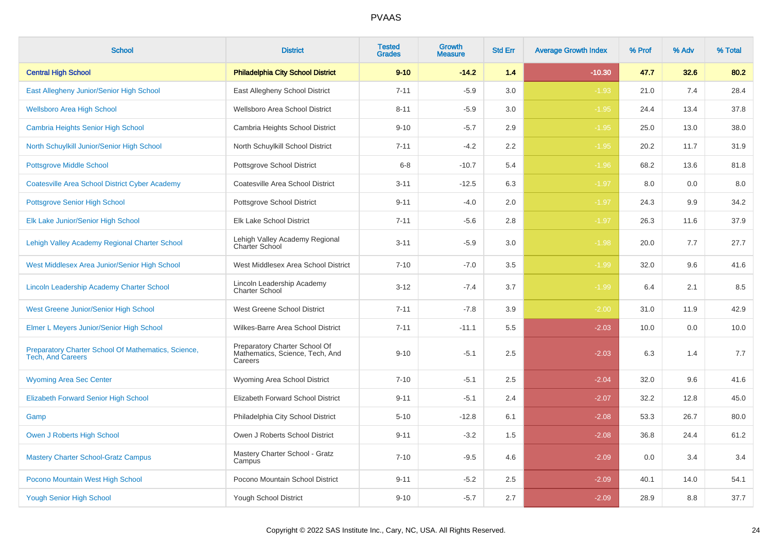# PVAAS

| School | District | Tested Grades | Growth Measure | Std Err | Average Growth Index | % Prof | % Adv | % Total |
|---|---|---|---|---|---|---|---|---|
| **Central High School** | **Philadelphia City School District** | **9-10** | **-14.2** | **1.4** | **-10.30** | **47.7** | **32.6** | **80.2** |
| East Allegheny Junior/Senior High School | East Allegheny School District | 7-11 | -5.9 | 3.0 | -1.93 | 21.0 | 7.4 | 28.4 |
| Wellsboro Area High School | Wellsboro Area School District | 8-11 | -5.9 | 3.0 | -1.95 | 24.4 | 13.4 | 37.8 |
| Cambria Heights Senior High School | Cambria Heights School District | 9-10 | -5.7 | 2.9 | -1.95 | 25.0 | 13.0 | 38.0 |
| North Schuylkill Junior/Senior High School | North Schuylkill School District | 7-11 | -4.2 | 2.2 | -1.95 | 20.2 | 11.7 | 31.9 |
| Pottsgrove Middle School | Pottsgrove School District | 6-8 | -10.7 | 5.4 | -1.96 | 68.2 | 13.6 | 81.8 |
| Coatesville Area School District Cyber Academy | Coatesville Area School District | 3-11 | -12.5 | 6.3 | -1.97 | 8.0 | 0.0 | 8.0 |
| Pottsgrove Senior High School | Pottsgrove School District | 9-11 | -4.0 | 2.0 | -1.97 | 24.3 | 9.9 | 34.2 |
| Elk Lake Junior/Senior High School | Elk Lake School District | 7-11 | -5.6 | 2.8 | -1.97 | 26.3 | 11.6 | 37.9 |
| Lehigh Valley Academy Regional Charter School | Lehigh Valley Academy Regional Charter School | 3-11 | -5.9 | 3.0 | -1.98 | 20.0 | 7.7 | 27.7 |
| West Middlesex Area Junior/Senior High School | West Middlesex Area School District | 7-10 | -7.0 | 3.5 | -1.99 | 32.0 | 9.6 | 41.6 |
| Lincoln Leadership Academy Charter School | Lincoln Leadership Academy Charter School | 3-12 | -7.4 | 3.7 | -1.99 | 6.4 | 2.1 | 8.5 |
| West Greene Junior/Senior High School | West Greene School District | 7-11 | -7.8 | 3.9 | -2.00 | 31.0 | 11.9 | 42.9 |
| Elmer L Meyers Junior/Senior High School | Wilkes-Barre Area School District | 7-11 | -11.1 | 5.5 | -2.03 | 10.0 | 0.0 | 10.0 |
| Preparatory Charter School Of Mathematics, Science, Tech, And Careers | Preparatory Charter School Of Mathematics, Science, Tech, And Careers | 9-10 | -5.1 | 2.5 | -2.03 | 6.3 | 1.4 | 7.7 |
| Wyoming Area Sec Center | Wyoming Area School District | 7-10 | -5.1 | 2.5 | -2.04 | 32.0 | 9.6 | 41.6 |
| Elizabeth Forward Senior High School | Elizabeth Forward School District | 9-11 | -5.1 | 2.4 | -2.07 | 32.2 | 12.8 | 45.0 |
| Gamp | Philadelphia City School District | 5-10 | -12.8 | 6.1 | -2.08 | 53.3 | 26.7 | 80.0 |
| Owen J Roberts High School | Owen J Roberts School District | 9-11 | -3.2 | 1.5 | -2.08 | 36.8 | 24.4 | 61.2 |
| Mastery Charter School-Gratz Campus | Mastery Charter School - Gratz Campus | 7-10 | -9.5 | 4.6 | -2.09 | 0.0 | 3.4 | 3.4 |
| Pocono Mountain West High School | Pocono Mountain School District | 9-11 | -5.2 | 2.5 | -2.09 | 40.1 | 14.0 | 54.1 |
| Yough Senior High School | Yough School District | 9-10 | -5.7 | 2.7 | -2.09 | 28.9 | 8.8 | 37.7 |

Copyright © 2022 SAS Institute Inc., Cary, NC, USA. All Rights Reserved.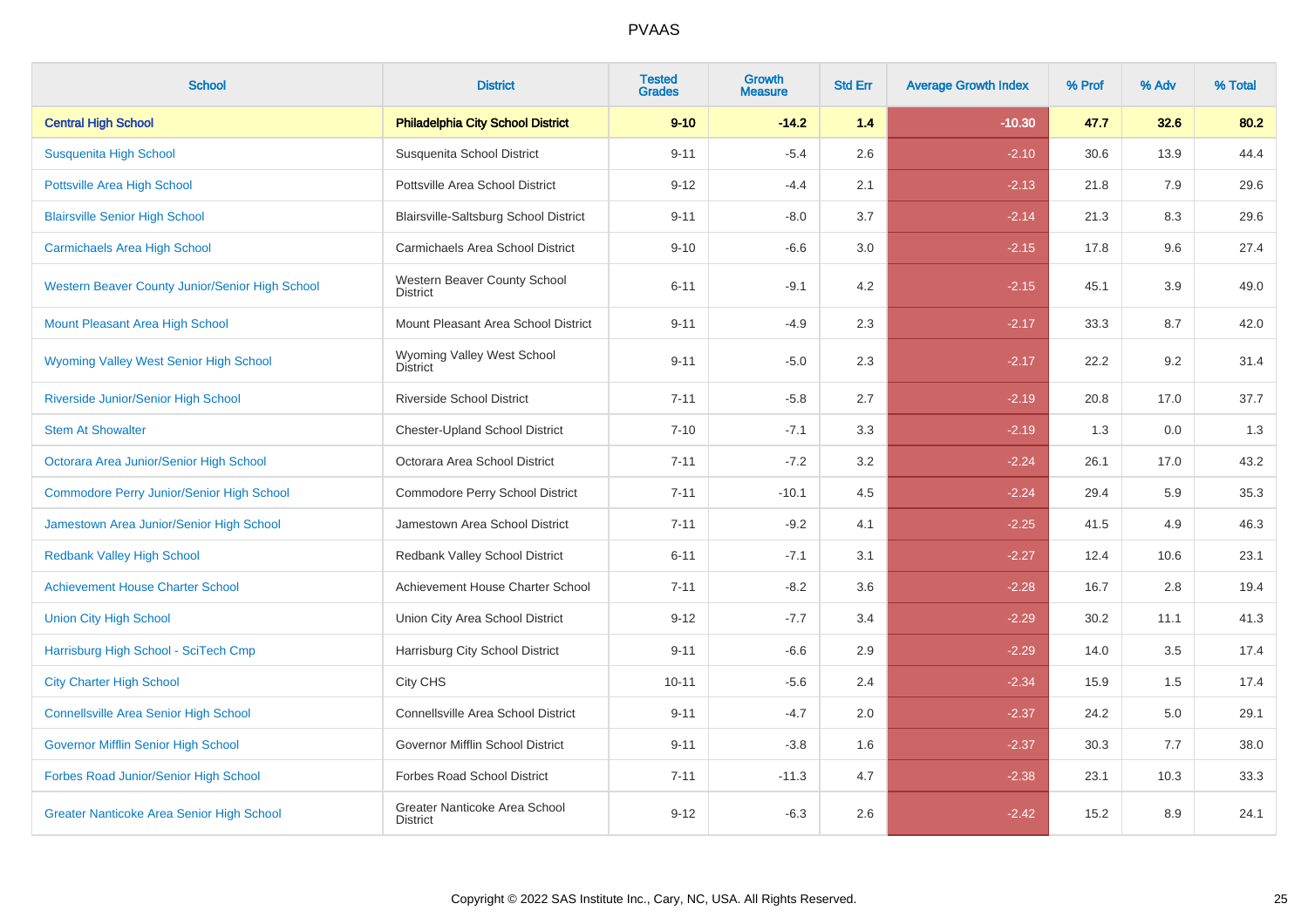# PVAAS

| School | District | Tested Grades | Growth Measure | Std Err | Average Growth Index | % Prof | % Adv | % Total |
|---|---|---|---|---|---|---|---|---|
| **Central High School** | **Philadelphia City School District** | **9-10** | **-14.2** | **1.4** | **-10.30** | **47.7** | **32.6** | **80.2** |
| Susquenita High School | Susquenita School District | 9-11 | -5.4 | 2.6 | -2.10 | 30.6 | 13.9 | 44.4 |
| Pottsville Area High School | Pottsville Area School District | 9-12 | -4.4 | 2.1 | -2.13 | 21.8 | 7.9 | 29.6 |
| Blairsville Senior High School | Blairsville-Saltsburg School District | 9-11 | -8.0 | 3.7 | -2.14 | 21.3 | 8.3 | 29.6 |
| Carmichaels Area High School | Carmichaels Area School District | 9-10 | -6.6 | 3.0 | -2.15 | 17.8 | 9.6 | 27.4 |
| Western Beaver County Junior/Senior High School | Western Beaver County School District | 6-11 | -9.1 | 4.2 | -2.15 | 45.1 | 3.9 | 49.0 |
| Mount Pleasant Area High School | Mount Pleasant Area School District | 9-11 | -4.9 | 2.3 | -2.17 | 33.3 | 8.7 | 42.0 |
| Wyoming Valley West Senior High School | Wyoming Valley West School District | 9-11 | -5.0 | 2.3 | -2.17 | 22.2 | 9.2 | 31.4 |
| Riverside Junior/Senior High School | Riverside School District | 7-11 | -5.8 | 2.7 | -2.19 | 20.8 | 17.0 | 37.7 |
| Stem At Showalter | Chester-Upland School District | 7-10 | -7.1 | 3.3 | -2.19 | 1.3 | 0.0 | 1.3 |
| Octorara Area Junior/Senior High School | Octorara Area School District | 7-11 | -7.2 | 3.2 | -2.24 | 26.1 | 17.0 | 43.2 |
| Commodore Perry Junior/Senior High School | Commodore Perry School District | 7-11 | -10.1 | 4.5 | -2.24 | 29.4 | 5.9 | 35.3 |
| Jamestown Area Junior/Senior High School | Jamestown Area School District | 7-11 | -9.2 | 4.1 | -2.25 | 41.5 | 4.9 | 46.3 |
| Redbank Valley High School | Redbank Valley School District | 6-11 | -7.1 | 3.1 | -2.27 | 12.4 | 10.6 | 23.1 |
| Achievement House Charter School | Achievement House Charter School | 7-11 | -8.2 | 3.6 | -2.28 | 16.7 | 2.8 | 19.4 |
| Union City High School | Union City Area School District | 9-12 | -7.7 | 3.4 | -2.29 | 30.2 | 11.1 | 41.3 |
| Harrisburg High School - SciTech Cmp | Harrisburg City School District | 9-11 | -6.6 | 2.9 | -2.29 | 14.0 | 3.5 | 17.4 |
| City Charter High School | City CHS | 10-11 | -5.6 | 2.4 | -2.34 | 15.9 | 1.5 | 17.4 |
| Connellsville Area Senior High School | Connellsville Area School District | 9-11 | -4.7 | 2.0 | -2.37 | 24.2 | 5.0 | 29.1 |
| Governor Mifflin Senior High School | Governor Mifflin School District | 9-11 | -3.8 | 1.6 | -2.37 | 30.3 | 7.7 | 38.0 |
| Forbes Road Junior/Senior High School | Forbes Road School District | 7-11 | -11.3 | 4.7 | -2.38 | 23.1 | 10.3 | 33.3 |
| Greater Nanticoke Area Senior High School | Greater Nanticoke Area School District | 9-12 | -6.3 | 2.6 | -2.42 | 15.2 | 8.9 | 24.1 |

Copyright © 2022 SAS Institute Inc., Cary, NC, USA. All Rights Reserved.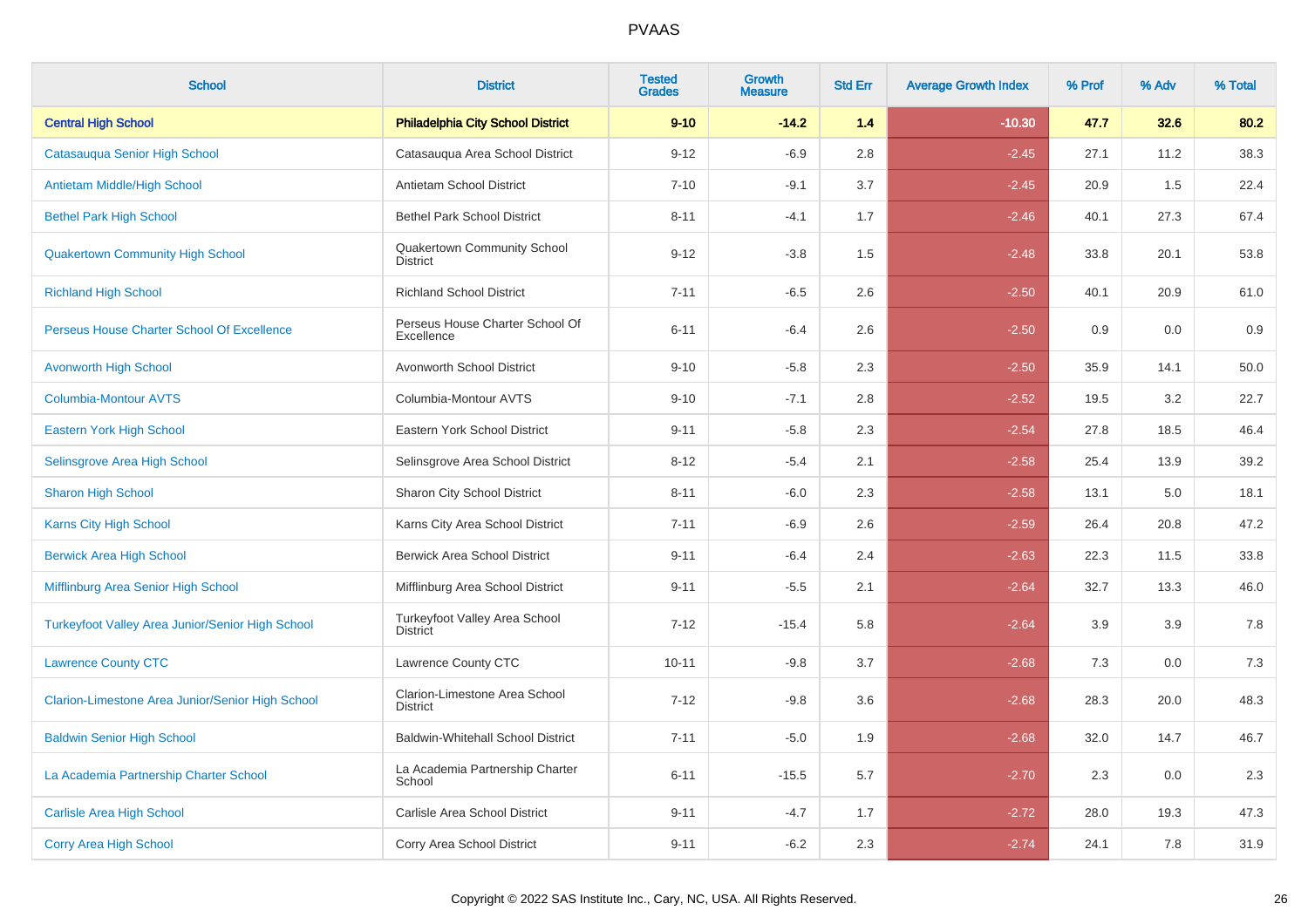# PVAAS

| School | District | Tested Grades | Growth Measure | Std Err | Average Growth Index | % Prof | % Adv | % Total |
|---|---|---|---|---|---|---|---|---|
| **Central High School** | **Philadelphia City School District** | **9-10** | **-14.2** | **1.4** | **-10.30** | **47.7** | **32.6** | **80.2** |
| Catasauqua Senior High School | Catasauqua Area School District | 9-12 | -6.9 | 2.8 | -2.45 | 27.1 | 11.2 | 38.3 |
| Antietam Middle/High School | Antietam School District | 7-10 | -9.1 | 3.7 | -2.45 | 20.9 | 1.5 | 22.4 |
| Bethel Park High School | Bethel Park School District | 8-11 | -4.1 | 1.7 | -2.46 | 40.1 | 27.3 | 67.4 |
| Quakertown Community High School | Quakertown Community School District | 9-12 | -3.8 | 1.5 | -2.48 | 33.8 | 20.1 | 53.8 |
| Richland High School | Richland School District | 7-11 | -6.5 | 2.6 | -2.50 | 40.1 | 20.9 | 61.0 |
| Perseus House Charter School Of Excellence | Perseus House Charter School Of Excellence | 6-11 | -6.4 | 2.6 | -2.50 | 0.9 | 0.0 | 0.9 |
| Avonworth High School | Avonworth School District | 9-10 | -5.8 | 2.3 | -2.50 | 35.9 | 14.1 | 50.0 |
| Columbia-Montour AVTS | Columbia-Montour AVTS | 9-10 | -7.1 | 2.8 | -2.52 | 19.5 | 3.2 | 22.7 |
| Eastern York High School | Eastern York School District | 9-11 | -5.8 | 2.3 | -2.54 | 27.8 | 18.5 | 46.4 |
| Selinsgrove Area High School | Selinsgrove Area School District | 8-12 | -5.4 | 2.1 | -2.58 | 25.4 | 13.9 | 39.2 |
| Sharon High School | Sharon City School District | 8-11 | -6.0 | 2.3 | -2.58 | 13.1 | 5.0 | 18.1 |
| Karns City High School | Karns City Area School District | 7-11 | -6.9 | 2.6 | -2.59 | 26.4 | 20.8 | 47.2 |
| Berwick Area High School | Berwick Area School District | 9-11 | -6.4 | 2.4 | -2.63 | 22.3 | 11.5 | 33.8 |
| Mifflinburg Area Senior High School | Mifflinburg Area School District | 9-11 | -5.5 | 2.1 | -2.64 | 32.7 | 13.3 | 46.0 |
| Turkeyfoot Valley Area Junior/Senior High School | Turkeyfoot Valley Area School District | 7-12 | -15.4 | 5.8 | -2.64 | 3.9 | 3.9 | 7.8 |
| Lawrence County CTC | Lawrence County CTC | 10-11 | -9.8 | 3.7 | -2.68 | 7.3 | 0.0 | 7.3 |
| Clarion-Limestone Area Junior/Senior High School | Clarion-Limestone Area School District | 7-12 | -9.8 | 3.6 | -2.68 | 28.3 | 20.0 | 48.3 |
| Baldwin Senior High School | Baldwin-Whitehall School District | 7-11 | -5.0 | 1.9 | -2.68 | 32.0 | 14.7 | 46.7 |
| La Academia Partnership Charter School | La Academia Partnership Charter School | 6-11 | -15.5 | 5.7 | -2.70 | 2.3 | 0.0 | 2.3 |
| Carlisle Area High School | Carlisle Area School District | 9-11 | -4.7 | 1.7 | -2.72 | 28.0 | 19.3 | 47.3 |
| Corry Area High School | Corry Area School District | 9-11 | -6.2 | 2.3 | -2.74 | 24.1 | 7.8 | 31.9 |

Copyright © 2022 SAS Institute Inc., Cary, NC, USA. All Rights Reserved.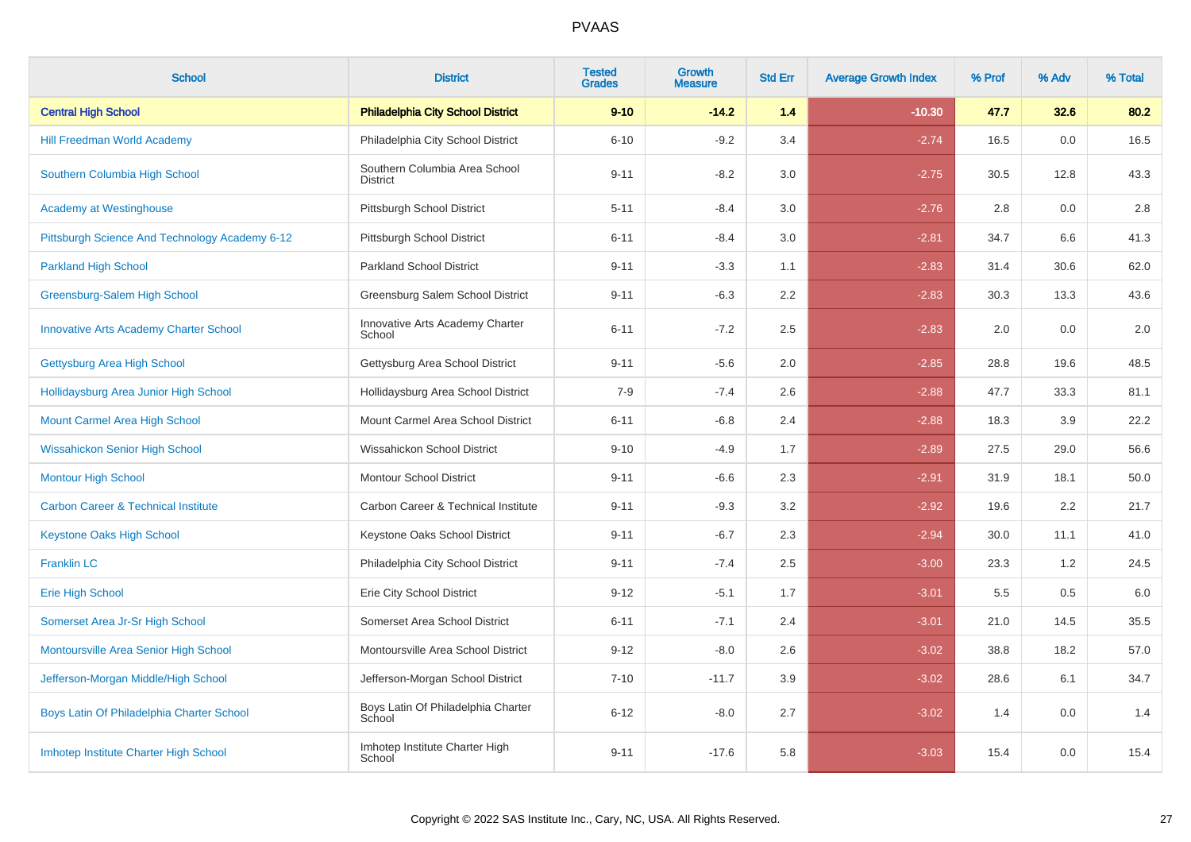| School | District | Tested Grades | Growth Measure | Std Err | Average Growth Index | % Prof | % Adv | % Total |
|---|---|---|---|---|---|---|---|---|
| **Central High School** | **Philadelphia City School District** | **9-10** | **-14.2** | **1.4** | **-10.30** | **47.7** | **32.6** | **80.2** |
| Hill Freedman World Academy | Philadelphia City School District | 6-10 | -9.2 | 3.4 | -2.74 | 16.5 | 0.0 | 16.5 |
| Southern Columbia High School | Southern Columbia Area School District | 9-11 | -8.2 | 3.0 | -2.75 | 30.5 | 12.8 | 43.3 |
| Academy at Westinghouse | Pittsburgh School District | 5-11 | -8.4 | 3.0 | -2.76 | 2.8 | 0.0 | 2.8 |
| Pittsburgh Science And Technology Academy 6-12 | Pittsburgh School District | 6-11 | -8.4 | 3.0 | -2.81 | 34.7 | 6.6 | 41.3 |
| Parkland High School | Parkland School District | 9-11 | -3.3 | 1.1 | -2.83 | 31.4 | 30.6 | 62.0 |
| Greensburg-Salem High School | Greensburg Salem School District | 9-11 | -6.3 | 2.2 | -2.83 | 30.3 | 13.3 | 43.6 |
| Innovative Arts Academy Charter School | Innovative Arts Academy Charter School | 6-11 | -7.2 | 2.5 | -2.83 | 2.0 | 0.0 | 2.0 |
| Gettysburg Area High School | Gettysburg Area School District | 9-11 | -5.6 | 2.0 | -2.85 | 28.8 | 19.6 | 48.5 |
| Hollidaysburg Area Junior High School | Hollidaysburg Area School District | 7-9 | -7.4 | 2.6 | -2.88 | 47.7 | 33.3 | 81.1 |
| Mount Carmel Area High School | Mount Carmel Area School District | 6-11 | -6.8 | 2.4 | -2.88 | 18.3 | 3.9 | 22.2 |
| Wissahickon Senior High School | Wissahickon School District | 9-10 | -4.9 | 1.7 | -2.89 | 27.5 | 29.0 | 56.6 |
| Montour High School | Montour School District | 9-11 | -6.6 | 2.3 | -2.91 | 31.9 | 18.1 | 50.0 |
| Carbon Career & Technical Institute | Carbon Career & Technical Institute | 9-11 | -9.3 | 3.2 | -2.92 | 19.6 | 2.2 | 21.7 |
| Keystone Oaks High School | Keystone Oaks School District | 9-11 | -6.7 | 2.3 | -2.94 | 30.0 | 11.1 | 41.0 |
| Franklin LC | Philadelphia City School District | 9-11 | -7.4 | 2.5 | -3.00 | 23.3 | 1.2 | 24.5 |
| Erie High School | Erie City School District | 9-12 | -5.1 | 1.7 | -3.01 | 5.5 | 0.5 | 6.0 |
| Somerset Area Jr-Sr High School | Somerset Area School District | 6-11 | -7.1 | 2.4 | -3.01 | 21.0 | 14.5 | 35.5 |
| Montoursville Area Senior High School | Montoursville Area School District | 9-12 | -8.0 | 2.6 | -3.02 | 38.8 | 18.2 | 57.0 |
| Jefferson-Morgan Middle/High School | Jefferson-Morgan School District | 7-10 | -11.7 | 3.9 | -3.02 | 28.6 | 6.1 | 34.7 |
| Boys Latin Of Philadelphia Charter School | Boys Latin Of Philadelphia Charter School | 6-12 | -8.0 | 2.7 | -3.02 | 1.4 | 0.0 | 1.4 |
| Imhotep Institute Charter High School | Imhotep Institute Charter High School | 9-11 | -17.6 | 5.8 | -3.03 | 15.4 | 0.0 | 15.4 |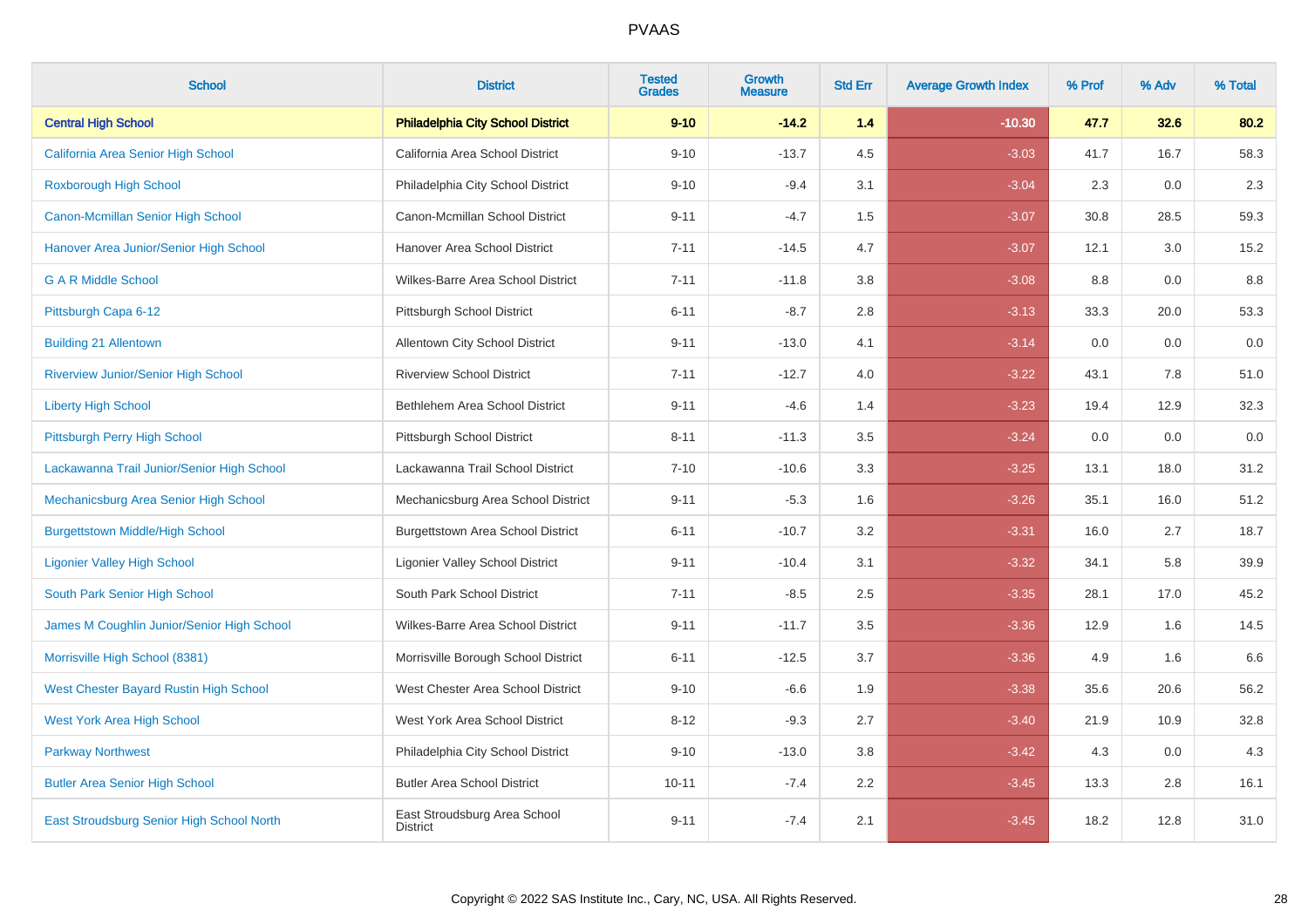# PVAAS

| School | District | Tested Grades | Growth Measure | Std Err | Average Growth Index | % Prof | % Adv | % Total |
|---|---|---|---|---|---|---|---|---|
| **Central High School** | **Philadelphia City School District** | **9-10** | **-14.2** | **1.4** | **-10.30** | **47.7** | **32.6** | **80.2** |
| California Area Senior High School | California Area School District | 9-10 | -13.7 | 4.5 | -3.03 | 41.7 | 16.7 | 58.3 |
| Roxborough High School | Philadelphia City School District | 9-10 | -9.4 | 3.1 | -3.04 | 2.3 | 0.0 | 2.3 |
| Canon-Mcmillan Senior High School | Canon-Mcmillan School District | 9-11 | -4.7 | 1.5 | -3.07 | 30.8 | 28.5 | 59.3 |
| Hanover Area Junior/Senior High School | Hanover Area School District | 7-11 | -14.5 | 4.7 | -3.07 | 12.1 | 3.0 | 15.2 |
| G A R Middle School | Wilkes-Barre Area School District | 7-11 | -11.8 | 3.8 | -3.08 | 8.8 | 0.0 | 8.8 |
| Pittsburgh Capa 6-12 | Pittsburgh School District | 6-11 | -8.7 | 2.8 | -3.13 | 33.3 | 20.0 | 53.3 |
| Building 21 Allentown | Allentown City School District | 9-11 | -13.0 | 4.1 | -3.14 | 0.0 | 0.0 | 0.0 |
| Riverview Junior/Senior High School | Riverview School District | 7-11 | -12.7 | 4.0 | -3.22 | 43.1 | 7.8 | 51.0 |
| Liberty High School | Bethlehem Area School District | 9-11 | -4.6 | 1.4 | -3.23 | 19.4 | 12.9 | 32.3 |
| Pittsburgh Perry High School | Pittsburgh School District | 8-11 | -11.3 | 3.5 | -3.24 | 0.0 | 0.0 | 0.0 |
| Lackawanna Trail Junior/Senior High School | Lackawanna Trail School District | 7-10 | -10.6 | 3.3 | -3.25 | 13.1 | 18.0 | 31.2 |
| Mechanicsburg Area Senior High School | Mechanicsburg Area School District | 9-11 | -5.3 | 1.6 | -3.26 | 35.1 | 16.0 | 51.2 |
| Burgettstown Middle/High School | Burgettstown Area School District | 6-11 | -10.7 | 3.2 | -3.31 | 16.0 | 2.7 | 18.7 |
| Ligonier Valley High School | Ligonier Valley School District | 9-11 | -10.4 | 3.1 | -3.32 | 34.1 | 5.8 | 39.9 |
| South Park Senior High School | South Park School District | 7-11 | -8.5 | 2.5 | -3.35 | 28.1 | 17.0 | 45.2 |
| James M Coughlin Junior/Senior High School | Wilkes-Barre Area School District | 9-11 | -11.7 | 3.5 | -3.36 | 12.9 | 1.6 | 14.5 |
| Morrisville High School (8381) | Morrisville Borough School District | 6-11 | -12.5 | 3.7 | -3.36 | 4.9 | 1.6 | 6.6 |
| West Chester Bayard Rustin High School | West Chester Area School District | 9-10 | -6.6 | 1.9 | -3.38 | 35.6 | 20.6 | 56.2 |
| West York Area High School | West York Area School District | 8-12 | -9.3 | 2.7 | -3.40 | 21.9 | 10.9 | 32.8 |
| Parkway Northwest | Philadelphia City School District | 9-10 | -13.0 | 3.8 | -3.42 | 4.3 | 0.0 | 4.3 |
| Butler Area Senior High School | Butler Area School District | 10-11 | -7.4 | 2.2 | -3.45 | 13.3 | 2.8 | 16.1 |
| East Stroudsburg Senior High School North | East Stroudsburg Area School District | 9-11 | -7.4 | 2.1 | -3.45 | 18.2 | 12.8 | 31.0 |

Copyright © 2022 SAS Institute Inc., Cary, NC, USA. All Rights Reserved.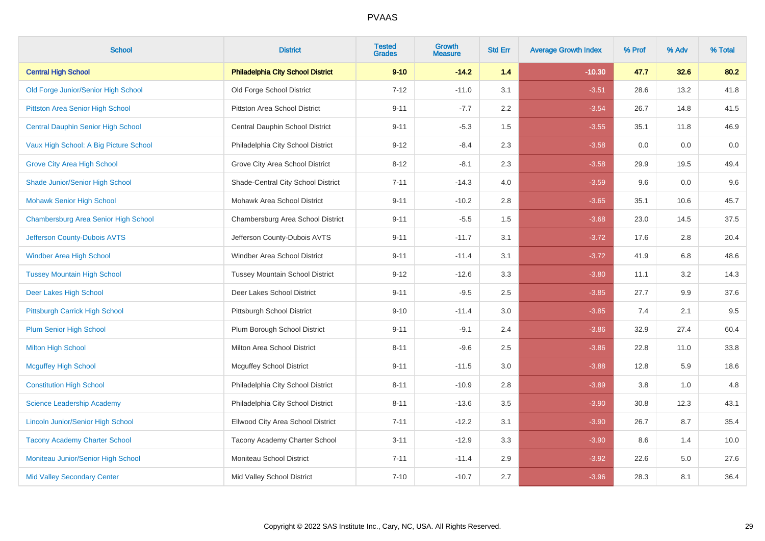# PVAAS

| School | District | Tested Grades | Growth Measure | Std Err | Average Growth Index | % Prof | % Adv | % Total |
|---|---|---|---|---|---|---|---|---|
| **Central High School** | **Philadelphia City School District** | **9-10** | **-14.2** | **1.4** | **-10.30** | **47.7** | **32.6** | **80.2** |
| Old Forge Junior/Senior High School | Old Forge School District | 7-12 | -11.0 | 3.1 | -3.51 | 28.6 | 13.2 | 41.8 |
| Pittston Area Senior High School | Pittston Area School District | 9-11 | -7.7 | 2.2 | -3.54 | 26.7 | 14.8 | 41.5 |
| Central Dauphin Senior High School | Central Dauphin School District | 9-11 | -5.3 | 1.5 | -3.55 | 35.1 | 11.8 | 46.9 |
| Vaux High School: A Big Picture School | Philadelphia City School District | 9-12 | -8.4 | 2.3 | -3.58 | 0.0 | 0.0 | 0.0 |
| Grove City Area High School | Grove City Area School District | 8-12 | -8.1 | 2.3 | -3.58 | 29.9 | 19.5 | 49.4 |
| Shade Junior/Senior High School | Shade-Central City School District | 7-11 | -14.3 | 4.0 | -3.59 | 9.6 | 0.0 | 9.6 |
| Mohawk Senior High School | Mohawk Area School District | 9-11 | -10.2 | 2.8 | -3.65 | 35.1 | 10.6 | 45.7 |
| Chambersburg Area Senior High School | Chambersburg Area School District | 9-11 | -5.5 | 1.5 | -3.68 | 23.0 | 14.5 | 37.5 |
| Jefferson County-Dubois AVTS | Jefferson County-Dubois AVTS | 9-11 | -11.7 | 3.1 | -3.72 | 17.6 | 2.8 | 20.4 |
| Windber Area High School | Windber Area School District | 9-11 | -11.4 | 3.1 | -3.72 | 41.9 | 6.8 | 48.6 |
| Tussey Mountain High School | Tussey Mountain School District | 9-12 | -12.6 | 3.3 | -3.80 | 11.1 | 3.2 | 14.3 |
| Deer Lakes High School | Deer Lakes School District | 9-11 | -9.5 | 2.5 | -3.85 | 27.7 | 9.9 | 37.6 |
| Pittsburgh Carrick High School | Pittsburgh School District | 9-10 | -11.4 | 3.0 | -3.85 | 7.4 | 2.1 | 9.5 |
| Plum Senior High School | Plum Borough School District | 9-11 | -9.1 | 2.4 | -3.86 | 32.9 | 27.4 | 60.4 |
| Milton High School | Milton Area School District | 8-11 | -9.6 | 2.5 | -3.86 | 22.8 | 11.0 | 33.8 |
| Mcguffey High School | Mcguffey School District | 9-11 | -11.5 | 3.0 | -3.88 | 12.8 | 5.9 | 18.6 |
| Constitution High School | Philadelphia City School District | 8-11 | -10.9 | 2.8 | -3.89 | 3.8 | 1.0 | 4.8 |
| Science Leadership Academy | Philadelphia City School District | 8-11 | -13.6 | 3.5 | -3.90 | 30.8 | 12.3 | 43.1 |
| Lincoln Junior/Senior High School | Ellwood City Area School District | 7-11 | -12.2 | 3.1 | -3.90 | 26.7 | 8.7 | 35.4 |
| Tacony Academy Charter School | Tacony Academy Charter School | 3-11 | -12.9 | 3.3 | -3.90 | 8.6 | 1.4 | 10.0 |
| Moniteau Junior/Senior High School | Moniteau School District | 7-11 | -11.4 | 2.9 | -3.92 | 22.6 | 5.0 | 27.6 |
| Mid Valley Secondary Center | Mid Valley School District | 7-10 | -10.7 | 2.7 | -3.96 | 28.3 | 8.1 | 36.4 |

Copyright © 2022 SAS Institute Inc., Cary, NC, USA. All Rights Reserved.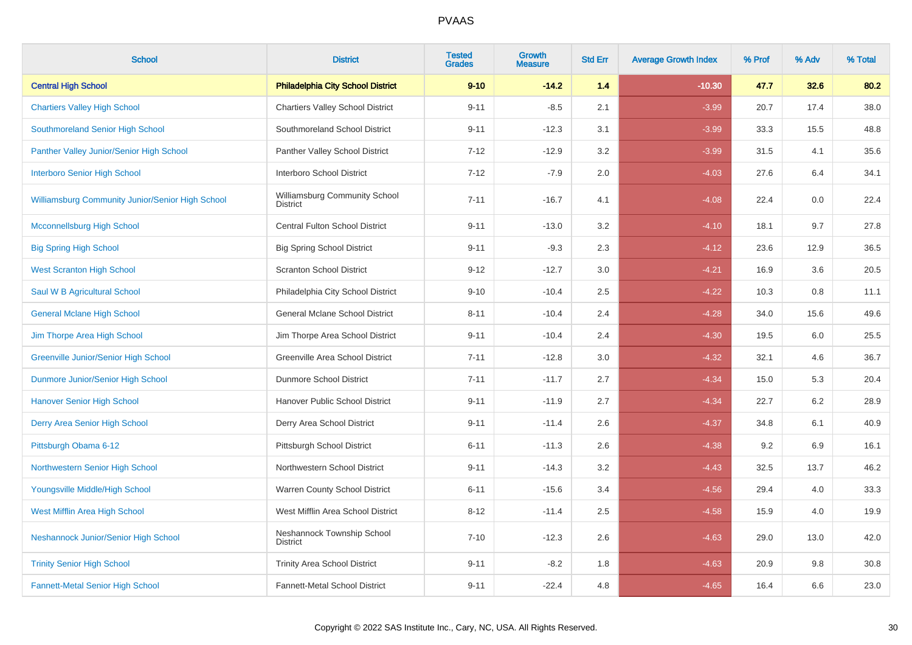# PVAAS

| School | District | Tested Grades | Growth Measure | Std Err | Average Growth Index | % Prof | % Adv | % Total |
|---|---|---|---|---|---|---|---|---|
| **Central High School** | **Philadelphia City School District** | **9-10** | **-14.2** | **1.4** | **-10.30** | **47.7** | **32.6** | **80.2** |
| Chartiers Valley High School | Chartiers Valley School District | 9-11 | -8.5 | 2.1 | -3.99 | 20.7 | 17.4 | 38.0 |
| Southmoreland Senior High School | Southmoreland School District | 9-11 | -12.3 | 3.1 | -3.99 | 33.3 | 15.5 | 48.8 |
| Panther Valley Junior/Senior High School | Panther Valley School District | 7-12 | -12.9 | 3.2 | -3.99 | 31.5 | 4.1 | 35.6 |
| Interboro Senior High School | Interboro School District | 7-12 | -7.9 | 2.0 | -4.03 | 27.6 | 6.4 | 34.1 |
| Williamsburg Community Junior/Senior High School | Williamsburg Community School District | 7-11 | -16.7 | 4.1 | -4.08 | 22.4 | 0.0 | 22.4 |
| Mcconnellsburg High School | Central Fulton School District | 9-11 | -13.0 | 3.2 | -4.10 | 18.1 | 9.7 | 27.8 |
| Big Spring High School | Big Spring School District | 9-11 | -9.3 | 2.3 | -4.12 | 23.6 | 12.9 | 36.5 |
| West Scranton High School | Scranton School District | 9-12 | -12.7 | 3.0 | -4.21 | 16.9 | 3.6 | 20.5 |
| Saul W B Agricultural School | Philadelphia City School District | 9-10 | -10.4 | 2.5 | -4.22 | 10.3 | 0.8 | 11.1 |
| General Mclane High School | General Mclane School District | 8-11 | -10.4 | 2.4 | -4.28 | 34.0 | 15.6 | 49.6 |
| Jim Thorpe Area High School | Jim Thorpe Area School District | 9-11 | -10.4 | 2.4 | -4.30 | 19.5 | 6.0 | 25.5 |
| Greenville Junior/Senior High School | Greenville Area School District | 7-11 | -12.8 | 3.0 | -4.32 | 32.1 | 4.6 | 36.7 |
| Dunmore Junior/Senior High School | Dunmore School District | 7-11 | -11.7 | 2.7 | -4.34 | 15.0 | 5.3 | 20.4 |
| Hanover Senior High School | Hanover Public School District | 9-11 | -11.9 | 2.7 | -4.34 | 22.7 | 6.2 | 28.9 |
| Derry Area Senior High School | Derry Area School District | 9-11 | -11.4 | 2.6 | -4.37 | 34.8 | 6.1 | 40.9 |
| Pittsburgh Obama 6-12 | Pittsburgh School District | 6-11 | -11.3 | 2.6 | -4.38 | 9.2 | 6.9 | 16.1 |
| Northwestern Senior High School | Northwestern School District | 9-11 | -14.3 | 3.2 | -4.43 | 32.5 | 13.7 | 46.2 |
| Youngsville Middle/High School | Warren County School District | 6-11 | -15.6 | 3.4 | -4.56 | 29.4 | 4.0 | 33.3 |
| West Mifflin Area High School | West Mifflin Area School District | 8-12 | -11.4 | 2.5 | -4.58 | 15.9 | 4.0 | 19.9 |
| Neshannock Junior/Senior High School | Neshannock Township School District | 7-10 | -12.3 | 2.6 | -4.63 | 29.0 | 13.0 | 42.0 |
| Trinity Senior High School | Trinity Area School District | 9-11 | -8.2 | 1.8 | -4.63 | 20.9 | 9.8 | 30.8 |
| Fannett-Metal Senior High School | Fannett-Metal School District | 9-11 | -22.4 | 4.8 | -4.65 | 16.4 | 6.6 | 23.0 |

Copyright © 2022 SAS Institute Inc., Cary, NC, USA. All Rights Reserved.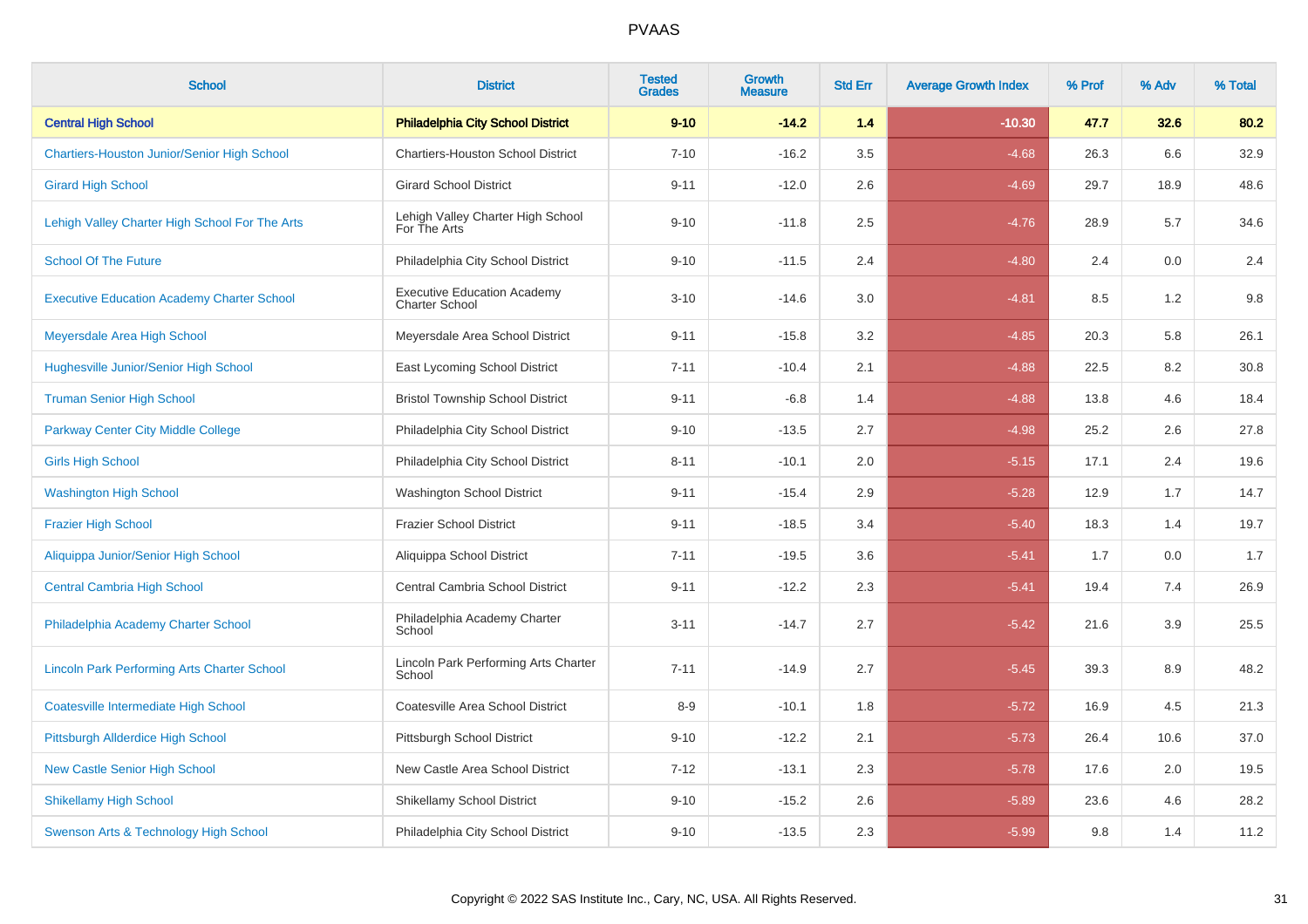# PVAAS

| School | District | Tested Grades | Growth Measure | Std Err | Average Growth Index | % Prof | % Adv | % Total |
|---|---|---|---|---|---|---|---|---|
| **Central High School** | **Philadelphia City School District** | **9-10** | **-14.2** | **1.4** | **-10.30** | **47.7** | **32.6** | **80.2** |
| Chartiers-Houston Junior/Senior High School | Chartiers-Houston School District | 7-10 | -16.2 | 3.5 | -4.68 | 26.3 | 6.6 | 32.9 |
| Girard High School | Girard School District | 9-11 | -12.0 | 2.6 | -4.69 | 29.7 | 18.9 | 48.6 |
| Lehigh Valley Charter High School For The Arts | Lehigh Valley Charter High School For The Arts | 9-10 | -11.8 | 2.5 | -4.76 | 28.9 | 5.7 | 34.6 |
| School Of The Future | Philadelphia City School District | 9-10 | -11.5 | 2.4 | -4.80 | 2.4 | 0.0 | 2.4 |
| Executive Education Academy Charter School | Executive Education Academy Charter School | 3-10 | -14.6 | 3.0 | -4.81 | 8.5 | 1.2 | 9.8 |
| Meyersdale Area High School | Meyersdale Area School District | 9-11 | -15.8 | 3.2 | -4.85 | 20.3 | 5.8 | 26.1 |
| Hughesville Junior/Senior High School | East Lycoming School District | 7-11 | -10.4 | 2.1 | -4.88 | 22.5 | 8.2 | 30.8 |
| Truman Senior High School | Bristol Township School District | 9-11 | -6.8 | 1.4 | -4.88 | 13.8 | 4.6 | 18.4 |
| Parkway Center City Middle College | Philadelphia City School District | 9-10 | -13.5 | 2.7 | -4.98 | 25.2 | 2.6 | 27.8 |
| Girls High School | Philadelphia City School District | 8-11 | -10.1 | 2.0 | -5.15 | 17.1 | 2.4 | 19.6 |
| Washington High School | Washington School District | 9-11 | -15.4 | 2.9 | -5.28 | 12.9 | 1.7 | 14.7 |
| Frazier High School | Frazier School District | 9-11 | -18.5 | 3.4 | -5.40 | 18.3 | 1.4 | 19.7 |
| Aliquippa Junior/Senior High School | Aliquippa School District | 7-11 | -19.5 | 3.6 | -5.41 | 1.7 | 0.0 | 1.7 |
| Central Cambria High School | Central Cambria School District | 9-11 | -12.2 | 2.3 | -5.41 | 19.4 | 7.4 | 26.9 |
| Philadelphia Academy Charter School | Philadelphia Academy Charter School | 3-11 | -14.7 | 2.7 | -5.42 | 21.6 | 3.9 | 25.5 |
| Lincoln Park Performing Arts Charter School | Lincoln Park Performing Arts Charter School | 7-11 | -14.9 | 2.7 | -5.45 | 39.3 | 8.9 | 48.2 |
| Coatesville Intermediate High School | Coatesville Area School District | 8-9 | -10.1 | 1.8 | -5.72 | 16.9 | 4.5 | 21.3 |
| Pittsburgh Allderdice High School | Pittsburgh School District | 9-10 | -12.2 | 2.1 | -5.73 | 26.4 | 10.6 | 37.0 |
| New Castle Senior High School | New Castle Area School District | 7-12 | -13.1 | 2.3 | -5.78 | 17.6 | 2.0 | 19.5 |
| Shikellamy High School | Shikellamy School District | 9-10 | -15.2 | 2.6 | -5.89 | 23.6 | 4.6 | 28.2 |
| Swenson Arts & Technology High School | Philadelphia City School District | 9-10 | -13.5 | 2.3 | -5.99 | 9.8 | 1.4 | 11.2 |

Copyright © 2022 SAS Institute Inc., Cary, NC, USA. All Rights Reserved.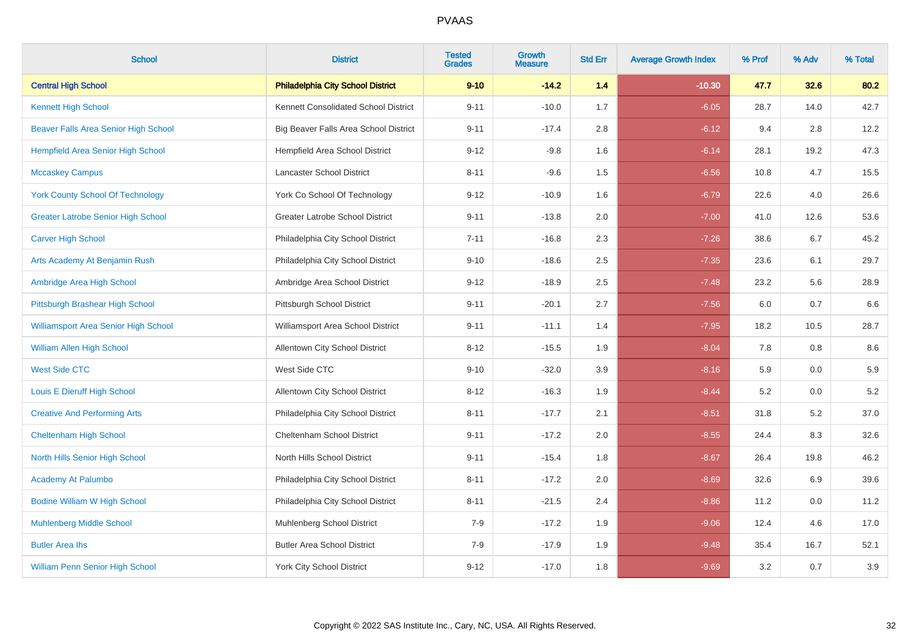# PVAAS

| School | District | Tested Grades | Growth Measure | Std Err | Average Growth Index | % Prof | % Adv | % Total |
|---|---|---|---|---|---|---|---|---|
| **Central High School** | **Philadelphia City School District** | **9-10** | **-14.2** | **1.4** | **-10.30** | **47.7** | **32.6** | **80.2** |
| Kennett High School | Kennett Consolidated School District | 9-11 | -10.0 | 1.7 | -6.05 | 28.7 | 14.0 | 42.7 |
| Beaver Falls Area Senior High School | Big Beaver Falls Area School District | 9-11 | -17.4 | 2.8 | -6.12 | 9.4 | 2.8 | 12.2 |
| Hempfield Area Senior High School | Hempfield Area School District | 9-12 | -9.8 | 1.6 | -6.14 | 28.1 | 19.2 | 47.3 |
| Mccaskey Campus | Lancaster School District | 8-11 | -9.6 | 1.5 | -6.56 | 10.8 | 4.7 | 15.5 |
| York County School Of Technology | York Co School Of Technology | 9-12 | -10.9 | 1.6 | -6.79 | 22.6 | 4.0 | 26.6 |
| Greater Latrobe Senior High School | Greater Latrobe School District | 9-11 | -13.8 | 2.0 | -7.00 | 41.0 | 12.6 | 53.6 |
| Carver High School | Philadelphia City School District | 7-11 | -16.8 | 2.3 | -7.26 | 38.6 | 6.7 | 45.2 |
| Arts Academy At Benjamin Rush | Philadelphia City School District | 9-10 | -18.6 | 2.5 | -7.35 | 23.6 | 6.1 | 29.7 |
| Ambridge Area High School | Ambridge Area School District | 9-12 | -18.9 | 2.5 | -7.48 | 23.2 | 5.6 | 28.9 |
| Pittsburgh Brashear High School | Pittsburgh School District | 9-11 | -20.1 | 2.7 | -7.56 | 6.0 | 0.7 | 6.6 |
| Williamsport Area Senior High School | Williamsport Area School District | 9-11 | -11.1 | 1.4 | -7.95 | 18.2 | 10.5 | 28.7 |
| William Allen High School | Allentown City School District | 8-12 | -15.5 | 1.9 | -8.04 | 7.8 | 0.8 | 8.6 |
| West Side CTC | West Side CTC | 9-10 | -32.0 | 3.9 | -8.16 | 5.9 | 0.0 | 5.9 |
| Louis E Dieruff High School | Allentown City School District | 8-12 | -16.3 | 1.9 | -8.44 | 5.2 | 0.0 | 5.2 |
| Creative And Performing Arts | Philadelphia City School District | 8-11 | -17.7 | 2.1 | -8.51 | 31.8 | 5.2 | 37.0 |
| Cheltenham High School | Cheltenham School District | 9-11 | -17.2 | 2.0 | -8.55 | 24.4 | 8.3 | 32.6 |
| North Hills Senior High School | North Hills School District | 9-11 | -15.4 | 1.8 | -8.67 | 26.4 | 19.8 | 46.2 |
| Academy At Palumbo | Philadelphia City School District | 8-11 | -17.2 | 2.0 | -8.69 | 32.6 | 6.9 | 39.6 |
| Bodine William W High School | Philadelphia City School District | 8-11 | -21.5 | 2.4 | -8.86 | 11.2 | 0.0 | 11.2 |
| Muhlenberg Middle School | Muhlenberg School District | 7-9 | -17.2 | 1.9 | -9.06 | 12.4 | 4.6 | 17.0 |
| Butler Area Ihs | Butler Area School District | 7-9 | -17.9 | 1.9 | -9.48 | 35.4 | 16.7 | 52.1 |
| William Penn Senior High School | York City School District | 9-12 | -17.0 | 1.8 | -9.69 | 3.2 | 0.7 | 3.9 |

Copyright © 2022 SAS Institute Inc., Cary, NC, USA. All Rights Reserved.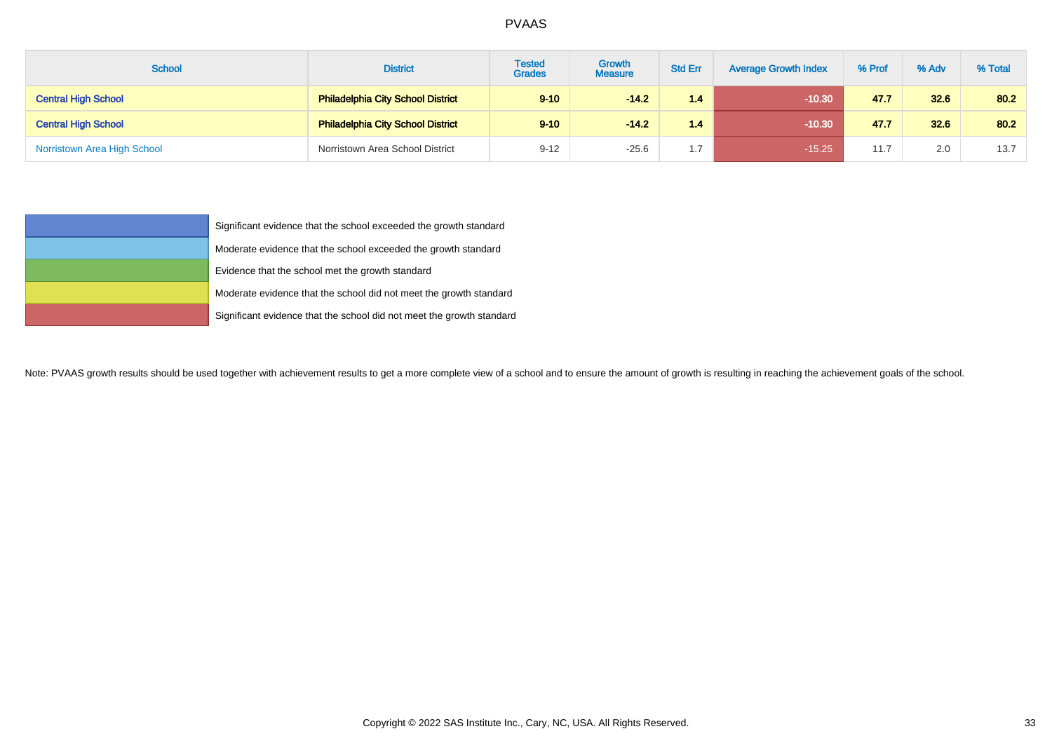| School | District | Tested Grades | Growth Measure | Std Err | Average Growth Index | % Prof | % Adv | % Total |
|---|---|---|---|---|---|---|---|---|
| **Central High School** | **Philadelphia City School District** | **9-10** | **-14.2** | **1.4** | **-10.30** | **47.7** | **32.6** | **80.2** |
| **Central High School** | **Philadelphia City School District** | **9-10** | **-14.2** | **1.4** | **-10.30** | **47.7** | **32.6** | **80.2** |
| Norristown Area High School | Norristown Area School District | 9-12 | -25.6 | 1.7 | -15.25 | 11.7 | 2.0 | 13.7 |

Significant evidence that the school exceeded the growth standard

Moderate evidence that the school exceeded the growth standard

Evidence that the school met the growth standard

Moderate evidence that the school did not meet the growth standard

Significant evidence that the school did not meet the growth standard

Note: PVAAS growth results should be used together with achievement results to get a more complete view of a school and to ensure the amount of growth is resulting in reaching the achievement goals of the school.

Copyright © 2022 SAS Institute Inc., Cary, NC, USA. All Rights Reserved.